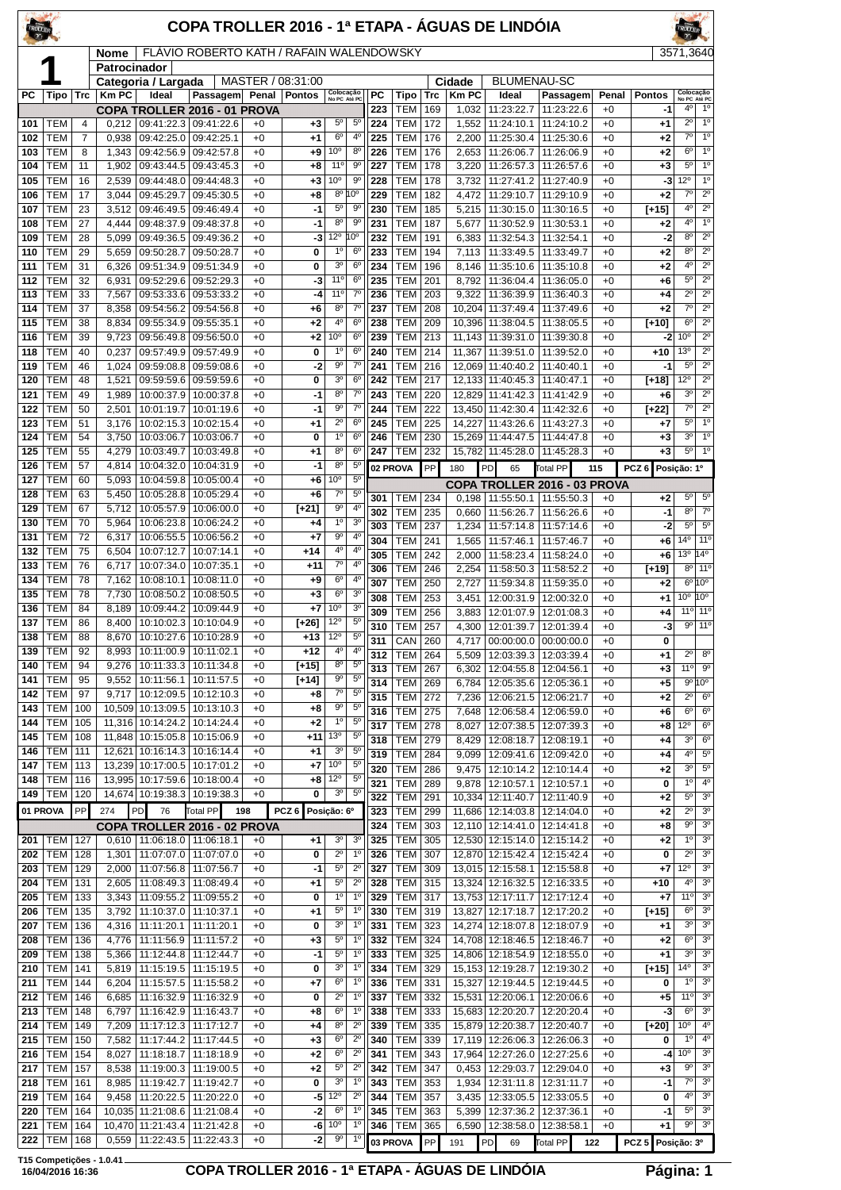# COPA TROLLER 2016 - 1ª ETAPA - ÁGUAS DE LINDÓIA

**1**

**Nome:** FLÁVIO ROBERTO KATH / RAFAIN WALENDOWSKY — 3571,3640

**Patrocinador:**

**Categoria / Largada:** MASTER / 08:31:00 — **Cidade:** BLUMENAU-SC

## COPA TROLLER 2016 - 01 PROVA

| PC | Tipo | Trc | Km PC | Ideal | Passagem | Penal | Pontos | Colocação No PC | Colocação Até PC |
|---|---|---|---|---|---|---|---|---|---|
| 101 | TEM | 4 | 0,212 | 09:41:22.3 | 09:41:22.6 | +0 | +3 | 5º | 5º |
| 102 | TEM | 7 | 0,938 | 09:42:25.0 | 09:42:25.1 | +0 | +1 | 6º | 4º |
| 103 | TEM | 8 | 1,343 | 09:42:56.9 | 09:42:57.8 | +0 | +9 | 10º | 8º |
| 104 | TEM | 11 | 1,902 | 09:43:44.5 | 09:43:45.3 | +0 | +8 | 11º | 9º |
| 105 | TEM | 16 | 2,539 | 09:44:48.0 | 09:44:48.3 | +0 | +3 | 10º | 9º |
| 106 | TEM | 17 | 3,044 | 09:45:29.7 | 09:45:30.5 | +0 | +8 | 8º | 10º |
| 107 | TEM | 23 | 3,512 | 09:46:49.5 | 09:46:49.4 | +0 | -1 | 5º | 9º |
| 108 | TEM | 27 | 4,444 | 09:48:37.9 | 09:48:37.8 | +0 | -1 | 8º | 9º |
| 109 | TEM | 28 | 5,099 | 09:49:36.5 | 09:49:36.2 | +0 | -3 | 12º | 10º |
| 110 | TEM | 29 | 5,659 | 09:50:28.7 | 09:50:28.7 | +0 | 0 | 1º | 6º |
| 111 | TEM | 31 | 6,326 | 09:51:34.9 | 09:51:34.9 | +0 | 0 | 3º | 6º |
| 112 | TEM | 32 | 6,931 | 09:52:29.6 | 09:52:29.3 | +0 | -3 | 11º | 6º |
| 113 | TEM | 33 | 7,567 | 09:53:33.6 | 09:53:33.2 | +0 | -4 | 11º | 7º |
| 114 | TEM | 37 | 8,358 | 09:54:56.2 | 09:54:56.8 | +0 | +6 | 8º | 7º |
| 115 | TEM | 38 | 8,834 | 09:55:34.9 | 09:55:35.1 | +0 | +2 | 4º | 6º |
| 116 | TEM | 39 | 9,723 | 09:56:49.8 | 09:56:50.0 | +0 | +2 | 10º | 6º |
| 118 | TEM | 40 | 0,237 | 09:57:49.9 | 09:57:49.9 | +0 | 0 | 1º | 6º |
| 119 | TEM | 46 | 1,024 | 09:59:08.8 | 09:59:08.6 | +0 | -2 | 9º | 7º |
| 120 | TEM | 48 | 1,521 | 09:59:59.6 | 09:59:59.6 | +0 | 0 | 3º | 6º |
| 121 | TEM | 49 | 1,989 | 10:00:37.9 | 10:00:37.8 | +0 | -1 | 8º | 7º |
| 122 | TEM | 50 | 2,501 | 10:01:19.7 | 10:01:19.6 | +0 | -1 | 9º | 7º |
| 123 | TEM | 51 | 3,176 | 10:02:15.3 | 10:02:15.4 | +0 | +1 | 2º | 6º |
| 124 | TEM | 54 | 3,750 | 10:03:06.7 | 10:03:06.7 | +0 | 0 | 1º | 6º |
| 125 | TEM | 55 | 4,279 | 10:03:49.7 | 10:03:49.8 | +0 | +1 | 8º | 6º |
| 126 | TEM | 57 | 4,814 | 10:04:32.0 | 10:04:31.9 | +0 | -1 | 8º | 5º |
| 127 | TEM | 60 | 5,093 | 10:04:59.8 | 10:05:00.4 | +0 | +6 | 10º | 5º |
| 128 | TEM | 63 | 5,450 | 10:05:28.8 | 10:05:29.4 | +0 | +6 | 7º | 5º |
| 129 | TEM | 67 | 5,712 | 10:05:57.9 | 10:06:00.0 | +0 | [+21] | 9º | 4º |
| 130 | TEM | 70 | 5,964 | 10:06:23.8 | 10:06:24.2 | +0 | +4 | 1º | 3º |
| 131 | TEM | 72 | 6,317 | 10:06:55.5 | 10:06:56.2 | +0 | +7 | 9º | 4º |
| 132 | TEM | 75 | 6,504 | 10:07:12.7 | 10:07:14.1 | +0 | +14 | 4º | 4º |
| 133 | TEM | 76 | 6,717 | 10:07:34.0 | 10:07:35.1 | +0 | +11 | 7º | 4º |
| 134 | TEM | 78 | 7,162 | 10:08:10.1 | 10:08:11.0 | +0 | +9 | 6º | 4º |
| 135 | TEM | 78 | 7,730 | 10:08:50.2 | 10:08:50.5 | +0 | +3 | 6º | 3º |
| 136 | TEM | 84 | 8,189 | 10:09:44.2 | 10:09:44.9 | +0 | +7 | 10º | 3º |
| 137 | TEM | 86 | 8,400 | 10:10:02.3 | 10:10:04.9 | +0 | [+26] | 12º | 5º |
| 138 | TEM | 88 | 8,670 | 10:10:27.6 | 10:10:28.9 | +0 | +13 | 12º | 5º |
| 139 | TEM | 92 | 8,993 | 10:11:00.9 | 10:11:02.1 | +0 | +12 | 4º | 4º |
| 140 | TEM | 94 | 9,276 | 10:11:33.3 | 10:11:34.8 | +0 | [+15] | 8º | 5º |
| 141 | TEM | 95 | 9,552 | 10:11:56.1 | 10:11:57.5 | +0 | [+14] | 9º | 5º |
| 142 | TEM | 97 | 9,717 | 10:12:09.5 | 10:12:10.3 | +0 | +8 | 7º | 5º |
| 143 | TEM | 100 | 10,509 | 10:13:09.5 | 10:13:10.3 | +0 | +8 | 9º | 5º |
| 144 | TEM | 105 | 11,316 | 10:14:24.2 | 10:14:24.4 | +0 | +2 | 1º | 5º |
| 145 | TEM | 108 | 11,848 | 10:15:05.8 | 10:15:06.9 | +0 | +11 | 13º | 5º |
| 146 | TEM | 111 | 12,621 | 10:16:14.3 | 10:16:14.4 | +0 | +1 | 3º | 5º |
| 147 | TEM | 113 | 13,239 | 10:17:00.5 | 10:17:01.2 | +0 | +7 | 10º | 5º |
| 148 | TEM | 116 | 13,995 | 10:17:59.6 | 10:18:00.4 | +0 | +8 | 12º | 5º |
| 149 | TEM | 120 | 14,674 | 10:19:38.3 | 10:19:38.3 | +0 | 0 | 3º | 5º |

**01 PROVA** — PP: 274 — PD: 76 — Total PP: 198 — PCZ 6 — Posição: 6º

## COPA TROLLER 2016 - 02 PROVA

| PC | Tipo | Trc | Km PC | Ideal | Passagem | Penal | Pontos | Colocação No PC | Colocação Até PC |
|---|---|---|---|---|---|---|---|---|---|
| 201 | TEM | 127 | 0,610 | 11:06:18.0 | 11:06:18.1 | +0 | +1 | 3º | 3º |
| 202 | TEM | 128 | 1,301 | 11:07:07.0 | 11:07:07.0 | +0 | 0 | 2º | 1º |
| 203 | TEM | 129 | 2,000 | 11:07:56.8 | 11:07:56.7 | +0 | -1 | 5º | 2º |
| 204 | TEM | 131 | 2,605 | 11:08:49.3 | 11:08:49.4 | +0 | +1 | 5º | 2º |
| 205 | TEM | 133 | 3,343 | 11:09:55.2 | 11:09:55.2 | +0 | 0 | 1º | 1º |
| 206 | TEM | 135 | 3,792 | 11:10:37.0 | 11:10:37.1 | +0 | +1 | 5º | 1º |
| 207 | TEM | 136 | 4,316 | 11:11:20.1 | 11:11:20.1 | +0 | 0 | 3º | 1º |
| 208 | TEM | 136 | 4,776 | 11:11:56.9 | 11:11:57.2 | +0 | +3 | 5º | 1º |
| 209 | TEM | 138 | 5,366 | 11:12:44.8 | 11:12:44.7 | +0 | -1 | 5º | 1º |
| 210 | TEM | 141 | 5,819 | 11:15:19.5 | 11:15:19.5 | +0 | 0 | 3º | 1º |
| 211 | TEM | 144 | 6,204 | 11:15:57.5 | 11:15:58.2 | +0 | +7 | 6º | 1º |
| 212 | TEM | 146 | 6,685 | 11:16:32.9 | 11:16:32.9 | +0 | 0 | 2º | 1º |
| 213 | TEM | 148 | 6,797 | 11:16:42.9 | 11:16:43.7 | +0 | +8 | 6º | 1º |
| 214 | TEM | 149 | 7,209 | 11:17:12.3 | 11:17:12.7 | +0 | +4 | 8º | 2º |
| 215 | TEM | 150 | 7,582 | 11:17:44.2 | 11:17:44.5 | +0 | +3 | 6º | 2º |
| 216 | TEM | 154 | 8,027 | 11:18:18.7 | 11:18:18.9 | +0 | +2 | 6º | 2º |
| 217 | TEM | 157 | 8,538 | 11:19:00.3 | 11:19:00.5 | +0 | +2 | 5º | 2º |
| 218 | TEM | 161 | 8,985 | 11:19:42.7 | 11:19:42.7 | +0 | 0 | 3º | 1º |
| 219 | TEM | 164 | 9,458 | 11:20:22.5 | 11:20:22.0 | +0 | -5 | 12º | 2º |
| 220 | TEM | 164 | 10,035 | 11:21:08.6 | 11:21:08.4 | +0 | -2 | 6º | 1º |
| 221 | TEM | 164 | 10,470 | 11:21:43.4 | 11:21:42.8 | +0 | -6 | 10º | 1º |
| 222 | TEM | 168 | 0,559 | 11:22:43.5 | 11:22:43.3 | +0 | -2 | 9º | 1º |
| 223 | TEM | 169 | 1,032 | 11:23:22.7 | 11:23:22.6 | +0 | -1 | 4º | 1º |
| 224 | TEM | 172 | 1,552 | 11:24:10.1 | 11:24:10.2 | +0 | +1 | 2º | 1º |
| 225 | TEM | 176 | 2,200 | 11:25:30.4 | 11:25:30.6 | +0 | +2 | 7º | 1º |
| 226 | TEM | 176 | 2,653 | 11:26:06.7 | 11:26:06.9 | +0 | +2 | 6º | 1º |
| 227 | TEM | 178 | 3,220 | 11:26:57.3 | 11:26:57.6 | +0 | +3 | 5º | 1º |
| 228 | TEM | 178 | 3,732 | 11:27:41.2 | 11:27:40.9 | +0 | -3 | 12º | 1º |
| 229 | TEM | 182 | 4,472 | 11:29:10.7 | 11:29:10.9 | +0 | +2 | 7º | 2º |
| 230 | TEM | 185 | 5,215 | 11:30:15.0 | 11:30:16.5 | +0 | [+15] | 4º | 2º |
| 231 | TEM | 187 | 5,677 | 11:30:52.9 | 11:30:53.1 | +0 | +2 | 4º | 1º |
| 232 | TEM | 191 | 6,383 | 11:32:54.3 | 11:32:54.1 | +0 | -2 | 8º | 2º |
| 233 | TEM | 194 | 7,113 | 11:33:49.5 | 11:33:49.7 | +0 | +2 | 8º | 2º |
| 234 | TEM | 196 | 8,146 | 11:35:10.6 | 11:35:10.8 | +0 | +2 | 4º | 2º |
| 235 | TEM | 201 | 8,792 | 11:36:04.4 | 11:36:05.0 | +0 | +6 | 5º | 2º |
| 236 | TEM | 203 | 9,322 | 11:36:39.9 | 11:36:40.3 | +0 | +4 | 2º | 2º |
| 237 | TEM | 208 | 10,204 | 11:37:49.4 | 11:37:49.6 | +0 | +2 | 7º | 2º |
| 238 | TEM | 209 | 10,396 | 11:38:04.5 | 11:38:05.5 | +0 | [+10] | 6º | 2º |
| 239 | TEM | 213 | 11,143 | 11:39:31.0 | 11:39:30.8 | +0 | -2 | 10º | 2º |
| 240 | TEM | 214 | 11,367 | 11:39:51.0 | 11:39:52.0 | +0 | +10 | 13º | 2º |
| 241 | TEM | 216 | 12,069 | 11:40:40.2 | 11:40:40.1 | +0 | -1 | 5º | 2º |
| 242 | TEM | 217 | 12,133 | 11:40:45.3 | 11:40:47.1 | +0 | [+18] | 12º | 2º |
| 243 | TEM | 220 | 12,829 | 11:41:42.3 | 11:41:42.9 | +0 | +6 | 3º | 2º |
| 244 | TEM | 222 | 13,450 | 11:42:30.4 | 11:42:32.6 | +0 | [+22] | 7º | 2º |
| 245 | TEM | 225 | 14,227 | 11:43:26.6 | 11:43:27.3 | +0 | +7 | 5º | 1º |
| 246 | TEM | 230 | 15,269 | 11:44:47.5 | 11:44:47.8 | +0 | +3 | 3º | 1º |
| 247 | TEM | 232 | 15,782 | 11:45:28.0 | 11:45:28.3 | +0 | +3 | 5º | 1º |

**02 PROVA** — PP: 180 — PD: 65 — Total PP: 115 — PCZ 6 — Posição: 1º

## COPA TROLLER 2016 - 03 PROVA

| PC | Tipo | Trc | Km PC | Ideal | Passagem | Penal | Pontos | Colocação No PC | Colocação Até PC |
|---|---|---|---|---|---|---|---|---|---|
| 301 | TEM | 234 | 0,198 | 11:55:50.1 | 11:55:50.3 | +0 | +2 | 5º | 5º |
| 302 | TEM | 235 | 0,660 | 11:56:26.7 | 11:56:26.6 | +0 | -1 | 8º | 7º |
| 303 | TEM | 237 | 1,234 | 11:57:14.8 | 11:57:14.6 | +0 | -2 | 5º | 5º |
| 304 | TEM | 241 | 1,565 | 11:57:46.1 | 11:57:46.7 | +0 | +6 | 14º | 11º |
| 305 | TEM | 242 | 2,000 | 11:58:23.4 | 11:58:24.0 | +0 | +6 | 13º | 14º |
| 306 | TEM | 246 | 2,254 | 11:58:50.3 | 11:58:52.2 | +0 | [+19] | 8º | 11º |
| 307 | TEM | 250 | 2,727 | 11:59:34.8 | 11:59:35.0 | +0 | +2 | 6º | 10º |
| 308 | TEM | 253 | 3,451 | 12:00:31.9 | 12:00:32.0 | +0 | +1 | 10º | 10º |
| 309 | TEM | 256 | 3,883 | 12:01:07.9 | 12:01:08.3 | +0 | +4 | 11º | 11º |
| 310 | TEM | 257 | 4,300 | 12:01:39.7 | 12:01:39.4 | +0 | -3 | 9º | 11º |
| 311 | CAN | 260 | 4,717 | 00:00:00.0 | 00:00:00.0 | +0 | 0 | | |
| 312 | TEM | 264 | 5,509 | 12:03:39.3 | 12:03:39.4 | +0 | +1 | 2º | 8º |
| 313 | TEM | 267 | 6,302 | 12:04:55.8 | 12:04:56.1 | +0 | +3 | 11º | 9º |
| 314 | TEM | 269 | 6,784 | 12:05:35.6 | 12:05:36.1 | +0 | +5 | 9º | 10º |
| 315 | TEM | 272 | 7,236 | 12:06:21.5 | 12:06:21.7 | +0 | +2 | 2º | 6º |
| 316 | TEM | 275 | 7,648 | 12:06:58.4 | 12:06:59.0 | +0 | +6 | 6º | 6º |
| 317 | TEM | 278 | 8,027 | 12:07:38.5 | 12:07:39.3 | +0 | +8 | 12º | 6º |
| 318 | TEM | 279 | 8,429 | 12:08:18.7 | 12:08:19.1 | +0 | +4 | 3º | 6º |
| 319 | TEM | 284 | 9,099 | 12:09:41.6 | 12:09:42.0 | +0 | +4 | 4º | 5º |
| 320 | TEM | 286 | 9,475 | 12:10:14.2 | 12:10:14.4 | +0 | +2 | 3º | 5º |
| 321 | TEM | 289 | 9,878 | 12:10:57.1 | 12:10:57.1 | +0 | 0 | 1º | 4º |
| 322 | TEM | 291 | 10,334 | 12:11:40.7 | 12:11:40.9 | +0 | +2 | 5º | 3º |
| 323 | TEM | 299 | 11,686 | 12:14:03.8 | 12:14:04.0 | +0 | +2 | 2º | 3º |
| 324 | TEM | 303 | 12,110 | 12:14:41.0 | 12:14:41.8 | +0 | +8 | 9º | 3º |
| 325 | TEM | 305 | 12,530 | 12:15:14.0 | 12:15:14.2 | +0 | +2 | 1º | 3º |
| 326 | TEM | 307 | 12,870 | 12:15:42.4 | 12:15:42.4 | +0 | 0 | 2º | 3º |
| 327 | TEM | 309 | 13,015 | 12:15:58.1 | 12:15:58.8 | +0 | +7 | 12º | 3º |
| 328 | TEM | 315 | 13,324 | 12:16:32.5 | 12:16:33.5 | +0 | +10 | 4º | 3º |
| 329 | TEM | 317 | 13,753 | 12:17:11.7 | 12:17:12.4 | +0 | +7 | 11º | 3º |
| 330 | TEM | 319 | 13,827 | 12:17:18.7 | 12:17:20.2 | +0 | [+15] | 6º | 3º |
| 331 | TEM | 323 | 14,274 | 12:18:07.8 | 12:18:07.9 | +0 | +1 | 3º | 3º |
| 332 | TEM | 324 | 14,708 | 12:18:46.5 | 12:18:46.7 | +0 | +2 | 6º | 3º |
| 333 | TEM | 325 | 14,806 | 12:18:54.9 | 12:18:55.0 | +0 | +1 | 3º | 3º |
| 334 | TEM | 329 | 15,153 | 12:19:28.7 | 12:19:30.2 | +0 | [+15] | 14º | 3º |
| 336 | TEM | 331 | 15,327 | 12:19:44.5 | 12:19:44.5 | +0 | 0 | 1º | 3º |
| 337 | TEM | 332 | 15,531 | 12:20:06.1 | 12:20:06.6 | +0 | +5 | 11º | 3º |
| 338 | TEM | 333 | 15,683 | 12:20:20.7 | 12:20:20.4 | +0 | -3 | 6º | 3º |
| 339 | TEM | 335 | 15,879 | 12:20:38.7 | 12:20:40.7 | +0 | [+20] | 10º | 3º |
| 340 | TEM | 339 | 17,119 | 12:26:06.3 | 12:26:06.3 | +0 | 0 | 1º | 4º |
| 341 | TEM | 343 | 17,964 | 12:27:26.0 | 12:27:25.6 | +0 | -4 | 10º | 3º |
| 342 | TEM | 347 | 0,453 | 12:29:03.7 | 12:29:04.0 | +0 | +3 | 9º | 3º |
| 343 | TEM | 353 | 1,934 | 12:31:11.8 | 12:31:11.7 | +0 | -1 | 7º | 3º |
| 344 | TEM | 357 | 3,435 | 12:33:05.5 | 12:33:05.5 | +0 | 0 | 4º | 3º |
| 345 | TEM | 363 | 5,399 | 12:37:36.2 | 12:37:36.1 | +0 | -1 | 5º | 3º |
| 346 | TEM | 365 | 6,590 | 12:38:58.0 | 12:38:58.1 | +0 | +1 | 9º | 3º |

**03 PROVA** — PP: 191 — PD: 69 — Total PP: 122 — PCZ 5 — Posição: 3º

T15 Competições - 1.0.41 — 16/04/2016 16:36 — COPA TROLLER 2016 - 1ª ETAPA - ÁGUAS DE LINDÓIA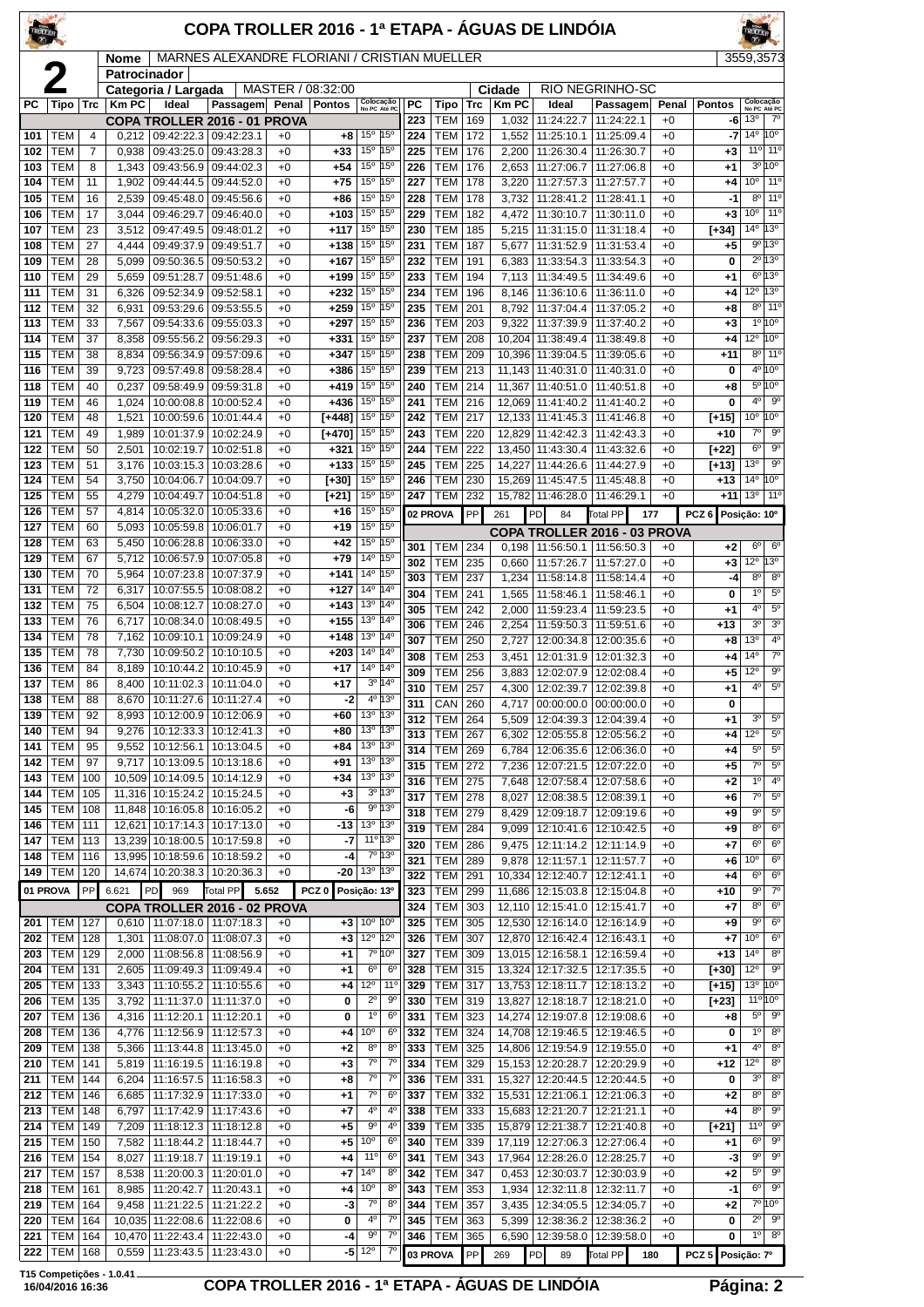# COPA TROLLER 2016 - 1ª ETAPA - ÁGUAS DE LINDÓIA

**2**

| | |
|---|---|
| Nome | MARNES ALEXANDRE FLORIANI / CRISTIAN MUELLER |
| Patrocinador | |
| Categoria / Largada | MASTER / 08:32:00 |
| Cidade | RIO NEGRINHO-SC |

3559,3573

| PC | Tipo | Trc | Km PC | Ideal | Passagem | Penal | Pontos | Colocação No PC | Colocação Até PC |
|---|---|---|---|---|---|---|---|---|---|
| **COPA TROLLER 2016 - 01 PROVA** | | | | | | | | | |
| 101 | TEM | 4 | 0,212 | 09:42:22.3 | 09:42:23.1 | +0 | +8 | 15º | 15º |
| 102 | TEM | 7 | 0,938 | 09:43:25.0 | 09:43:28.3 | +0 | +33 | 15º | 15º |
| 103 | TEM | 8 | 1,343 | 09:43:56.9 | 09:44:02.3 | +0 | +54 | 15º | 15º |
| 104 | TEM | 11 | 1,902 | 09:44:44.5 | 09:44:52.0 | +0 | +75 | 15º | 15º |
| 105 | TEM | 16 | 2,539 | 09:45:48.0 | 09:45:56.6 | +0 | +86 | 15º | 15º |
| 106 | TEM | 17 | 3,044 | 09:46:29.7 | 09:46:40.0 | +0 | +103 | 15º | 15º |
| 107 | TEM | 23 | 3,512 | 09:47:49.5 | 09:48:01.2 | +0 | +117 | 15º | 15º |
| 108 | TEM | 27 | 4,444 | 09:49:37.9 | 09:49:51.7 | +0 | +138 | 15º | 15º |
| 109 | TEM | 28 | 5,099 | 09:50:36.5 | 09:50:53.2 | +0 | +167 | 15º | 15º |
| 110 | TEM | 29 | 5,659 | 09:51:28.7 | 09:51:48.6 | +0 | +199 | 15º | 15º |
| 111 | TEM | 31 | 6,326 | 09:52:34.9 | 09:52:58.1 | +0 | +232 | 15º | 15º |
| 112 | TEM | 32 | 6,931 | 09:53:29.6 | 09:53:55.5 | +0 | +259 | 15º | 15º |
| 113 | TEM | 33 | 7,567 | 09:54:33.6 | 09:55:03.3 | +0 | +297 | 15º | 15º |
| 114 | TEM | 37 | 8,358 | 09:55:56.2 | 09:56:29.3 | +0 | +331 | 15º | 15º |
| 115 | TEM | 38 | 8,834 | 09:56:34.9 | 09:57:09.6 | +0 | +347 | 15º | 15º |
| 116 | TEM | 39 | 9,723 | 09:57:49.8 | 09:58:28.4 | +0 | +386 | 15º | 15º |
| 118 | TEM | 40 | 0,237 | 09:58:49.9 | 09:59:31.8 | +0 | +419 | 15º | 15º |
| 119 | TEM | 46 | 1,024 | 10:00:08.8 | 10:00:52.4 | +0 | +436 | 15º | 15º |
| 120 | TEM | 48 | 1,521 | 10:00:59.6 | 10:01:44.4 | +0 | [+448] | 15º | 15º |
| 121 | TEM | 49 | 1,989 | 10:01:37.9 | 10:02:24.9 | +0 | [+470] | 15º | 15º |
| 122 | TEM | 50 | 2,501 | 10:02:19.7 | 10:02:51.8 | +0 | +321 | 15º | 15º |
| 123 | TEM | 51 | 3,176 | 10:03:15.3 | 10:03:28.6 | +0 | +133 | 15º | 15º |
| 124 | TEM | 54 | 3,750 | 10:04:06.7 | 10:04:09.7 | +0 | [+30] | 15º | 15º |
| 125 | TEM | 55 | 4,279 | 10:04:49.7 | 10:04:51.8 | +0 | [+21] | 15º | 15º |
| 126 | TEM | 57 | 4,814 | 10:05:32.0 | 10:05:33.6 | +0 | +16 | 15º | 15º |
| 127 | TEM | 60 | 5,093 | 10:05:59.8 | 10:06:01.7 | +0 | +19 | 15º | 15º |
| 128 | TEM | 63 | 5,450 | 10:06:28.8 | 10:06:33.0 | +0 | +42 | 15º | 15º |
| 129 | TEM | 67 | 5,712 | 10:06:57.9 | 10:07:05.8 | +0 | +79 | 14º | 15º |
| 130 | TEM | 70 | 5,964 | 10:07:23.8 | 10:07:37.9 | +0 | +141 | 14º | 15º |
| 131 | TEM | 72 | 6,317 | 10:07:55.5 | 10:08:08.2 | +0 | +127 | 14º | 14º |
| 132 | TEM | 75 | 6,504 | 10:08:12.7 | 10:08:27.0 | +0 | +143 | 13º | 14º |
| 133 | TEM | 76 | 6,717 | 10:08:34.0 | 10:08:49.5 | +0 | +155 | 13º | 14º |
| 134 | TEM | 78 | 7,162 | 10:09:10.1 | 10:09:24.9 | +0 | +148 | 13º | 14º |
| 135 | TEM | 78 | 7,730 | 10:09:50.2 | 10:10:10.5 | +0 | +203 | 14º | 14º |
| 136 | TEM | 84 | 8,189 | 10:10:44.2 | 10:10:45.9 | +0 | +17 | 14º | 14º |
| 137 | TEM | 86 | 8,400 | 10:11:02.3 | 10:11:04.0 | +0 | +17 | 3º | 14º |
| 138 | TEM | 88 | 8,670 | 10:11:27.6 | 10:11:27.4 | +0 | -2 | 4º | 13º |
| 139 | TEM | 92 | 8,993 | 10:12:00.9 | 10:12:06.9 | +0 | +60 | 13º | 13º |
| 140 | TEM | 94 | 9,276 | 10:12:33.3 | 10:12:41.3 | +0 | +80 | 13º | 13º |
| 141 | TEM | 95 | 9,552 | 10:12:56.1 | 10:13:04.5 | +0 | +84 | 13º | 13º |
| 142 | TEM | 97 | 9,717 | 10:13:09.5 | 10:13:18.6 | +0 | +91 | 13º | 13º |
| 143 | TEM | 100 | 10,509 | 10:14:09.5 | 10:14:12.9 | +0 | +34 | 13º | 13º |
| 144 | TEM | 105 | 11,316 | 10:15:24.2 | 10:15:24.5 | +0 | +3 | 3º | 13º |
| 145 | TEM | 108 | 11,848 | 10:16:05.8 | 10:16:05.2 | +0 | -6 | 9º | 13º |
| 146 | TEM | 111 | 12,621 | 10:17:14.3 | 10:17:13.0 | +0 | -13 | 13º | 13º |
| 147 | TEM | 113 | 13,239 | 10:18:00.5 | 10:17:59.8 | +0 | -7 | 11º | 13º |
| 148 | TEM | 116 | 13,995 | 10:18:59.6 | 10:18:59.2 | +0 | -4 | 7º | 13º |
| 149 | TEM | 120 | 14,674 | 10:20:38.3 | 10:20:36.3 | +0 | -20 | 13º | 13º |
| **01 PROVA** | PP | 6.621 | PD | 969 | Total PP | 5.652 | PCZ 0 | Posição: 13º | |
| **COPA TROLLER 2016 - 02 PROVA** | | | | | | | | | |
| 201 | TEM | 127 | 0,610 | 11:07:18.0 | 11:07:18.3 | +0 | +3 | 10º | 10º |
| 202 | TEM | 128 | 1,301 | 11:08:07.0 | 11:08:07.3 | +0 | +3 | 12º | 12º |
| 203 | TEM | 129 | 2,000 | 11:08:56.8 | 11:08:56.9 | +0 | +1 | 7º | 10º |
| 204 | TEM | 131 | 2,605 | 11:09:49.3 | 11:09:49.4 | +0 | +1 | 6º | 6º |
| 205 | TEM | 133 | 3,343 | 11:10:55.2 | 11:10:55.6 | +0 | +4 | 12º | 11º |
| 206 | TEM | 135 | 3,792 | 11:11:37.0 | 11:11:37.0 | +0 | 0 | 2º | 9º |
| 207 | TEM | 136 | 4,316 | 11:12:20.1 | 11:12:20.1 | +0 | 0 | 1º | 6º |
| 208 | TEM | 136 | 4,776 | 11:12:56.9 | 11:12:57.3 | +0 | +4 | 10º | 6º |
| 209 | TEM | 138 | 5,366 | 11:13:44.8 | 11:13:45.0 | +0 | +2 | 8º | 8º |
| 210 | TEM | 141 | 5,819 | 11:16:19.5 | 11:16:19.8 | +0 | +3 | 7º | 7º |
| 211 | TEM | 144 | 6,204 | 11:16:57.5 | 11:16:58.3 | +0 | +8 | 7º | 7º |
| 212 | TEM | 146 | 6,685 | 11:17:32.9 | 11:17:33.0 | +0 | +1 | 7º | 6º |
| 213 | TEM | 148 | 6,797 | 11:17:42.9 | 11:17:43.6 | +0 | +7 | 4º | 4º |
| 214 | TEM | 149 | 7,209 | 11:18:12.3 | 11:18:12.8 | +0 | +5 | 9º | 6º |
| 215 | TEM | 150 | 7,582 | 11:18:44.2 | 11:18:44.7 | +0 | +5 | 10º | 6º |
| 216 | TEM | 154 | 8,027 | 11:19:18.7 | 11:19:19.1 | +0 | +4 | 11º | 6º |
| 217 | TEM | 157 | 8,538 | 11:20:00.3 | 11:20:01.0 | +0 | +7 | 14º | 8º |
| 218 | TEM | 161 | 8,985 | 11:20:42.7 | 11:20:43.1 | +0 | +4 | 10º | 8º |
| 219 | TEM | 164 | 9,458 | 11:21:22.5 | 11:21:22.2 | +0 | -3 | 7º | 8º |
| 220 | TEM | 164 | 10,035 | 11:22:08.6 | 11:22:08.6 | +0 | 0 | 4º | 7º |
| 221 | TEM | 164 | 10,470 | 11:22:43.4 | 11:22:43.0 | +0 | -4 | 9º | 7º |
| 222 | TEM | 168 | 0,559 | 11:23:43.5 | 11:23:43.0 | +0 | -5 | 12º | 7º |
| 223 | TEM | 169 | 1,032 | 11:24:22.7 | 11:24:22.1 | +0 | -6 | 13º | 7º |
| 224 | TEM | 172 | 1,552 | 11:25:10.1 | 11:25:09.4 | +0 | -7 | 14º | 10º |
| 225 | TEM | 176 | 2,200 | 11:26:30.4 | 11:26:30.7 | +0 | +3 | 11º | 11º |
| 226 | TEM | 176 | 2,653 | 11:27:06.7 | 11:27:06.8 | +0 | +1 | 3º | 10º |
| 227 | TEM | 178 | 3,220 | 11:27:57.3 | 11:27:57.7 | +0 | +4 | 10º | 11º |
| 228 | TEM | 178 | 3,732 | 11:28:41.2 | 11:28:41.1 | +0 | -1 | 8º | 11º |
| 229 | TEM | 182 | 4,472 | 11:30:10.7 | 11:30:11.0 | +0 | +3 | 10º | 11º |
| 230 | TEM | 185 | 5,215 | 11:31:15.0 | 11:31:18.4 | +0 | [+34] | 14º | 13º |
| 231 | TEM | 187 | 5,677 | 11:31:52.9 | 11:31:53.4 | +0 | +5 | 9º | 13º |
| 232 | TEM | 191 | 6,383 | 11:33:54.3 | 11:33:54.3 | +0 | 0 | 2º | 13º |
| 233 | TEM | 194 | 7,113 | 11:34:49.5 | 11:34:49.6 | +0 | +1 | 6º | 13º |
| 234 | TEM | 196 | 8,146 | 11:36:10.6 | 11:36:11.0 | +0 | +4 | 12º | 13º |
| 235 | TEM | 201 | 8,792 | 11:37:04.4 | 11:37:05.2 | +0 | +8 | 8º | 11º |
| 236 | TEM | 203 | 9,322 | 11:37:39.9 | 11:37:40.2 | +0 | +3 | 1º | 10º |
| 237 | TEM | 208 | 10,204 | 11:38:49.4 | 11:38:49.8 | +0 | +4 | 12º | 10º |
| 238 | TEM | 209 | 10,396 | 11:39:04.5 | 11:39:05.6 | +0 | +11 | 8º | 11º |
| 239 | TEM | 213 | 11,143 | 11:40:31.0 | 11:40:31.0 | +0 | 0 | 4º | 10º |
| 240 | TEM | 214 | 11,367 | 11:40:51.0 | 11:40:51.8 | +0 | +8 | 5º | 10º |
| 241 | TEM | 216 | 12,069 | 11:41:40.2 | 11:41:40.2 | +0 | 0 | 4º | 9º |
| 242 | TEM | 217 | 12,133 | 11:41:45.3 | 11:41:46.8 | +0 | [+15] | 10º | 10º |
| 243 | TEM | 220 | 12,829 | 11:42:42.3 | 11:42:43.3 | +0 | +10 | 7º | 9º |
| 244 | TEM | 222 | 13,450 | 11:43:30.4 | 11:43:32.6 | +0 | [+22] | 6º | 9º |
| 245 | TEM | 225 | 14,227 | 11:44:26.6 | 11:44:27.9 | +0 | [+13] | 13º | 9º |
| 246 | TEM | 230 | 15,269 | 11:45:47.5 | 11:45:48.8 | +0 | +13 | 14º | 10º |
| 247 | TEM | 232 | 15,782 | 11:46:28.0 | 11:46:29.1 | +0 | +11 | 13º | 11º |
| **02 PROVA** | PP | 261 | PD | 84 | Total PP | 177 | PCZ 6 | Posição: 10º | |
| **COPA TROLLER 2016 - 03 PROVA** | | | | | | | | | |
| 301 | TEM | 234 | 0,198 | 11:56:50.1 | 11:56:50.3 | +0 | +2 | 6º | 6º |
| 302 | TEM | 235 | 0,660 | 11:57:26.7 | 11:57:27.0 | +0 | +3 | 12º | 13º |
| 303 | TEM | 237 | 1,234 | 11:58:14.8 | 11:58:14.4 | +0 | -4 | 8º | 8º |
| 304 | TEM | 241 | 1,565 | 11:58:46.1 | 11:58:46.1 | +0 | 0 | 1º | 5º |
| 305 | TEM | 242 | 2,000 | 11:59:23.4 | 11:59:23.5 | +0 | +1 | 4º | 5º |
| 306 | TEM | 246 | 2,254 | 11:59:50.3 | 11:59:51.6 | +0 | +13 | 3º | 3º |
| 307 | TEM | 250 | 2,727 | 12:00:34.8 | 12:00:35.6 | +0 | +8 | 13º | 4º |
| 308 | TEM | 253 | 3,451 | 12:01:31.9 | 12:01:32.3 | +0 | +4 | 14º | 7º |
| 309 | TEM | 256 | 3,883 | 12:02:07.9 | 12:02:08.4 | +0 | +5 | 12º | 9º |
| 310 | TEM | 257 | 4,300 | 12:02:39.7 | 12:02:39.8 | +0 | +1 | 4º | 5º |
| 311 | CAN | 260 | 4,717 | 00:00:00.0 | 00:00:00.0 | +0 | 0 | | |
| 312 | TEM | 264 | 5,509 | 12:04:39.3 | 12:04:39.4 | +0 | +1 | 3º | 5º |
| 313 | TEM | 267 | 6,302 | 12:05:55.8 | 12:05:56.2 | +0 | +4 | 12º | 5º |
| 314 | TEM | 269 | 6,784 | 12:06:35.6 | 12:06:36.0 | +0 | +4 | 5º | 5º |
| 315 | TEM | 272 | 7,236 | 12:07:21.5 | 12:07:22.0 | +0 | +5 | 7º | 5º |
| 316 | TEM | 275 | 7,648 | 12:07:58.4 | 12:07:58.6 | +0 | +2 | 1º | 4º |
| 317 | TEM | 278 | 8,027 | 12:08:38.5 | 12:08:39.1 | +0 | +6 | 7º | 5º |
| 318 | TEM | 279 | 8,429 | 12:09:18.7 | 12:09:19.6 | +0 | +9 | 9º | 5º |
| 319 | TEM | 284 | 9,099 | 12:10:41.6 | 12:10:42.5 | +0 | +9 | 8º | 6º |
| 320 | TEM | 286 | 9,475 | 12:11:14.2 | 12:11:14.9 | +0 | +7 | 6º | 6º |
| 321 | TEM | 289 | 9,878 | 12:11:57.1 | 12:11:57.7 | +0 | +6 | 10º | 6º |
| 322 | TEM | 291 | 10,334 | 12:12:40.7 | 12:12:41.1 | +0 | +4 | 6º | 6º |
| 323 | TEM | 299 | 11,686 | 12:15:03.8 | 12:15:04.8 | +0 | +10 | 9º | 7º |
| 324 | TEM | 303 | 12,110 | 12:15:41.0 | 12:15:41.7 | +0 | +7 | 8º | 6º |
| 325 | TEM | 305 | 12,530 | 12:16:14.0 | 12:16:14.9 | +0 | +9 | 9º | 6º |
| 326 | TEM | 307 | 12,870 | 12:16:42.4 | 12:16:43.1 | +0 | +7 | 10º | 6º |
| 327 | TEM | 309 | 13,015 | 12:16:58.1 | 12:16:59.4 | +0 | +13 | 14º | 8º |
| 328 | TEM | 315 | 13,324 | 12:17:32.5 | 12:17:35.5 | +0 | [+30] | 12º | 9º |
| 329 | TEM | 317 | 13,753 | 12:18:11.7 | 12:18:13.2 | +0 | [+15] | 13º | 10º |
| 330 | TEM | 319 | 13,827 | 12:18:18.7 | 12:18:21.0 | +0 | [+23] | 11º | 10º |
| 331 | TEM | 323 | 14,274 | 12:19:07.8 | 12:19:08.6 | +0 | +8 | 5º | 9º |
| 332 | TEM | 324 | 14,708 | 12:19:46.5 | 12:19:46.5 | +0 | 0 | 1º | 8º |
| 333 | TEM | 325 | 14,806 | 12:19:54.9 | 12:19:55.0 | +0 | +1 | 4º | 8º |
| 334 | TEM | 329 | 15,153 | 12:20:28.7 | 12:20:29.9 | +0 | +12 | 12º | 8º |
| 336 | TEM | 331 | 15,327 | 12:20:44.5 | 12:20:44.5 | +0 | 0 | 3º | 8º |
| 337 | TEM | 332 | 15,531 | 12:21:06.1 | 12:21:06.3 | +0 | +2 | 8º | 8º |
| 338 | TEM | 333 | 15,683 | 12:21:20.7 | 12:21:21.1 | +0 | +4 | 8º | 9º |
| 339 | TEM | 335 | 15,879 | 12:21:38.7 | 12:21:40.8 | +0 | [+21] | 11º | 9º |
| 340 | TEM | 339 | 17,119 | 12:27:06.3 | 12:27:06.4 | +0 | +1 | 6º | 9º |
| 341 | TEM | 343 | 17,964 | 12:28:26.0 | 12:28:25.7 | +0 | -3 | 9º | 9º |
| 342 | TEM | 347 | 0,453 | 12:30:03.7 | 12:30:03.9 | +0 | +2 | 5º | 9º |
| 343 | TEM | 353 | 1,934 | 12:32:11.8 | 12:32:11.7 | +0 | -1 | 6º | 9º |
| 344 | TEM | 357 | 3,435 | 12:34:05.5 | 12:34:05.7 | +0 | +2 | 7º | 10º |
| 345 | TEM | 363 | 5,399 | 12:38:36.2 | 12:38:36.2 | +0 | 0 | 2º | 9º |
| 346 | TEM | 365 | 6,590 | 12:39:58.0 | 12:39:58.0 | +0 | 0 | 1º | 8º |
| **03 PROVA** | PP | 269 | PD | 89 | Total PP | 180 | PCZ 5 | Posição: 7º | |

T15 Competições - 1.0.41
16/04/2016 16:36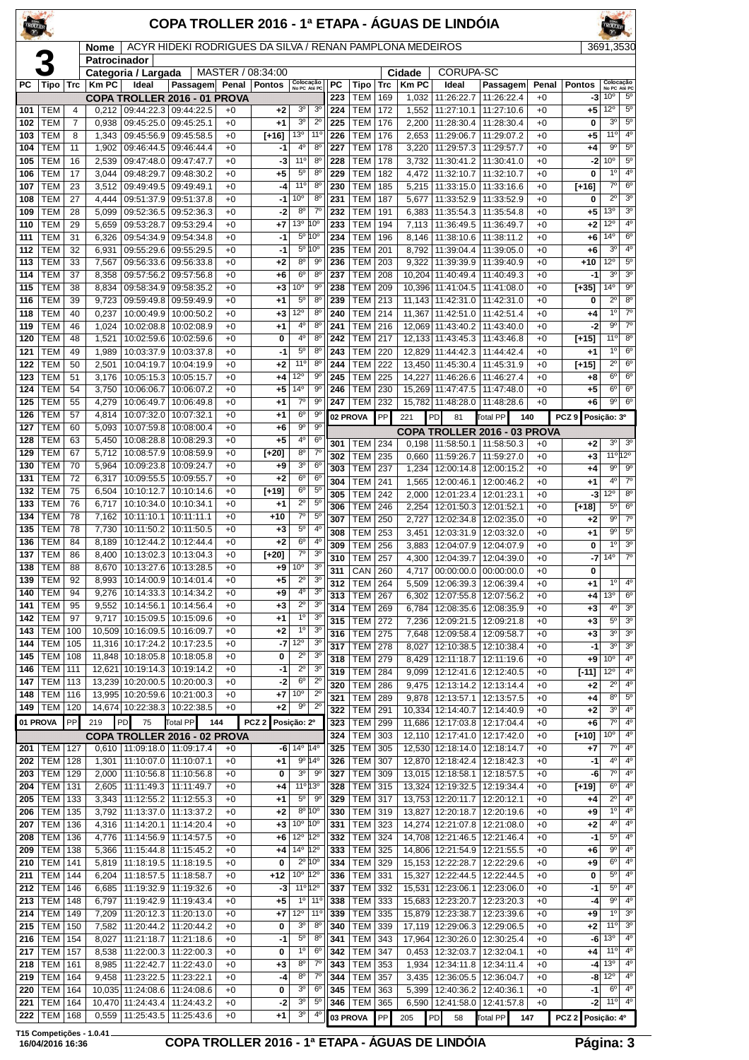# COPA TROLLER 2016 - 1ª ETAPA - ÁGUAS DE LINDÓIA

**3**

| Nome | ACYR HIDEKI RODRIGUES DA SILVA / RENAN PAMPLONA MEDEIROS | 3691,3530 |
|---|---|---|
| Patrocinador | | |
| Categoria / Largada | MASTER / 08:34:00 | Cidade: CORUPA-SC |

| PC | Tipo | Trc | Km PC | Ideal | Passagem | Penal | Pontos | Colocação No PC | Colocação Até PC |
|---|---|---|---|---|---|---|---|---|---|
| | | | | **COPA TROLLER 2016 - 01 PROVA** | | | | | |
| 101 | TEM | 4 | 0,212 | 09:44:22.3 | 09:44:22.5 | +0 | +2 | 3º | 3º |
| 102 | TEM | 7 | 0,938 | 09:45:25.0 | 09:45:25.1 | +0 | +1 | 3º | 2º |
| 103 | TEM | 8 | 1,343 | 09:45:56.9 | 09:45:58.5 | +0 | [+16] | 13º | 11º |
| 104 | TEM | 11 | 1,902 | 09:46:44.5 | 09:46:44.4 | +0 | -1 | 4º | 8º |
| 105 | TEM | 16 | 2,539 | 09:47:48.0 | 09:47:47.7 | +0 | -3 | 11º | 8º |
| 106 | TEM | 17 | 3,044 | 09:48:29.7 | 09:48:30.2 | +0 | +5 | 5º | 8º |
| 107 | TEM | 23 | 3,512 | 09:49:49.5 | 09:49:49.1 | +0 | -4 | 11º | 8º |
| 108 | TEM | 27 | 4,444 | 09:51:37.9 | 09:51:37.8 | +0 | -1 | 10º | 8º |
| 109 | TEM | 28 | 5,099 | 09:52:36.5 | 09:52:36.3 | +0 | -2 | 8º | 7º |
| 110 | TEM | 29 | 5,659 | 09:53:28.7 | 09:53:29.4 | +0 | +7 | 13º | 10º |
| 111 | TEM | 31 | 6,326 | 09:54:34.9 | 09:54:34.8 | +0 | -1 | 5º | 10º |
| 112 | TEM | 32 | 6,931 | 09:55:29.6 | 09:55:29.5 | +0 | -1 | 5º | 10º |
| 113 | TEM | 33 | 7,567 | 09:56:33.6 | 09:56:33.8 | +0 | +2 | 8º | 9º |
| 114 | TEM | 37 | 8,358 | 09:57:56.2 | 09:57:56.8 | +0 | +6 | 6º | 8º |
| 115 | TEM | 38 | 8,834 | 09:58:34.9 | 09:58:35.2 | +0 | +3 | 10º | 9º |
| 116 | TEM | 39 | 9,723 | 09:59:49.8 | 09:59:49.9 | +0 | +1 | 5º | 8º |
| 118 | TEM | 40 | 0,237 | 10:00:49.9 | 10:00:50.2 | +0 | +3 | 12º | 8º |
| 119 | TEM | 46 | 1,024 | 10:02:08.8 | 10:02:08.9 | +0 | +1 | 4º | 8º |
| 120 | TEM | 48 | 1,521 | 10:02:59.6 | 10:02:59.6 | +0 | 0 | 4º | 8º |
| 121 | TEM | 49 | 1,989 | 10:03:37.9 | 10:03:37.8 | +0 | -1 | 5º | 8º |
| 122 | TEM | 50 | 2,501 | 10:04:19.7 | 10:04:19.9 | +0 | +2 | 11º | 8º |
| 123 | TEM | 51 | 3,176 | 10:05:15.3 | 10:05:15.7 | +0 | +4 | 12º | 9º |
| 124 | TEM | 54 | 3,750 | 10:06:06.7 | 10:06:07.2 | +0 | +5 | 14º | 9º |
| 125 | TEM | 55 | 4,279 | 10:06:49.7 | 10:06:49.8 | +0 | +1 | 7º | 9º |
| 126 | TEM | 57 | 4,814 | 10:07:32.0 | 10:07:32.1 | +0 | +1 | 6º | 9º |
| 127 | TEM | 60 | 5,093 | 10:07:59.8 | 10:08:00.4 | +0 | +6 | 9º | 9º |
| 128 | TEM | 63 | 5,450 | 10:08:28.8 | 10:08:29.3 | +0 | +5 | 4º | 6º |
| 129 | TEM | 67 | 5,712 | 10:08:57.9 | 10:08:59.9 | +0 | [+20] | 8º | 7º |
| 130 | TEM | 70 | 5,964 | 10:09:23.8 | 10:09:24.7 | +0 | +9 | 3º | 6º |
| 131 | TEM | 72 | 6,317 | 10:09:55.5 | 10:09:55.7 | +0 | +2 | 6º | 6º |
| 132 | TEM | 75 | 6,504 | 10:10:12.7 | 10:10:14.6 | +0 | [+19] | 6º | 5º |
| 133 | TEM | 76 | 6,717 | 10:10:34.0 | 10:10:34.1 | +0 | +1 | 2º | 5º |
| 134 | TEM | 78 | 7,162 | 10:11:10.1 | 10:11:11.1 | +0 | +10 | 7º | 5º |
| 135 | TEM | 78 | 7,730 | 10:11:50.2 | 10:11:50.5 | +0 | +3 | 5º | 4º |
| 136 | TEM | 84 | 8,189 | 10:12:44.2 | 10:12:44.4 | +0 | +2 | 6º | 4º |
| 137 | TEM | 86 | 8,400 | 10:13:02.3 | 10:13:04.3 | +0 | [+20] | 7º | 3º |
| 138 | TEM | 88 | 8,670 | 10:13:27.6 | 10:13:28.5 | +0 | +9 | 10º | 3º |
| 139 | TEM | 92 | 8,993 | 10:14:00.9 | 10:14:01.4 | +0 | +5 | 2º | 3º |
| 140 | TEM | 94 | 9,276 | 10:14:33.3 | 10:14:34.2 | +0 | +9 | 4º | 3º |
| 141 | TEM | 95 | 9,552 | 10:14:56.1 | 10:14:56.4 | +0 | +3 | 2º | 3º |
| 142 | TEM | 97 | 9,717 | 10:15:09.5 | 10:15:09.6 | +0 | +1 | 1º | 3º |
| 143 | TEM | 100 | 10,509 | 10:16:09.5 | 10:16:09.7 | +0 | +2 | 1º | 3º |
| 144 | TEM | 105 | 11,316 | 10:17:24.2 | 10:17:23.5 | +0 | -7 | 12º | 3º |
| 145 | TEM | 108 | 11,848 | 10:18:05.8 | 10:18:05.8 | +0 | 0 | 2º | 3º |
| 146 | TEM | 111 | 12,621 | 10:19:14.3 | 10:19:14.2 | +0 | -1 | 2º | 3º |
| 147 | TEM | 113 | 13,239 | 10:20:00.5 | 10:20:00.3 | +0 | -2 | 6º | 2º |
| 148 | TEM | 116 | 13,995 | 10:20:59.6 | 10:21:00.3 | +0 | +7 | 10º | 2º |
| 149 | TEM | 120 | 14,674 | 10:22:38.3 | 10:22:38.5 | +0 | +2 | 9º | 2º |
| 01 PROVA | PP | 219 | PD | 75 | Total PP | 144 | PCZ 2 | Posição: 2º | |
| | | | | **COPA TROLLER 2016 - 02 PROVA** | | | | | |
| 201 | TEM | 127 | 0,610 | 11:09:18.0 | 11:09:17.4 | +0 | -6 | 14º | 14º |
| 202 | TEM | 128 | 1,301 | 11:10:07.0 | 11:10:07.1 | +0 | +1 | 9º | 14º |
| 203 | TEM | 129 | 2,000 | 11:10:56.8 | 11:10:56.8 | +0 | 0 | 3º | 9º |
| 204 | TEM | 131 | 2,605 | 11:11:49.3 | 11:11:49.7 | +0 | +4 | 11º | 13º |
| 205 | TEM | 133 | 3,343 | 11:12:55.2 | 11:12:55.3 | +0 | +1 | 5º | 9º |
| 206 | TEM | 135 | 3,792 | 11:13:37.0 | 11:13:37.2 | +0 | +2 | 8º | 10º |
| 207 | TEM | 136 | 4,316 | 11:14:20.1 | 11:14:20.4 | +0 | +3 | 10º | 10º |
| 208 | TEM | 136 | 4,776 | 11:14:56.9 | 11:14:57.5 | +0 | +6 | 12º | 12º |
| 209 | TEM | 138 | 5,366 | 11:15:44.8 | 11:15:45.2 | +0 | +4 | 14º | 12º |
| 210 | TEM | 141 | 5,819 | 11:18:19.5 | 11:18:19.5 | +0 | 0 | 2º | 10º |
| 211 | TEM | 144 | 6,204 | 11:18:57.5 | 11:18:58.7 | +0 | +12 | 10º | 12º |
| 212 | TEM | 146 | 6,685 | 11:19:32.9 | 11:19:32.6 | +0 | -3 | 11º | 12º |
| 213 | TEM | 148 | 6,797 | 11:19:42.9 | 11:19:43.4 | +0 | +5 | 1º | 11º |
| 214 | TEM | 149 | 7,209 | 11:20:12.3 | 11:20:13.0 | +0 | +7 | 12º | 11º |
| 215 | TEM | 150 | 7,582 | 11:20:44.2 | 11:20:44.2 | +0 | 0 | 3º | 8º |
| 216 | TEM | 154 | 8,027 | 11:21:18.7 | 11:21:18.6 | +0 | -1 | 5º | 8º |
| 217 | TEM | 157 | 8,538 | 11:22:00.3 | 11:22:00.3 | +0 | 0 | 1º | 6º |
| 218 | TEM | 161 | 8,985 | 11:22:42.7 | 11:22:43.0 | +0 | +3 | 8º | 7º |
| 219 | TEM | 164 | 9,458 | 11:23:22.5 | 11:23:22.1 | +0 | -4 | 8º | 7º |
| 220 | TEM | 164 | 10,035 | 11:24:08.6 | 11:24:08.6 | +0 | 0 | 3º | 6º |
| 221 | TEM | 164 | 10,470 | 11:24:43.4 | 11:24:43.2 | +0 | -2 | 3º | 5º |
| 222 | TEM | 168 | 0,559 | 11:25:43.5 | 11:25:43.6 | +0 | +1 | 3º | 4º |
| 223 | TEM | 169 | 1,032 | 11:26:22.7 | 11:26:22.4 | +0 | -3 | 10º | 5º |
| 224 | TEM | 172 | 1,552 | 11:27:10.1 | 11:27:10.6 | +0 | +5 | 12º | 5º |
| 225 | TEM | 176 | 2,200 | 11:28:30.4 | 11:28:30.4 | +0 | 0 | 3º | 5º |
| 226 | TEM | 176 | 2,653 | 11:29:06.7 | 11:29:07.2 | +0 | +5 | 11º | 4º |
| 227 | TEM | 178 | 3,220 | 11:29:57.3 | 11:29:57.7 | +0 | +4 | 9º | 5º |
| 228 | TEM | 178 | 3,732 | 11:30:41.2 | 11:30:41.0 | +0 | -2 | 10º | 5º |
| 229 | TEM | 182 | 4,472 | 11:32:10.7 | 11:32:10.7 | +0 | 0 | 1º | 4º |
| 230 | TEM | 185 | 5,215 | 11:33:15.0 | 11:33:16.6 | +0 | [+16] | 7º | 6º |
| 231 | TEM | 187 | 5,677 | 11:33:52.9 | 11:33:52.9 | +0 | 0 | 2º | 3º |
| 232 | TEM | 191 | 6,383 | 11:35:54.3 | 11:35:54.8 | +0 | +5 | 13º | 3º |
| 233 | TEM | 194 | 7,113 | 11:36:49.5 | 11:36:49.7 | +0 | +2 | 12º | 4º |
| 234 | TEM | 196 | 8,146 | 11:38:10.6 | 11:38:11.2 | +0 | +6 | 14º | 6º |
| 235 | TEM | 201 | 8,792 | 11:39:04.4 | 11:39:05.0 | +0 | +6 | 3º | 4º |
| 236 | TEM | 203 | 9,322 | 11:39:39.9 | 11:39:40.9 | +0 | +10 | 12º | 5º |
| 237 | TEM | 208 | 10,204 | 11:40:49.4 | 11:40:49.3 | +0 | -1 | 3º | 3º |
| 238 | TEM | 209 | 10,396 | 11:41:04.5 | 11:41:08.0 | +0 | [+35] | 14º | 9º |
| 239 | TEM | 213 | 11,143 | 11:42:31.0 | 11:42:31.0 | +0 | 0 | 2º | 8º |
| 240 | TEM | 214 | 11,367 | 11:42:51.0 | 11:42:51.4 | +0 | +4 | 1º | 7º |
| 241 | TEM | 216 | 12,069 | 11:43:40.2 | 11:43:40.0 | +0 | -2 | 9º | 7º |
| 242 | TEM | 217 | 12,133 | 11:43:45.3 | 11:43:46.8 | +0 | [+15] | 11º | 8º |
| 243 | TEM | 220 | 12,829 | 11:44:42.3 | 11:44:42.4 | +0 | +1 | 1º | 6º |
| 244 | TEM | 222 | 13,450 | 11:45:30.4 | 11:45:31.9 | +0 | [+15] | 2º | 6º |
| 245 | TEM | 225 | 14,227 | 11:46:26.6 | 11:46:27.4 | +0 | +8 | 6º | 6º |
| 246 | TEM | 230 | 15,269 | 11:47:47.5 | 11:47:48.0 | +0 | +5 | 6º | 6º |
| 247 | TEM | 232 | 15,782 | 11:48:28.0 | 11:48:28.6 | +0 | +6 | 9º | 6º |
| 02 PROVA | PP | 221 | PD | 81 | Total PP | 140 | PCZ 9 | Posição: 3º | |
| | | | | **COPA TROLLER 2016 - 03 PROVA** | | | | | |
| 301 | TEM | 234 | 0,198 | 11:58:50.1 | 11:58:50.3 | +0 | +2 | 3º | 3º |
| 302 | TEM | 235 | 0,660 | 11:59:26.7 | 11:59:27.0 | +0 | +3 | 11º | 12º |
| 303 | TEM | 237 | 1,234 | 12:00:14.8 | 12:00:15.2 | +0 | +4 | 9º | 9º |
| 304 | TEM | 241 | 1,565 | 12:00:46.1 | 12:00:46.2 | +0 | +1 | 4º | 7º |
| 305 | TEM | 242 | 2,000 | 12:01:23.4 | 12:01:23.1 | +0 | -3 | 12º | 8º |
| 306 | TEM | 246 | 2,254 | 12:01:50.3 | 12:01:52.1 | +0 | [+18] | 5º | 6º |
| 307 | TEM | 250 | 2,727 | 12:02:34.8 | 12:02:35.0 | +0 | +2 | 9º | 7º |
| 308 | TEM | 253 | 3,451 | 12:03:31.9 | 12:03:32.0 | +0 | +1 | 9º | 5º |
| 309 | TEM | 256 | 3,883 | 12:04:07.9 | 12:04:07.9 | +0 | 0 | 1º | 3º |
| 310 | TEM | 257 | 4,300 | 12:04:39.7 | 12:04:39.0 | +0 | -7 | 14º | 7º |
| 311 | CAN | 260 | 4,717 | 00:00:00.0 | 00:00:00.0 | +0 | 0 | | |
| 312 | TEM | 264 | 5,509 | 12:06:39.3 | 12:06:39.4 | +0 | +1 | 1º | 4º |
| 313 | TEM | 267 | 6,302 | 12:07:55.8 | 12:07:56.2 | +0 | +4 | 13º | 6º |
| 314 | TEM | 269 | 6,784 | 12:08:35.6 | 12:08:35.9 | +0 | +3 | 4º | 3º |
| 315 | TEM | 272 | 7,236 | 12:09:21.5 | 12:09:21.8 | +0 | +3 | 5º | 3º |
| 316 | TEM | 275 | 7,648 | 12:09:58.4 | 12:09:58.7 | +0 | +3 | 3º | 3º |
| 317 | TEM | 278 | 8,027 | 12:10:38.5 | 12:10:38.4 | +0 | -1 | 3º | 3º |
| 318 | TEM | 279 | 8,429 | 12:11:18.7 | 12:11:19.6 | +0 | +9 | 10º | 4º |
| 319 | TEM | 284 | 9,099 | 12:12:41.6 | 12:12:40.5 | +0 | [-11] | 12º | 4º |
| 320 | TEM | 286 | 9,475 | 12:13:14.2 | 12:13:14.4 | +0 | +2 | 2º | 4º |
| 321 | TEM | 289 | 9,878 | 12:13:57.1 | 12:13:57.5 | +0 | +4 | 8º | 5º |
| 322 | TEM | 291 | 10,334 | 12:14:40.7 | 12:14:40.9 | +0 | +2 | 3º | 4º |
| 323 | TEM | 299 | 11,686 | 12:17:03.8 | 12:17:04.4 | +0 | +6 | 7º | 4º |
| 324 | TEM | 303 | 12,110 | 12:17:41.0 | 12:17:42.0 | +0 | [+10] | 10º | 4º |
| 325 | TEM | 305 | 12,530 | 12:18:14.0 | 12:18:14.7 | +0 | +7 | 7º | 4º |
| 326 | TEM | 307 | 12,870 | 12:18:42.4 | 12:18:42.3 | +0 | -1 | 4º | 4º |
| 327 | TEM | 309 | 13,015 | 12:18:58.1 | 12:18:57.5 | +0 | -6 | 7º | 4º |
| 328 | TEM | 315 | 13,324 | 12:19:32.5 | 12:19:34.4 | +0 | [+19] | 6º | 4º |
| 329 | TEM | 317 | 13,753 | 12:20:11.7 | 12:20:12.1 | +0 | +4 | 2º | 4º |
| 330 | TEM | 319 | 13,827 | 12:20:18.7 | 12:20:19.6 | +0 | +9 | 1º | 4º |
| 331 | TEM | 323 | 14,274 | 12:21:07.8 | 12:21:08.0 | +0 | +2 | 4º | 4º |
| 332 | TEM | 324 | 14,708 | 12:21:46.5 | 12:21:46.4 | +0 | -1 | 5º | 4º |
| 333 | TEM | 325 | 14,806 | 12:21:54.9 | 12:21:55.5 | +0 | +6 | 9º | 4º |
| 334 | TEM | 329 | 15,153 | 12:22:28.7 | 12:22:29.6 | +0 | +9 | 6º | 4º |
| 336 | TEM | 331 | 15,327 | 12:22:44.5 | 12:22:44.5 | +0 | 0 | 5º | 4º |
| 337 | TEM | 332 | 15,531 | 12:23:06.1 | 12:23:06.0 | +0 | -1 | 5º | 4º |
| 338 | TEM | 333 | 15,683 | 12:23:20.7 | 12:23:20.3 | +0 | -4 | 9º | 4º |
| 339 | TEM | 335 | 15,879 | 12:23:38.7 | 12:23:39.6 | +0 | +9 | 1º | 3º |
| 340 | TEM | 339 | 17,119 | 12:29:06.3 | 12:29:06.5 | +0 | +2 | 11º | 3º |
| 341 | TEM | 343 | 17,964 | 12:30:26.0 | 12:30:25.4 | +0 | -6 | 13º | 4º |
| 342 | TEM | 347 | 0,453 | 12:32:03.7 | 12:32:04.1 | +0 | +4 | 11º | 4º |
| 343 | TEM | 353 | 1,934 | 12:34:11.8 | 12:34:11.4 | +0 | -4 | 13º | 4º |
| 344 | TEM | 357 | 3,435 | 12:36:05.5 | 12:36:04.7 | +0 | -8 | 12º | 4º |
| 345 | TEM | 363 | 5,399 | 12:40:36.2 | 12:40:36.1 | +0 | -1 | 6º | 4º |
| 346 | TEM | 365 | 6,590 | 12:41:58.0 | 12:41:57.8 | +0 | -2 | 11º | 4º |
| 03 PROVA | PP | 205 | PD | 58 | Total PP | 147 | PCZ 2 | Posição: 4º | |

T15 Competições - 1.0.41
16/04/2016 16:36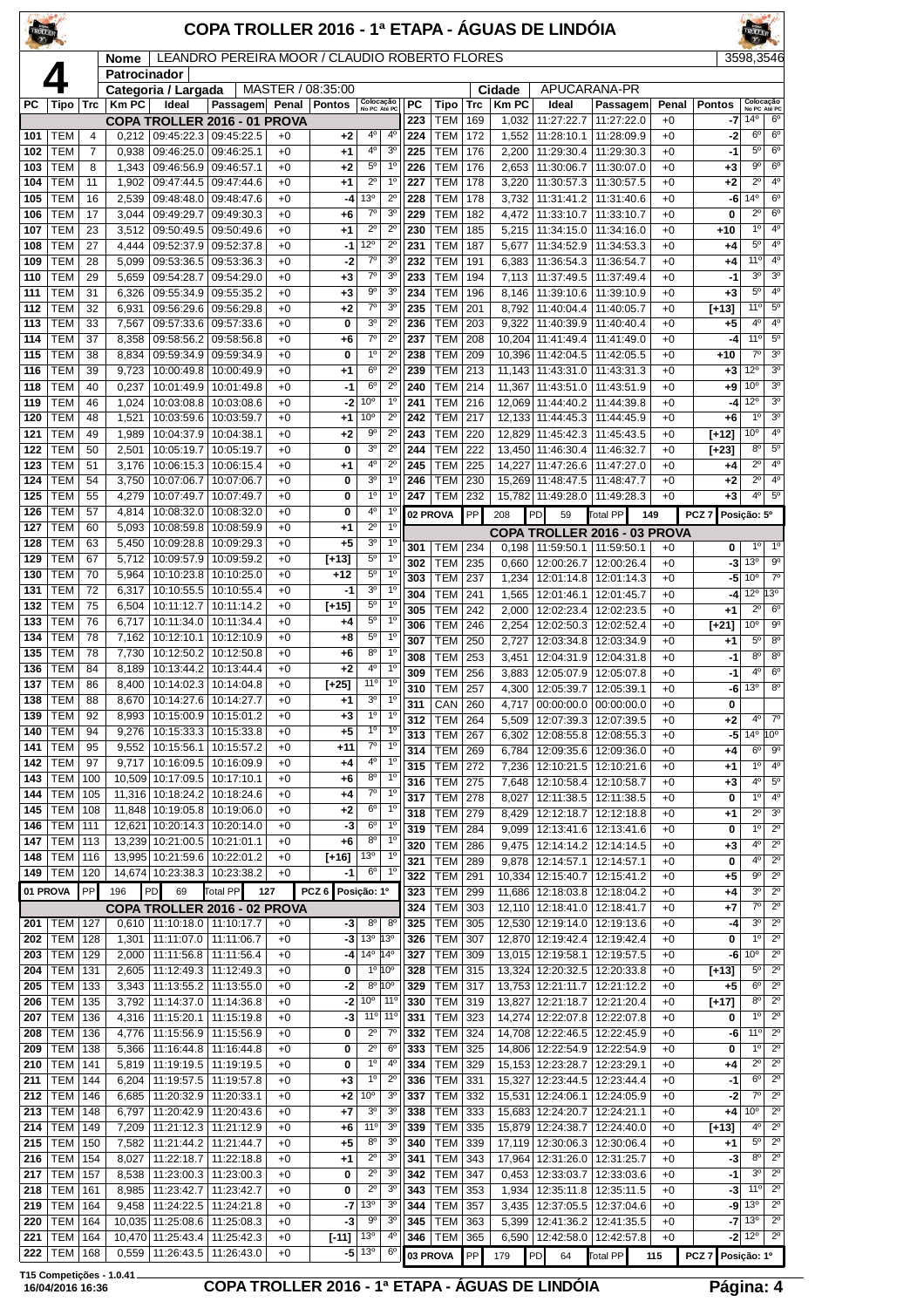# COPA TROLLER 2016 - 1ª ETAPA - ÁGUAS DE LINDÓIA

**4**

| | |
|---|---|
| Nome | LEANDRO PEREIRA MOOR / CLAUDIO ROBERTO FLORES |
| Patrocinador | |
| Categoria / Largada | MASTER / 08:35:00 |
| Cidade | APUCARANA-PR |
| | 3598,3546 |

| PC | Tipo | Trc | Km PC | Ideal | Passagem | Penal | Pontos | Colocação No PC | Colocação Até PC |
|---|---|---|---|---|---|---|---|---|---|
| **COPA TROLLER 2016 - 01 PROVA** | | | | | | | | | |
| 101 | TEM | 4 | 0,212 | 09:45:22.3 | 09:45:22.5 | +0 | +2 | 4º | 4º |
| 102 | TEM | 7 | 0,938 | 09:46:25.0 | 09:46:25.1 | +0 | +1 | 4º | 3º |
| 103 | TEM | 8 | 1,343 | 09:46:56.9 | 09:46:57.1 | +0 | +2 | 5º | 1º |
| 104 | TEM | 11 | 1,902 | 09:47:44.5 | 09:47:44.6 | +0 | +1 | 2º | 1º |
| 105 | TEM | 16 | 2,539 | 09:48:48.0 | 09:48:47.6 | +0 | -4 | 13º | 2º |
| 106 | TEM | 17 | 3,044 | 09:49:29.7 | 09:49:30.3 | +0 | +6 | 7º | 3º |
| 107 | TEM | 23 | 3,512 | 09:50:49.5 | 09:50:49.6 | +0 | +1 | 2º | 2º |
| 108 | TEM | 27 | 4,444 | 09:52:37.9 | 09:52:37.8 | +0 | -1 | 12º | 2º |
| 109 | TEM | 28 | 5,099 | 09:53:36.5 | 09:53:36.3 | +0 | -2 | 7º | 3º |
| 110 | TEM | 29 | 5,659 | 09:54:28.7 | 09:54:29.0 | +0 | +3 | 7º | 3º |
| 111 | TEM | 31 | 6,326 | 09:55:34.9 | 09:55:35.2 | +0 | +3 | 9º | 3º |
| 112 | TEM | 32 | 6,931 | 09:56:29.6 | 09:56:29.8 | +0 | +2 | 7º | 3º |
| 113 | TEM | 33 | 7,567 | 09:57:33.6 | 09:57:33.6 | +0 | 0 | 3º | 2º |
| 114 | TEM | 37 | 8,358 | 09:58:56.2 | 09:58:56.8 | +0 | +6 | 7º | 2º |
| 115 | TEM | 38 | 8,834 | 09:59:34.9 | 09:59:34.9 | +0 | 0 | 1º | 2º |
| 116 | TEM | 39 | 9,723 | 10:00:49.8 | 10:00:49.9 | +0 | +1 | 6º | 2º |
| 118 | TEM | 40 | 0,237 | 10:01:49.9 | 10:01:49.8 | +0 | -1 | 6º | 2º |
| 119 | TEM | 46 | 1,024 | 10:03:08.8 | 10:03:08.6 | +0 | -2 | 10º | 1º |
| 120 | TEM | 48 | 1,521 | 10:03:59.6 | 10:03:59.7 | +0 | +1 | 10º | 2º |
| 121 | TEM | 49 | 1,989 | 10:04:37.9 | 10:04:38.1 | +0 | +2 | 9º | 2º |
| 122 | TEM | 50 | 2,501 | 10:05:19.7 | 10:05:19.7 | +0 | 0 | 3º | 2º |
| 123 | TEM | 51 | 3,176 | 10:06:15.3 | 10:06:15.4 | +0 | +1 | 4º | 2º |
| 124 | TEM | 54 | 3,750 | 10:07:06.7 | 10:07:06.7 | +0 | 0 | 3º | 1º |
| 125 | TEM | 55 | 4,279 | 10:07:49.7 | 10:07:49.7 | +0 | 0 | 1º | 1º |
| 126 | TEM | 57 | 4,814 | 10:08:32.0 | 10:08:32.0 | +0 | 0 | 4º | 1º |
| 127 | TEM | 60 | 5,093 | 10:08:59.8 | 10:08:59.9 | +0 | +1 | 2º | 1º |
| 128 | TEM | 63 | 5,450 | 10:09:28.8 | 10:09:29.3 | +0 | +5 | 3º | 1º |
| 129 | TEM | 67 | 5,712 | 10:09:57.9 | 10:09:59.2 | +0 | [+13] | 5º | 1º |
| 130 | TEM | 70 | 5,964 | 10:10:23.8 | 10:10:25.0 | +0 | +12 | 5º | 1º |
| 131 | TEM | 72 | 6,317 | 10:10:55.5 | 10:10:55.4 | +0 | -1 | 3º | 1º |
| 132 | TEM | 75 | 6,504 | 10:11:12.7 | 10:11:14.2 | +0 | [+15] | 5º | 1º |
| 133 | TEM | 76 | 6,717 | 10:11:34.0 | 10:11:34.4 | +0 | +4 | 5º | 1º |
| 134 | TEM | 78 | 7,162 | 10:12:10.1 | 10:12:10.9 | +0 | +8 | 5º | 1º |
| 135 | TEM | 78 | 7,730 | 10:12:50.2 | 10:12:50.8 | +0 | +6 | 8º | 1º |
| 136 | TEM | 84 | 8,189 | 10:13:44.2 | 10:13:44.4 | +0 | +2 | 4º | 1º |
| 137 | TEM | 86 | 8,400 | 10:14:02.3 | 10:14:04.8 | +0 | [+25] | 11º | 1º |
| 138 | TEM | 88 | 8,670 | 10:14:27.6 | 10:14:27.7 | +0 | +1 | 3º | 1º |
| 139 | TEM | 92 | 8,993 | 10:15:00.9 | 10:15:01.2 | +0 | +3 | 1º | 1º |
| 140 | TEM | 94 | 9,276 | 10:15:33.3 | 10:15:33.8 | +0 | +5 | 1º | 1º |
| 141 | TEM | 95 | 9,552 | 10:15:56.1 | 10:15:57.2 | +0 | +11 | 7º | 1º |
| 142 | TEM | 97 | 9,717 | 10:16:09.5 | 10:16:09.9 | +0 | +4 | 4º | 1º |
| 143 | TEM | 100 | 10,509 | 10:17:09.5 | 10:17:10.1 | +0 | +6 | 8º | 1º |
| 144 | TEM | 105 | 11,316 | 10:18:24.2 | 10:18:24.6 | +0 | +4 | 7º | 1º |
| 145 | TEM | 108 | 11,848 | 10:19:05.8 | 10:19:06.0 | +0 | +2 | 6º | 1º |
| 146 | TEM | 111 | 12,621 | 10:20:14.3 | 10:20:14.0 | +0 | -3 | 6º | 1º |
| 147 | TEM | 113 | 13,239 | 10:21:00.5 | 10:21:01.1 | +0 | +6 | 8º | 1º |
| 148 | TEM | 116 | 13,995 | 10:21:59.6 | 10:22:01.2 | +0 | [+16] | 13º | 1º |
| 149 | TEM | 120 | 14,674 | 10:23:38.3 | 10:23:38.2 | +0 | -1 | 6º | 1º |
| 01 PROVA | PP | 196 | PD | 69 | Total PP | 127 | PCZ 6 | Posição: 1º | |
| **COPA TROLLER 2016 - 02 PROVA** | | | | | | | | | |
| 201 | TEM | 127 | 0,610 | 11:10:18.0 | 11:10:17.7 | +0 | -3 | 8º | 8º |
| 202 | TEM | 128 | 1,301 | 11:11:07.0 | 11:11:06.7 | +0 | -3 | 13º | 13º |
| 203 | TEM | 129 | 2,000 | 11:11:56.8 | 11:11:56.4 | +0 | -4 | 14º | 14º |
| 204 | TEM | 131 | 2,605 | 11:12:49.3 | 11:12:49.3 | +0 | 0 | 1º | 10º |
| 205 | TEM | 133 | 3,343 | 11:13:55.2 | 11:13:55.0 | +0 | -2 | 8º | 10º |
| 206 | TEM | 135 | 3,792 | 11:14:37.0 | 11:14:36.8 | +0 | -2 | 10º | 11º |
| 207 | TEM | 136 | 4,316 | 11:15:20.1 | 11:15:19.8 | +0 | -3 | 11º | 11º |
| 208 | TEM | 136 | 4,776 | 11:15:56.9 | 11:15:56.9 | +0 | 0 | 2º | 7º |
| 209 | TEM | 138 | 5,366 | 11:16:44.8 | 11:16:44.8 | +0 | 0 | 2º | 6º |
| 210 | TEM | 141 | 5,819 | 11:19:19.5 | 11:19:19.5 | +0 | 0 | 1º | 4º |
| 211 | TEM | 144 | 6,204 | 11:19:57.5 | 11:19:57.8 | +0 | +3 | 1º | 2º |
| 212 | TEM | 146 | 6,685 | 11:20:32.9 | 11:20:33.1 | +0 | +2 | 10º | 3º |
| 213 | TEM | 148 | 6,797 | 11:20:42.9 | 11:20:43.6 | +0 | +7 | 3º | 3º |
| 214 | TEM | 149 | 7,209 | 11:21:12.3 | 11:21:12.9 | +0 | +6 | 11º | 3º |
| 215 | TEM | 150 | 7,582 | 11:21:44.2 | 11:21:44.7 | +0 | +5 | 8º | 3º |
| 216 | TEM | 154 | 8,027 | 11:22:18.7 | 11:22:18.8 | +0 | +1 | 2º | 3º |
| 217 | TEM | 157 | 8,538 | 11:23:00.3 | 11:23:00.3 | +0 | 0 | 2º | 3º |
| 218 | TEM | 161 | 8,985 | 11:23:42.7 | 11:23:42.7 | +0 | 0 | 2º | 3º |
| 219 | TEM | 164 | 9,458 | 11:24:22.5 | 11:24:21.8 | +0 | -7 | 13º | 3º |
| 220 | TEM | 164 | 10,035 | 11:25:08.6 | 11:25:08.3 | +0 | -3 | 9º | 3º |
| 221 | TEM | 164 | 10,470 | 11:25:43.4 | 11:25:42.3 | +0 | [-11] | 13º | 4º |
| 222 | TEM | 168 | 0,559 | 11:26:43.5 | 11:26:43.0 | +0 | -5 | 13º | 6º |
| 223 | TEM | 169 | 1,032 | 11:27:22.7 | 11:27:22.0 | +0 | -7 | 14º | 6º |
| 224 | TEM | 172 | 1,552 | 11:28:10.1 | 11:28:09.9 | +0 | -2 | 6º | 6º |
| 225 | TEM | 176 | 2,200 | 11:29:30.4 | 11:29:30.3 | +0 | -1 | 5º | 6º |
| 226 | TEM | 176 | 2,653 | 11:30:06.7 | 11:30:07.0 | +0 | +3 | 9º | 6º |
| 227 | TEM | 178 | 3,220 | 11:30:57.3 | 11:30:57.5 | +0 | +2 | 2º | 4º |
| 228 | TEM | 178 | 3,732 | 11:31:41.2 | 11:31:40.6 | +0 | -6 | 14º | 6º |
| 229 | TEM | 182 | 4,472 | 11:33:10.7 | 11:33:10.7 | +0 | 0 | 2º | 6º |
| 230 | TEM | 185 | 5,215 | 11:34:15.0 | 11:34:16.0 | +0 | +10 | 1º | 4º |
| 231 | TEM | 187 | 5,677 | 11:34:52.9 | 11:34:53.3 | +0 | +4 | 5º | 4º |
| 232 | TEM | 191 | 6,383 | 11:36:54.3 | 11:36:54.7 | +0 | +4 | 11º | 4º |
| 233 | TEM | 194 | 7,113 | 11:37:49.5 | 11:37:49.4 | +0 | -1 | 3º | 3º |
| 234 | TEM | 196 | 8,146 | 11:39:10.6 | 11:39:10.9 | +0 | +3 | 5º | 4º |
| 235 | TEM | 201 | 8,792 | 11:40:04.4 | 11:40:05.7 | +0 | [+13] | 11º | 5º |
| 236 | TEM | 203 | 9,322 | 11:40:39.9 | 11:40:40.4 | +0 | +5 | 4º | 4º |
| 237 | TEM | 208 | 10,204 | 11:41:49.4 | 11:41:49.0 | +0 | -4 | 11º | 5º |
| 238 | TEM | 209 | 10,396 | 11:42:04.5 | 11:42:05.5 | +0 | +10 | 7º | 3º |
| 239 | TEM | 213 | 11,143 | 11:43:31.0 | 11:43:31.3 | +0 | +3 | 12º | 3º |
| 240 | TEM | 214 | 11,367 | 11:43:51.0 | 11:43:51.9 | +0 | +9 | 10º | 3º |
| 241 | TEM | 216 | 12,069 | 11:44:40.2 | 11:44:39.8 | +0 | -4 | 12º | 3º |
| 242 | TEM | 217 | 12,133 | 11:44:45.3 | 11:44:45.9 | +0 | +6 | 1º | 3º |
| 243 | TEM | 220 | 12,829 | 11:45:42.3 | 11:45:43.5 | +0 | [+12] | 10º | 4º |
| 244 | TEM | 222 | 13,450 | 11:46:30.4 | 11:46:32.7 | +0 | [+23] | 8º | 5º |
| 245 | TEM | 225 | 14,227 | 11:47:26.6 | 11:47:27.0 | +0 | +4 | 2º | 4º |
| 246 | TEM | 230 | 15,269 | 11:48:47.5 | 11:48:47.7 | +0 | +2 | 2º | 4º |
| 247 | TEM | 232 | 15,782 | 11:49:28.0 | 11:49:28.3 | +0 | +3 | 4º | 5º |
| 02 PROVA | PP | 208 | PD | 59 | Total PP | 149 | PCZ 7 | Posição: 5º | |
| **COPA TROLLER 2016 - 03 PROVA** | | | | | | | | | |
| 301 | TEM | 234 | 0,198 | 11:59:50.1 | 11:59:50.1 | +0 | 0 | 1º | 1º |
| 302 | TEM | 235 | 0,660 | 12:00:26.7 | 12:00:26.4 | +0 | -3 | 13º | 9º |
| 303 | TEM | 237 | 1,234 | 12:01:14.8 | 12:01:14.3 | +0 | -5 | 10º | 7º |
| 304 | TEM | 241 | 1,565 | 12:01:46.1 | 12:01:45.7 | +0 | -4 | 12º | 13º |
| 305 | TEM | 242 | 2,000 | 12:02:23.4 | 12:02:23.5 | +0 | +1 | 2º | 6º |
| 306 | TEM | 246 | 2,254 | 12:02:50.3 | 12:02:52.4 | +0 | [+21] | 10º | 9º |
| 307 | TEM | 250 | 2,727 | 12:03:34.8 | 12:03:34.9 | +0 | +1 | 5º | 8º |
| 308 | TEM | 253 | 3,451 | 12:04:31.9 | 12:04:31.8 | +0 | -1 | 8º | 8º |
| 309 | TEM | 256 | 3,883 | 12:05:07.9 | 12:05:07.8 | +0 | -1 | 4º | 6º |
| 310 | TEM | 257 | 4,300 | 12:05:39.7 | 12:05:39.1 | +0 | -6 | 13º | 8º |
| 311 | CAN | 260 | 4,717 | 00:00:00.0 | 00:00:00.0 | +0 | 0 | | |
| 312 | TEM | 264 | 5,509 | 12:07:39.3 | 12:07:39.5 | +0 | +2 | 4º | 7º |
| 313 | TEM | 267 | 6,302 | 12:08:55.8 | 12:08:55.3 | +0 | -5 | 14º | 10º |
| 314 | TEM | 269 | 6,784 | 12:09:35.6 | 12:09:36.0 | +0 | +4 | 6º | 9º |
| 315 | TEM | 272 | 7,236 | 12:10:21.5 | 12:10:21.6 | +0 | +1 | 1º | 4º |
| 316 | TEM | 275 | 7,648 | 12:10:58.4 | 12:10:58.7 | +0 | +3 | 4º | 5º |
| 317 | TEM | 278 | 8,027 | 12:11:38.5 | 12:11:38.5 | +0 | 0 | 1º | 4º |
| 318 | TEM | 279 | 8,429 | 12:12:18.7 | 12:12:18.8 | +0 | +1 | 2º | 3º |
| 319 | TEM | 284 | 9,099 | 12:13:41.6 | 12:13:41.6 | +0 | 0 | 1º | 2º |
| 320 | TEM | 286 | 9,475 | 12:14:14.2 | 12:14:14.5 | +0 | +3 | 4º | 2º |
| 321 | TEM | 289 | 9,878 | 12:14:57.1 | 12:14:57.1 | +0 | 0 | 4º | 2º |
| 322 | TEM | 291 | 10,334 | 12:15:40.7 | 12:15:41.2 | +0 | +5 | 9º | 2º |
| 323 | TEM | 299 | 11,686 | 12:18:03.8 | 12:18:04.2 | +0 | +4 | 3º | 2º |
| 324 | TEM | 303 | 12,110 | 12:18:41.0 | 12:18:41.7 | +0 | +7 | 7º | 2º |
| 325 | TEM | 305 | 12,530 | 12:19:14.0 | 12:19:13.6 | +0 | -4 | 3º | 2º |
| 326 | TEM | 307 | 12,870 | 12:19:42.4 | 12:19:42.4 | +0 | 0 | 1º | 2º |
| 327 | TEM | 309 | 13,015 | 12:19:58.1 | 12:19:57.5 | +0 | -6 | 10º | 2º |
| 328 | TEM | 315 | 13,324 | 12:20:32.5 | 12:20:33.8 | +0 | [+13] | 5º | 2º |
| 329 | TEM | 317 | 13,753 | 12:21:11.7 | 12:21:12.2 | +0 | +5 | 6º | 2º |
| 330 | TEM | 319 | 13,827 | 12:21:18.7 | 12:21:20.4 | +0 | [+17] | 8º | 2º |
| 331 | TEM | 323 | 14,274 | 12:22:07.8 | 12:22:07.8 | +0 | 0 | 1º | 2º |
| 332 | TEM | 324 | 14,708 | 12:22:46.5 | 12:22:45.9 | +0 | -6 | 11º | 2º |
| 333 | TEM | 325 | 14,806 | 12:22:54.9 | 12:22:54.9 | +0 | 0 | 1º | 2º |
| 334 | TEM | 329 | 15,153 | 12:23:28.7 | 12:23:29.1 | +0 | +4 | 2º | 2º |
| 336 | TEM | 331 | 15,327 | 12:23:44.5 | 12:23:44.4 | +0 | -1 | 6º | 2º |
| 337 | TEM | 332 | 15,531 | 12:24:06.1 | 12:24:05.9 | +0 | -2 | 7º | 2º |
| 338 | TEM | 333 | 15,683 | 12:24:20.7 | 12:24:21.1 | +0 | +4 | 10º | 2º |
| 339 | TEM | 335 | 15,879 | 12:24:38.7 | 12:24:40.0 | +0 | [+13] | 4º | 2º |
| 340 | TEM | 339 | 17,119 | 12:30:06.3 | 12:30:06.4 | +0 | +1 | 5º | 2º |
| 341 | TEM | 343 | 17,964 | 12:31:26.0 | 12:31:25.7 | +0 | -3 | 8º | 2º |
| 342 | TEM | 347 | 0,453 | 12:33:03.7 | 12:33:03.6 | +0 | -1 | 3º | 2º |
| 343 | TEM | 353 | 1,934 | 12:35:11.8 | 12:35:11.5 | +0 | -3 | 11º | 2º |
| 344 | TEM | 357 | 3,435 | 12:37:05.5 | 12:37:04.6 | +0 | -9 | 13º | 2º |
| 345 | TEM | 363 | 5,399 | 12:41:36.2 | 12:41:35.5 | +0 | -7 | 13º | 2º |
| 346 | TEM | 365 | 6,590 | 12:42:58.0 | 12:42:57.8 | +0 | -2 | 12º | 2º |
| 03 PROVA | PP | 179 | PD | 64 | Total PP | 115 | PCZ 7 | Posição: 1º | |

T15 Competições - 1.0.41
16/04/2016 16:36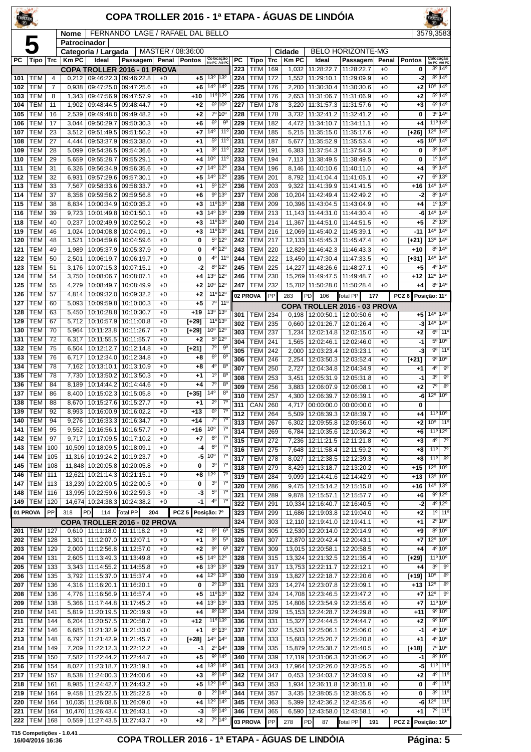# COPA TROLLER 2016 - 1ª ETAPA - ÁGUAS DE LINDÓIA

**5**

| | |
|---|---|
| Nome | FERNANDO LAGE / RAFAEL DAL BELLO |
| Patrocinador | |
| Categoria / Largada | MASTER / 08:36:00 |
| Cidade | BELO HORIZONTE-MG |
| | 3579,3583 |

## COPA TROLLER 2016 - 01 PROVA

| PC | Tipo | Trc | Km PC | Ideal | Passagem | Penal | Pontos | Colocação No PC | Colocação Até PC |
|---|---|---|---|---|---|---|---|---|---|
| 101 | TEM | 4 | 0,212 | 09:46:22.3 | 09:46:22.8 | +0 | +5 | 13º | 13º |
| 102 | TEM | 7 | 0,938 | 09:47:25.0 | 09:47:25.6 | +0 | +6 | 14º | 14º |
| 103 | TEM | 8 | 1,343 | 09:47:56.9 | 09:47:57.9 | +0 | +10 | 11º | 12º |
| 104 | TEM | 11 | 1,902 | 09:48:44.5 | 09:48:44.7 | +0 | +2 | 6º | 10º |
| 105 | TEM | 16 | 2,539 | 09:49:48.0 | 09:49:48.2 | +0 | +2 | 7º | 10º |
| 106 | TEM | 17 | 3,044 | 09:50:29.7 | 09:50:30.3 | +0 | +6 | 6º | 9º |
| 107 | TEM | 23 | 3,512 | 09:51:49.5 | 09:51:50.2 | +0 | +7 | 14º | 11º |
| 108 | TEM | 27 | 4,444 | 09:53:37.9 | 09:53:38.0 | +0 | +1 | 5º | 11º |
| 109 | TEM | 28 | 5,099 | 09:54:36.5 | 09:54:36.6 | +0 | +1 | 3º | 11º |
| 110 | TEM | 29 | 5,659 | 09:55:28.7 | 09:55:29.1 | +0 | +4 | 10º | 11º |
| 111 | TEM | 31 | 6,326 | 09:56:34.9 | 09:56:35.6 | +0 | +7 | 14º | 12º |
| 112 | TEM | 32 | 6,931 | 09:57:29.6 | 09:57:30.1 | +0 | +5 | 14º | 12º |
| 113 | TEM | 33 | 7,567 | 09:58:33.6 | 09:58:33.7 | +0 | +1 | 5º | 12º |
| 114 | TEM | 37 | 8,358 | 09:59:56.2 | 09:59:56.8 | +0 | +6 | 9º | 13º |
| 115 | TEM | 38 | 8,834 | 10:00:34.9 | 10:00:35.2 | +0 | +3 | 11º | 13º |
| 116 | TEM | 39 | 9,723 | 10:01:49.8 | 10:01:50.1 | +0 | +3 | 14º | 13º |
| 118 | TEM | 40 | 0,237 | 10:02:49.9 | 10:02:50.2 | +0 | +3 | 11º | 13º |
| 119 | TEM | 46 | 1,024 | 10:04:08.8 | 10:04:09.1 | +0 | +3 | 11º | 13º |
| 120 | TEM | 48 | 1,521 | 10:04:59.6 | 10:04:59.6 | +0 | 0 | 5º | 12º |
| 121 | TEM | 49 | 1,989 | 10:05:37.9 | 10:05:37.9 | +0 | 0 | 4º | 12º |
| 122 | TEM | 50 | 2,501 | 10:06:19.7 | 10:06:19.7 | +0 | 0 | 4º | 11º |
| 123 | TEM | 51 | 3,176 | 10:07:15.3 | 10:07:15.1 | +0 | -2 | 8º | 12º |
| 124 | TEM | 54 | 3,750 | 10:08:06.7 | 10:08:07.1 | +0 | +4 | 13º | 12º |
| 125 | TEM | 55 | 4,279 | 10:08:49.7 | 10:08:49.9 | +0 | +2 | 10º | 12º |
| 126 | TEM | 57 | 4,814 | 10:09:32.0 | 10:09:32.2 | +0 | +2 | 11º | 12º |
| 127 | TEM | 60 | 5,093 | 10:09:59.8 | 10:10:00.3 | +0 | +5 | 7º | 11º |
| 128 | TEM | 63 | 5,450 | 10:10:28.8 | 10:10:30.7 | +0 | +19 | 13º | 13º |
| 129 | TEM | 67 | 5,712 | 10:10:57.9 | 10:11:00.8 | +0 | [+29] | 11º | 13º |
| 130 | TEM | 70 | 5,964 | 10:11:23.8 | 10:11:26.7 | +0 | [+29] | 10º | 12º |
| 131 | TEM | 72 | 6,317 | 10:11:55.5 | 10:11:55.7 | +0 | +2 | 5º | 12º |
| 132 | TEM | 75 | 6,504 | 10:12:12.7 | 10:12:14.8 | +0 | [+21] | 7º | 9º |
| 133 | TEM | 76 | 6,717 | 10:12:34.0 | 10:12:34.8 | +0 | +8 | 6º | 8º |
| 134 | TEM | 78 | 7,162 | 10:13:10.1 | 10:13:10.9 | +0 | +8 | 4º | 8º |
| 135 | TEM | 78 | 7,730 | 10:13:50.2 | 10:13:50.3 | +0 | +1 | 1º | 8º |
| 136 | TEM | 84 | 8,189 | 10:14:44.2 | 10:14:44.6 | +0 | +4 | 7º | 8º |
| 137 | TEM | 86 | 8,400 | 10:15:02.3 | 10:15:05.8 | +0 | [+35] | 14º | 8º |
| 138 | TEM | 88 | 8,670 | 10:15:27.6 | 10:15:27.7 | +0 | +1 | 2º | 7º |
| 139 | TEM | 92 | 8,993 | 10:16:00.9 | 10:16:02.2 | +0 | +13 | 6º | 7º |
| 140 | TEM | 94 | 9,276 | 10:16:33.3 | 10:16:34.7 | +0 | +14 | 7º | 7º |
| 141 | TEM | 95 | 9,552 | 10:16:56.1 | 10:16:57.7 | +0 | +16 | 10º | 7º |
| 142 | TEM | 97 | 9,717 | 10:17:09.5 | 10:17:10.2 | +0 | +7 | 6º | 7º |
| 143 | TEM | 100 | 10,509 | 10:18:09.5 | 10:18:09.1 | +0 | -4 | 6º | 7º |
| 144 | TEM | 105 | 11,316 | 10:19:24.2 | 10:19:23.7 | +0 | -5 | 10º | 7º |
| 145 | TEM | 108 | 11,848 | 10:20:05.8 | 10:20:05.8 | +0 | 0 | 3º | 7º |
| 146 | TEM | 111 | 12,621 | 10:21:14.3 | 10:21:15.1 | +0 | +8 | 12º | 7º |
| 147 | TEM | 113 | 13,239 | 10:22:00.5 | 10:22:00.5 | +0 | 0 | 3º | 7º |
| 148 | TEM | 116 | 13,995 | 10:22:59.6 | 10:22:59.3 | +0 | -3 | 5º | 7º |
| 149 | TEM | 120 | 14,674 | 10:24:38.3 | 10:24:38.2 | +0 | -1 | 4º | 7º |

01 PROVA | PP 318 | PD 114 | Total PP 204 | PCZ 5 | Posição: 7º

## COPA TROLLER 2016 - 02 PROVA

| PC | Tipo | Trc | Km PC | Ideal | Passagem | Penal | Pontos | Colocação No PC | Colocação Até PC |
|---|---|---|---|---|---|---|---|---|---|
| 201 | TEM | 127 | 0,610 | 11:11:18.0 | 11:11:18.2 | +0 | +2 | 6º | 6º |
| 202 | TEM | 128 | 1,301 | 11:12:07.0 | 11:12:07.1 | +0 | +1 | 3º | 5º |
| 203 | TEM | 129 | 2,000 | 11:12:56.8 | 11:12:57.0 | +0 | +2 | 9º | 6º |
| 204 | TEM | 131 | 2,605 | 11:13:49.3 | 11:13:49.8 | +0 | +5 | 14º | 12º |
| 205 | TEM | 133 | 3,343 | 11:14:55.2 | 11:14:55.8 | +0 | +6 | 13º | 13º |
| 206 | TEM | 135 | 3,792 | 11:15:37.0 | 11:15:37.4 | +0 | +4 | 12º | 13º |
| 207 | TEM | 136 | 4,316 | 11:16:20.1 | 11:16:20.1 | +0 | 0 | 2º | 13º |
| 208 | TEM | 136 | 4,776 | 11:16:56.9 | 11:16:57.4 | +0 | +5 | 11º | 13º |
| 209 | TEM | 138 | 5,366 | 11:17:44.8 | 11:17:45.2 | +0 | +4 | 13º | 13º |
| 210 | TEM | 141 | 5,819 | 11:20:19.5 | 11:20:19.9 | +0 | +4 | 8º | 13º |
| 211 | TEM | 144 | 6,204 | 11:20:57.5 | 11:20:58.7 | +0 | +12 | 11º | 13º |
| 212 | TEM | 146 | 6,685 | 11:21:32.9 | 11:21:33.0 | +0 | +1 | 8º | 13º |
| 213 | TEM | 148 | 6,797 | 11:21:42.9 | 11:21:45.7 | +0 | [+28] | 14º | 14º |
| 214 | TEM | 149 | 7,209 | 11:22:12.3 | 11:22:12.2 | +0 | -1 | 2º | 14º |
| 215 | TEM | 150 | 7,582 | 11:22:44.2 | 11:22:44.7 | +0 | +5 | 9º | 14º |
| 216 | TEM | 154 | 8,027 | 11:23:18.7 | 11:23:19.1 | +0 | +4 | 13º | 14º |
| 217 | TEM | 157 | 8,538 | 11:24:00.3 | 11:24:00.6 | +0 | +3 | 8º | 14º |
| 218 | TEM | 161 | 8,985 | 11:24:42.7 | 11:24:43.2 | +0 | +5 | 12º | 14º |
| 219 | TEM | 164 | 9,458 | 11:25:22.5 | 11:25:22.5 | +0 | 0 | 2º | 14º |
| 220 | TEM | 164 | 10,035 | 11:26:08.6 | 11:26:09.0 | +0 | +4 | 12º | 14º |
| 221 | TEM | 164 | 10,470 | 11:26:43.4 | 11:26:43.1 | +0 | -3 | 5º | 14º |
| 222 | TEM | 168 | 0,559 | 11:27:43.5 | 11:27:43.7 | +0 | +2 | 7º | 14º |
| 223 | TEM | 169 | 1,032 | 11:28:22.7 | 11:28:22.7 | +0 | 0 | 3º | 14º |
| 224 | TEM | 172 | 1,552 | 11:29:10.1 | 11:29:09.9 | +0 | -2 | 8º | 14º |
| 225 | TEM | 176 | 2,200 | 11:30:30.4 | 11:30:30.6 | +0 | +2 | 10º | 14º |
| 226 | TEM | 176 | 2,653 | 11:31:06.7 | 11:31:06.9 | +0 | +2 | 5º | 14º |
| 227 | TEM | 178 | 3,220 | 11:31:57.3 | 11:31:57.6 | +0 | +3 | 6º | 14º |
| 228 | TEM | 178 | 3,732 | 11:32:41.2 | 11:32:41.2 | +0 | 0 | 3º | 14º |
| 229 | TEM | 182 | 4,472 | 11:34:10.7 | 11:34:11.1 | +0 | +4 | 11º | 14º |
| 230 | TEM | 185 | 5,215 | 11:35:15.0 | 11:35:17.6 | +0 | [+26] | 12º | 14º |
| 231 | TEM | 187 | 5,677 | 11:35:52.9 | 11:35:53.4 | +0 | +5 | 10º | 14º |
| 232 | TEM | 191 | 6,383 | 11:37:54.3 | 11:37:54.3 | +0 | 0 | 3º | 14º |
| 233 | TEM | 194 | 7,113 | 11:38:49.5 | 11:38:49.5 | +0 | 0 | 1º | 14º |
| 234 | TEM | 196 | 8,146 | 11:40:10.6 | 11:40:11.0 | +0 | +4 | 9º | 14º |
| 235 | TEM | 201 | 8,792 | 11:41:04.4 | 11:41:05.1 | +0 | +7 | 6º | 13º |
| 236 | TEM | 203 | 9,322 | 11:41:39.9 | 11:41:41.5 | +0 | +16 | 14º | 14º |
| 237 | TEM | 208 | 10,204 | 11:42:49.4 | 11:42:49.2 | +0 | -2 | 8º | 14º |
| 238 | TEM | 209 | 10,396 | 11:43:04.5 | 11:43:04.9 | +0 | +4 | 1º | 13º |
| 239 | TEM | 213 | 11,143 | 11:44:31.0 | 11:44:30.4 | +0 | -6 | 14º | 14º |
| 240 | TEM | 214 | 11,367 | 11:44:51.0 | 11:44:51.5 | +0 | +5 | 2º | 13º |
| 241 | TEM | 216 | 12,069 | 11:45:40.2 | 11:45:39.1 | +0 | -11 | 14º | 14º |
| 242 | TEM | 217 | 12,133 | 11:45:45.3 | 11:45:47.4 | +0 | [+21] | 13º | 14º |
| 243 | TEM | 220 | 12,829 | 11:46:42.3 | 11:46:43.3 | +0 | +10 | 8º | 14º |
| 244 | TEM | 222 | 13,450 | 11:47:30.4 | 11:47:33.5 | +0 | [+31] | 14º | 14º |
| 245 | TEM | 225 | 14,227 | 11:48:26.6 | 11:48:27.1 | +0 | +5 | 4º | 14º |
| 246 | TEM | 230 | 15,269 | 11:49:47.5 | 11:49:48.7 | +0 | +12 | 12º | 14º |
| 247 | TEM | 232 | 15,782 | 11:50:28.0 | 11:50:28.4 | +0 | +4 | 8º | 14º |

02 PROVA | PP 283 | PD 106 | Total PP 177 | PCZ 6 | Posição: 11º

## COPA TROLLER 2016 - 03 PROVA

| PC | Tipo | Trc | Km PC | Ideal | Passagem | Penal | Pontos | Colocação No PC | Colocação Até PC |
|---|---|---|---|---|---|---|---|---|---|
| 301 | TEM | 234 | 0,198 | 12:00:50.1 | 12:00:50.6 | +0 | +5 | 14º | 14º |
| 302 | TEM | 235 | 0,660 | 12:01:26.7 | 12:01:26.4 | +0 | -3 | 14º | 14º |
| 303 | TEM | 237 | 1,234 | 12:02:14.8 | 12:02:15.0 | +0 | +2 | 6º | 11º |
| 304 | TEM | 241 | 1,565 | 12:02:46.1 | 12:02:46.0 | +0 | -1 | 5º | 10º |
| 305 | TEM | 242 | 2,000 | 12:03:23.4 | 12:03:23.1 | +0 | -3 | 9º | 11º |
| 306 | TEM | 246 | 2,254 | 12:03:50.3 | 12:03:52.4 | +0 | [+21] | 9º | 10º |
| 307 | TEM | 250 | 2,727 | 12:04:34.8 | 12:04:34.9 | +0 | +1 | 4º | 9º |
| 308 | TEM | 253 | 3,451 | 12:05:31.9 | 12:05:31.8 | +0 | -1 | 3º | 9º |
| 309 | TEM | 256 | 3,883 | 12:06:07.9 | 12:06:08.1 | +0 | +2 | 7º | 8º |
| 310 | TEM | 257 | 4,300 | 12:06:39.7 | 12:06:39.1 | +0 | -6 | 12º | 10º |
| 311 | CAN | 260 | 4,717 | 00:00:00.0 | 00:00:00.0 | +0 | 0 | | |
| 312 | TEM | 264 | 5,509 | 12:08:39.3 | 12:08:39.7 | +0 | +4 | 11º | 10º |
| 313 | TEM | 267 | 6,302 | 12:09:55.8 | 12:09:56.0 | +0 | +2 | 10º | 11º |
| 314 | TEM | 269 | 6,784 | 12:10:35.6 | 12:10:36.2 | +0 | +6 | 11º | 12º |
| 315 | TEM | 272 | 7,236 | 12:11:21.5 | 12:11:21.8 | +0 | +3 | 4º | 7º |
| 316 | TEM | 275 | 7,648 | 12:11:58.4 | 12:11:59.2 | +0 | +8 | 11º | 7º |
| 317 | TEM | 278 | 8,027 | 12:12:38.5 | 12:12:39.3 | +0 | +8 | 11º | 8º |
| 318 | TEM | 279 | 8,429 | 12:13:18.7 | 12:13:20.2 | +0 | +15 | 12º | 10º |
| 319 | TEM | 284 | 9,099 | 12:14:41.6 | 12:14:42.9 | +0 | +13 | 13º | 10º |
| 320 | TEM | 286 | 9,475 | 12:15:14.2 | 12:15:15.8 | +0 | +16 | 14º | 13º |
| 321 | TEM | 289 | 9,878 | 12:15:57.1 | 12:15:57.7 | +0 | +6 | 9º | 12º |
| 322 | TEM | 291 | 10,334 | 12:16:40.7 | 12:16:40.5 | +0 | -2 | 4º | 12º |
| 323 | TEM | 299 | 11,686 | 12:19:03.8 | 12:19:04.0 | +0 | +2 | 1º | 11º |
| 324 | TEM | 303 | 12,110 | 12:19:41.0 | 12:19:41.1 | +0 | +1 | 2º | 10º |
| 325 | TEM | 305 | 12,530 | 12:20:14.0 | 12:20:14.9 | +0 | +9 | 8º | 10º |
| 326 | TEM | 307 | 12,870 | 12:20:42.4 | 12:20:43.1 | +0 | +7 | 12º | 10º |
| 327 | TEM | 309 | 13,015 | 12:20:58.1 | 12:20:58.5 | +0 | +4 | 4º | 10º |
| 328 | TEM | 315 | 13,324 | 12:21:32.5 | 12:21:35.4 | +0 | [+29] | 11º | 10º |
| 329 | TEM | 317 | 13,753 | 12:22:11.7 | 12:22:12.1 | +0 | +4 | 3º | 9º |
| 330 | TEM | 319 | 13,827 | 12:22:18.7 | 12:22:20.6 | +0 | [+19] | 10º | 8º |
| 331 | TEM | 323 | 14,274 | 12:23:07.8 | 12:23:09.1 | +0 | +13 | 12º | 8º |
| 332 | TEM | 324 | 14,708 | 12:23:46.5 | 12:23:47.2 | +0 | +7 | 12º | 9º |
| 333 | TEM | 325 | 14,806 | 12:23:54.9 | 12:23:55.6 | +0 | +7 | 11º | 10º |
| 334 | TEM | 329 | 15,153 | 12:24:28.7 | 12:24:29.8 | +0 | +11 | 9º | 10º |
| 336 | TEM | 331 | 15,327 | 12:24:44.5 | 12:24:44.7 | +0 | +2 | 9º | 10º |
| 337 | TEM | 332 | 15,531 | 12:25:06.1 | 12:25:06.0 | +0 | -1 | 4º | 10º |
| 338 | TEM | 333 | 15,683 | 12:25:20.7 | 12:25:20.8 | +0 | +1 | 4º | 10º |
| 339 | TEM | 335 | 15,879 | 12:25:38.7 | 12:25:40.5 | +0 | [+18] | 7º | 10º |
| 340 | TEM | 339 | 17,119 | 12:31:06.3 | 12:31:06.2 | +0 | -1 | 8º | 10º |
| 341 | TEM | 343 | 17,964 | 12:32:26.0 | 12:32:25.5 | +0 | -5 | 11º | 11º |
| 342 | TEM | 347 | 0,453 | 12:34:03.7 | 12:34:03.9 | +0 | +2 | 4º | 11º |
| 343 | TEM | 353 | 1,934 | 12:36:11.8 | 12:36:11.8 | +0 | 0 | 4º | 11º |
| 344 | TEM | 357 | 3,435 | 12:38:05.5 | 12:38:05.5 | +0 | 0 | 3º | 11º |
| 345 | TEM | 363 | 5,399 | 12:42:36.2 | 12:42:35.6 | +0 | -6 | 12º | 11º |
| 346 | TEM | 365 | 6,590 | 12:43:58.0 | 12:43:58.1 | +0 | +1 | 7º | 11º |

03 PROVA | PP 278 | PD 87 | Total PP 191 | PCZ 2 | Posição: 10º

T15 Competições - 1.0.41
16/04/2016 16:36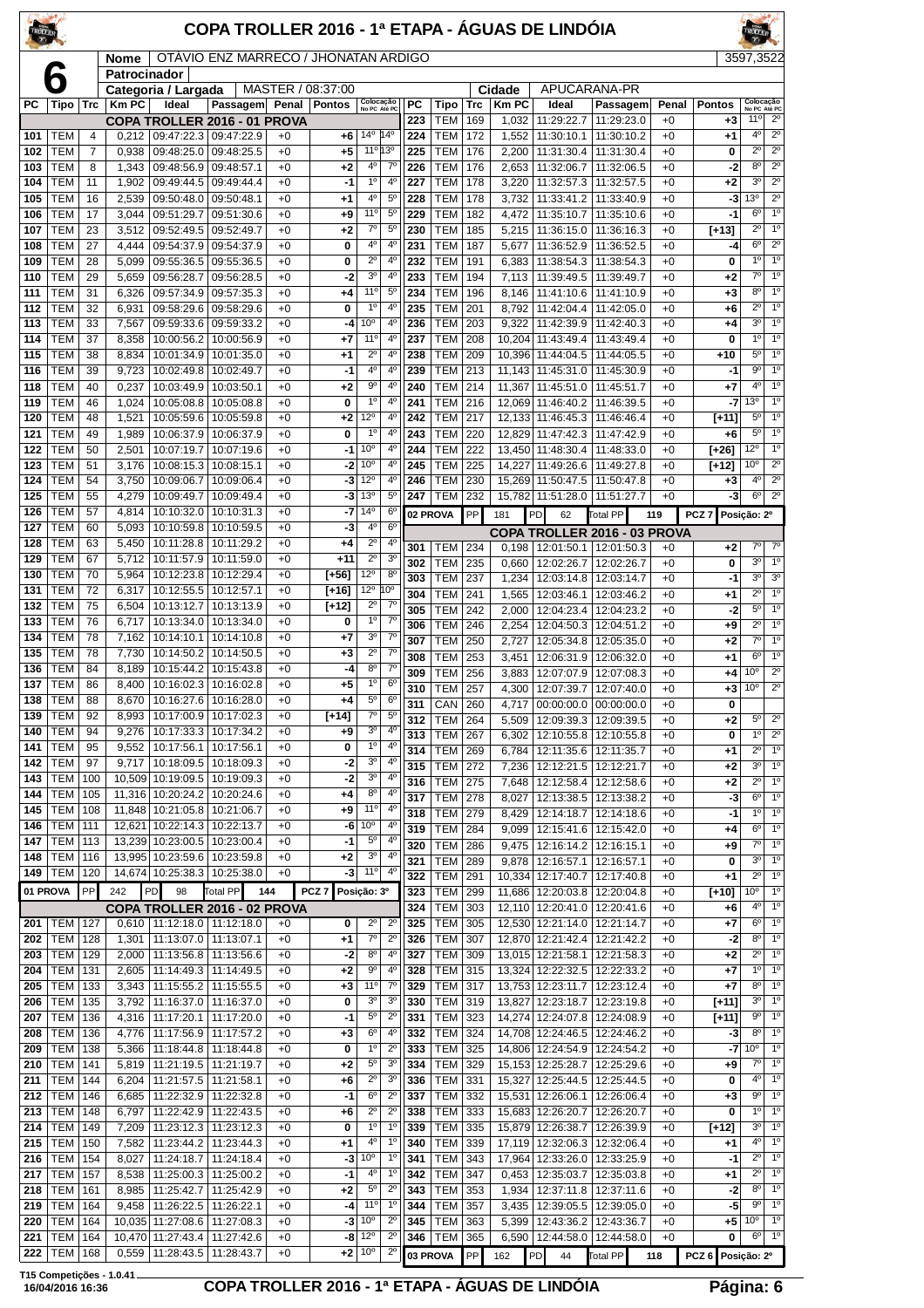# COPA TROLLER 2016 - 1ª ETAPA - ÁGUAS DE LINDÓIA

**6**

| Nome | OTÁVIO ENZ MARRECO / JHONATAN ARDIGO | | 3597,3522 |
|---|---|---|---|
| Patrocinador | | | |
| Categoria / Largada | MASTER / 08:37:00 | Cidade | APUCARANA-PR |

| PC | Tipo | Trc | Km PC | Ideal | Passagem | Penal | Pontos | Colocação No PC | Colocação Até PC |
|---|---|---|---|---|---|---|---|---|---|
| **COPA TROLLER 2016 - 01 PROVA** | | | | | | | | | |
| 101 | TEM | 4 | 0,212 | 09:47:22.3 | 09:47:22.9 | +0 | +6 | 14º | 14º |
| 102 | TEM | 7 | 0,938 | 09:48:25.0 | 09:48:25.5 | +0 | +5 | 11º | 13º |
| 103 | TEM | 8 | 1,343 | 09:48:56.9 | 09:48:57.1 | +0 | +2 | 4º | 7º |
| 104 | TEM | 11 | 1,902 | 09:49:44.5 | 09:49:44.4 | +0 | -1 | 1º | 4º |
| 105 | TEM | 16 | 2,539 | 09:50:48.0 | 09:50:48.1 | +0 | +1 | 4º | 5º |
| 106 | TEM | 17 | 3,044 | 09:51:29.7 | 09:51:30.6 | +0 | +9 | 11º | 5º |
| 107 | TEM | 23 | 3,512 | 09:52:49.5 | 09:52:49.7 | +0 | +2 | 7º | 5º |
| 108 | TEM | 27 | 4,444 | 09:54:37.9 | 09:54:37.9 | +0 | 0 | 4º | 4º |
| 109 | TEM | 28 | 5,099 | 09:55:36.5 | 09:55:36.5 | +0 | 0 | 2º | 4º |
| 110 | TEM | 29 | 5,659 | 09:56:28.7 | 09:56:28.5 | +0 | -2 | 3º | 4º |
| 111 | TEM | 31 | 6,326 | 09:57:34.9 | 09:57:35.3 | +0 | +4 | 11º | 5º |
| 112 | TEM | 32 | 6,931 | 09:58:29.6 | 09:58:29.6 | +0 | 0 | 1º | 4º |
| 113 | TEM | 33 | 7,567 | 09:59:33.6 | 09:59:33.2 | +0 | -4 | 10º | 4º |
| 114 | TEM | 37 | 8,358 | 10:00:56.2 | 10:00:56.9 | +0 | +7 | 11º | 4º |
| 115 | TEM | 38 | 8,834 | 10:01:34.9 | 10:01:35.0 | +0 | +1 | 2º | 4º |
| 116 | TEM | 39 | 9,723 | 10:02:49.8 | 10:02:49.7 | +0 | -1 | 4º | 4º |
| 118 | TEM | 40 | 0,237 | 10:03:49.9 | 10:03:50.1 | +0 | +2 | 9º | 4º |
| 119 | TEM | 46 | 1,024 | 10:05:08.8 | 10:05:08.8 | +0 | 0 | 1º | 4º |
| 120 | TEM | 48 | 1,521 | 10:05:59.6 | 10:05:59.8 | +0 | +2 | 12º | 4º |
| 121 | TEM | 49 | 1,989 | 10:06:37.9 | 10:06:37.9 | +0 | 0 | 1º | 4º |
| 122 | TEM | 50 | 2,501 | 10:07:19.7 | 10:07:19.6 | +0 | -1 | 10º | 4º |
| 123 | TEM | 51 | 3,176 | 10:08:15.3 | 10:08:15.1 | +0 | -2 | 10º | 4º |
| 124 | TEM | 54 | 3,750 | 10:09:06.7 | 10:09:06.4 | +0 | -3 | 12º | 4º |
| 125 | TEM | 55 | 4,279 | 10:09:49.7 | 10:09:49.4 | +0 | -3 | 13º | 5º |
| 126 | TEM | 57 | 4,814 | 10:10:32.0 | 10:10:31.3 | +0 | -7 | 14º | 6º |
| 127 | TEM | 60 | 5,093 | 10:10:59.8 | 10:10:59.5 | +0 | -3 | 4º | 6º |
| 128 | TEM | 63 | 5,450 | 10:11:28.8 | 10:11:29.2 | +0 | +4 | 2º | 4º |
| 129 | TEM | 67 | 5,712 | 10:11:57.9 | 10:11:59.0 | +0 | +11 | 2º | 3º |
| 130 | TEM | 70 | 5,964 | 10:12:23.8 | 10:12:29.4 | +0 | [+56] | 12º | 8º |
| 131 | TEM | 72 | 6,317 | 10:12:55.5 | 10:12:57.1 | +0 | [+16] | 12º | 10º |
| 132 | TEM | 75 | 6,504 | 10:13:12.7 | 10:13:13.9 | +0 | [+12] | 2º | 7º |
| 133 | TEM | 76 | 6,717 | 10:13:34.0 | 10:13:34.0 | +0 | 0 | 1º | 7º |
| 134 | TEM | 78 | 7,162 | 10:14:10.1 | 10:14:10.8 | +0 | +7 | 3º | 7º |
| 135 | TEM | 78 | 7,730 | 10:14:50.2 | 10:14:50.5 | +0 | +3 | 2º | 7º |
| 136 | TEM | 84 | 8,189 | 10:15:44.2 | 10:15:43.8 | +0 | -4 | 8º | 7º |
| 137 | TEM | 86 | 8,400 | 10:16:02.3 | 10:16:02.8 | +0 | +5 | 1º | 6º |
| 138 | TEM | 88 | 8,670 | 10:16:27.6 | 10:16:28.0 | +0 | +4 | 5º | 6º |
| 139 | TEM | 92 | 8,993 | 10:17:00.9 | 10:17:02.3 | +0 | [+14] | 7º | 5º |
| 140 | TEM | 94 | 9,276 | 10:17:33.3 | 10:17:34.2 | +0 | +9 | 3º | 4º |
| 141 | TEM | 95 | 9,552 | 10:17:56.1 | 10:17:56.1 | +0 | 0 | 1º | 4º |
| 142 | TEM | 97 | 9,717 | 10:18:09.5 | 10:18:09.3 | +0 | -2 | 3º | 4º |
| 143 | TEM | 100 | 10,509 | 10:19:09.5 | 10:19:09.3 | +0 | -2 | 3º | 4º |
| 144 | TEM | 105 | 11,316 | 10:20:24.2 | 10:20:24.6 | +0 | +4 | 8º | 4º |
| 145 | TEM | 108 | 11,848 | 10:21:05.8 | 10:21:06.7 | +0 | +9 | 11º | 4º |
| 146 | TEM | 111 | 12,621 | 10:22:14.3 | 10:22:13.7 | +0 | -6 | 10º | 4º |
| 147 | TEM | 113 | 13,239 | 10:23:00.5 | 10:23:00.4 | +0 | -1 | 5º | 4º |
| 148 | TEM | 116 | 13,995 | 10:23:59.6 | 10:23:59.8 | +0 | +2 | 3º | 4º |
| 149 | TEM | 120 | 14,674 | 10:25:38.3 | 10:25:38.0 | +0 | -3 | 11º | 4º |
| 01 PROVA | PP | 242 | PD | 98 | Total PP | 144 | PCZ 7 | Posição: 3º | |
| **COPA TROLLER 2016 - 02 PROVA** | | | | | | | | | |
| 201 | TEM | 127 | 0,610 | 11:12:18.0 | 11:12:18.0 | +0 | 0 | 2º | 2º |
| 202 | TEM | 128 | 1,301 | 11:13:07.0 | 11:13:07.1 | +0 | +1 | 7º | 2º |
| 203 | TEM | 129 | 2,000 | 11:13:56.8 | 11:13:56.6 | +0 | -2 | 8º | 4º |
| 204 | TEM | 131 | 2,605 | 11:14:49.3 | 11:14:49.5 | +0 | +2 | 9º | 4º |
| 205 | TEM | 133 | 3,343 | 11:15:55.2 | 11:15:55.5 | +0 | +3 | 11º | 7º |
| 206 | TEM | 135 | 3,792 | 11:16:37.0 | 11:16:37.0 | +0 | 0 | 3º | 3º |
| 207 | TEM | 136 | 4,316 | 11:17:20.1 | 11:17:20.0 | +0 | -1 | 5º | 2º |
| 208 | TEM | 136 | 4,776 | 11:17:56.9 | 11:17:57.2 | +0 | +3 | 6º | 4º |
| 209 | TEM | 138 | 5,366 | 11:18:44.8 | 11:18:44.8 | +0 | 0 | 1º | 2º |
| 210 | TEM | 141 | 5,819 | 11:21:19.5 | 11:21:19.7 | +0 | +2 | 5º | 3º |
| 211 | TEM | 144 | 6,204 | 11:21:57.5 | 11:21:58.1 | +0 | +6 | 2º | 3º |
| 212 | TEM | 146 | 6,685 | 11:22:32.9 | 11:22:32.8 | +0 | -1 | 6º | 2º |
| 213 | TEM | 148 | 6,797 | 11:22:42.9 | 11:22:43.5 | +0 | +6 | 2º | 2º |
| 214 | TEM | 149 | 7,209 | 11:23:12.3 | 11:23:12.3 | +0 | 0 | 1º | 1º |
| 215 | TEM | 150 | 7,582 | 11:23:44.2 | 11:23:44.3 | +0 | +1 | 4º | 1º |
| 216 | TEM | 154 | 8,027 | 11:24:18.7 | 11:24:18.4 | +0 | -3 | 10º | 1º |
| 217 | TEM | 157 | 8,538 | 11:25:00.3 | 11:25:00.2 | +0 | -1 | 4º | 1º |
| 218 | TEM | 161 | 8,985 | 11:25:42.7 | 11:25:42.9 | +0 | +2 | 5º | 2º |
| 219 | TEM | 164 | 9,458 | 11:26:22.5 | 11:26:22.1 | +0 | -4 | 11º | 1º |
| 220 | TEM | 164 | 10,035 | 11:27:08.6 | 11:27:08.3 | +0 | -3 | 10º | 2º |
| 221 | TEM | 164 | 10,470 | 11:27:43.4 | 11:27:42.6 | +0 | -8 | 12º | 2º |
| 222 | TEM | 168 | 0,559 | 11:28:43.5 | 11:28:43.7 | +0 | +2 | 10º | 2º |
| 223 | TEM | 169 | 1,032 | 11:29:22.7 | 11:29:23.0 | +0 | +3 | 11º | 2º |
| 224 | TEM | 172 | 1,552 | 11:30:10.1 | 11:30:10.2 | +0 | +1 | 4º | 2º |
| 225 | TEM | 176 | 2,200 | 11:31:30.4 | 11:31:30.4 | +0 | 0 | 2º | 2º |
| 226 | TEM | 176 | 2,653 | 11:32:06.7 | 11:32:06.5 | +0 | -2 | 8º | 2º |
| 227 | TEM | 178 | 3,220 | 11:32:57.3 | 11:32:57.5 | +0 | +2 | 3º | 2º |
| 228 | TEM | 178 | 3,732 | 11:33:41.2 | 11:33:40.9 | +0 | -3 | 13º | 2º |
| 229 | TEM | 182 | 4,472 | 11:35:10.7 | 11:35:10.6 | +0 | -1 | 6º | 1º |
| 230 | TEM | 185 | 5,215 | 11:36:15.0 | 11:36:16.3 | +0 | [+13] | 2º | 1º |
| 231 | TEM | 187 | 5,677 | 11:36:52.9 | 11:36:52.5 | +0 | -4 | 6º | 2º |
| 232 | TEM | 191 | 6,383 | 11:38:54.3 | 11:38:54.3 | +0 | 0 | 1º | 1º |
| 233 | TEM | 194 | 7,113 | 11:39:49.5 | 11:39:49.7 | +0 | +2 | 7º | 1º |
| 234 | TEM | 196 | 8,146 | 11:41:10.6 | 11:41:10.9 | +0 | +3 | 8º | 1º |
| 235 | TEM | 201 | 8,792 | 11:42:04.4 | 11:42:05.0 | +0 | +6 | 2º | 1º |
| 236 | TEM | 203 | 9,322 | 11:42:39.9 | 11:42:40.3 | +0 | +4 | 3º | 1º |
| 237 | TEM | 208 | 10,204 | 11:43:49.4 | 11:43:49.4 | +0 | 0 | 1º | 1º |
| 238 | TEM | 209 | 10,396 | 11:44:04.5 | 11:44:05.5 | +0 | +10 | 5º | 1º |
| 239 | TEM | 213 | 11,143 | 11:45:31.0 | 11:45:30.9 | +0 | -1 | 9º | 1º |
| 240 | TEM | 214 | 11,367 | 11:45:51.0 | 11:45:51.7 | +0 | +7 | 4º | 1º |
| 241 | TEM | 216 | 12,069 | 11:46:40.2 | 11:46:39.5 | +0 | -7 | 13º | 1º |
| 242 | TEM | 217 | 12,133 | 11:46:45.3 | 11:46:46.4 | +0 | [+11] | 5º | 1º |
| 243 | TEM | 220 | 12,829 | 11:47:42.3 | 11:47:42.9 | +0 | +6 | 5º | 1º |
| 244 | TEM | 222 | 13,450 | 11:48:30.4 | 11:48:33.0 | +0 | [+26] | 12º | 1º |
| 245 | TEM | 225 | 14,227 | 11:49:26.6 | 11:49:27.8 | +0 | [+12] | 10º | 2º |
| 246 | TEM | 230 | 15,269 | 11:50:47.5 | 11:50:47.8 | +0 | +3 | 4º | 2º |
| 247 | TEM | 232 | 15,782 | 11:51:28.0 | 11:51:27.7 | +0 | -3 | 6º | 2º |
| 02 PROVA | PP | 181 | PD | 62 | Total PP | 119 | PCZ 7 | Posição: 2º | |
| **COPA TROLLER 2016 - 03 PROVA** | | | | | | | | | |
| 301 | TEM | 234 | 0,198 | 12:01:50.1 | 12:01:50.3 | +0 | +2 | 7º | 7º |
| 302 | TEM | 235 | 0,660 | 12:02:26.7 | 12:02:26.7 | +0 | 0 | 3º | 1º |
| 303 | TEM | 237 | 1,234 | 12:03:14.8 | 12:03:14.7 | +0 | -1 | 3º | 3º |
| 304 | TEM | 241 | 1,565 | 12:03:46.1 | 12:03:46.2 | +0 | +1 | 2º | 1º |
| 305 | TEM | 242 | 2,000 | 12:04:23.4 | 12:04:23.2 | +0 | -2 | 5º | 1º |
| 306 | TEM | 246 | 2,254 | 12:04:50.3 | 12:04:51.2 | +0 | +9 | 2º | 1º |
| 307 | TEM | 250 | 2,727 | 12:05:34.8 | 12:05:35.0 | +0 | +2 | 7º | 1º |
| 308 | TEM | 253 | 3,451 | 12:06:31.9 | 12:06:32.0 | +0 | +1 | 6º | 1º |
| 309 | TEM | 256 | 3,883 | 12:07:07.9 | 12:07:08.3 | +0 | +4 | 10º | 2º |
| 310 | TEM | 257 | 4,300 | 12:07:39.7 | 12:07:40.0 | +0 | +3 | 10º | 2º |
| 311 | CAN | 260 | 4,717 | 00:00:00.0 | 00:00:00.0 | +0 | 0 | | |
| 312 | TEM | 264 | 5,509 | 12:09:39.3 | 12:09:39.5 | +0 | +2 | 5º | 2º |
| 313 | TEM | 267 | 6,302 | 12:10:55.8 | 12:10:55.8 | +0 | 0 | 1º | 2º |
| 314 | TEM | 269 | 6,784 | 12:11:35.6 | 12:11:35.7 | +0 | +1 | 2º | 1º |
| 315 | TEM | 272 | 7,236 | 12:12:21.5 | 12:12:21.7 | +0 | +2 | 3º | 1º |
| 316 | TEM | 275 | 7,648 | 12:12:58.4 | 12:12:58.6 | +0 | +2 | 2º | 1º |
| 317 | TEM | 278 | 8,027 | 12:13:38.5 | 12:13:38.2 | +0 | -3 | 6º | 1º |
| 318 | TEM | 279 | 8,429 | 12:14:18.7 | 12:14:18.6 | +0 | -1 | 1º | 1º |
| 319 | TEM | 284 | 9,099 | 12:15:41.6 | 12:15:42.0 | +0 | +4 | 6º | 1º |
| 320 | TEM | 286 | 9,475 | 12:16:14.2 | 12:16:15.1 | +0 | +9 | 7º | 1º |
| 321 | TEM | 289 | 9,878 | 12:16:57.1 | 12:16:57.1 | +0 | 0 | 3º | 1º |
| 322 | TEM | 291 | 10,334 | 12:17:40.7 | 12:17:40.8 | +0 | +1 | 2º | 1º |
| 323 | TEM | 299 | 11,686 | 12:20:03.8 | 12:20:04.8 | +0 | [+10] | 10º | 1º |
| 324 | TEM | 303 | 12,110 | 12:20:41.0 | 12:20:41.6 | +0 | +6 | 4º | 1º |
| 325 | TEM | 305 | 12,530 | 12:21:14.0 | 12:21:14.7 | +0 | +7 | 6º | 1º |
| 326 | TEM | 307 | 12,870 | 12:21:42.4 | 12:21:42.2 | +0 | -2 | 8º | 1º |
| 327 | TEM | 309 | 13,015 | 12:21:58.1 | 12:21:58.3 | +0 | +2 | 2º | 1º |
| 328 | TEM | 315 | 13,324 | 12:22:32.5 | 12:22:33.2 | +0 | +7 | 1º | 1º |
| 329 | TEM | 317 | 13,753 | 12:23:11.7 | 12:23:12.4 | +0 | +7 | 8º | 1º |
| 330 | TEM | 319 | 13,827 | 12:23:18.7 | 12:23:19.8 | +0 | [+11] | 3º | 1º |
| 331 | TEM | 323 | 14,274 | 12:24:07.8 | 12:24:08.9 | +0 | [+11] | 9º | 1º |
| 332 | TEM | 324 | 14,708 | 12:24:46.5 | 12:24:46.2 | +0 | -3 | 8º | 1º |
| 333 | TEM | 325 | 14,806 | 12:24:54.9 | 12:24:54.2 | +0 | -7 | 10º | 1º |
| 334 | TEM | 329 | 15,153 | 12:25:28.7 | 12:25:29.6 | +0 | +9 | 7º | 1º |
| 336 | TEM | 331 | 15,327 | 12:25:44.5 | 12:25:44.5 | +0 | 0 | 4º | 1º |
| 337 | TEM | 332 | 15,531 | 12:26:06.1 | 12:26:06.4 | +0 | +3 | 9º | 1º |
| 338 | TEM | 333 | 15,683 | 12:26:20.7 | 12:26:20.7 | +0 | 0 | 1º | 1º |
| 339 | TEM | 335 | 15,879 | 12:26:38.7 | 12:26:39.9 | +0 | [+12] | 3º | 1º |
| 340 | TEM | 339 | 17,119 | 12:32:06.3 | 12:32:06.4 | +0 | +1 | 4º | 1º |
| 341 | TEM | 343 | 17,964 | 12:33:26.0 | 12:33:25.9 | +0 | -1 | 2º | 1º |
| 342 | TEM | 347 | 0,453 | 12:35:03.7 | 12:35:03.8 | +0 | +1 | 2º | 1º |
| 343 | TEM | 353 | 1,934 | 12:37:11.8 | 12:37:11.6 | +0 | -2 | 8º | 1º |
| 344 | TEM | 357 | 3,435 | 12:39:05.5 | 12:39:05.0 | +0 | -5 | 9º | 1º |
| 345 | TEM | 363 | 5,399 | 12:43:36.2 | 12:43:36.7 | +0 | +5 | 10º | 1º |
| 346 | TEM | 365 | 6,590 | 12:44:58.0 | 12:44:58.0 | +0 | 0 | 6º | 1º |
| 03 PROVA | PP | 162 | PD | 44 | Total PP | 118 | PCZ 6 | Posição: 2º | |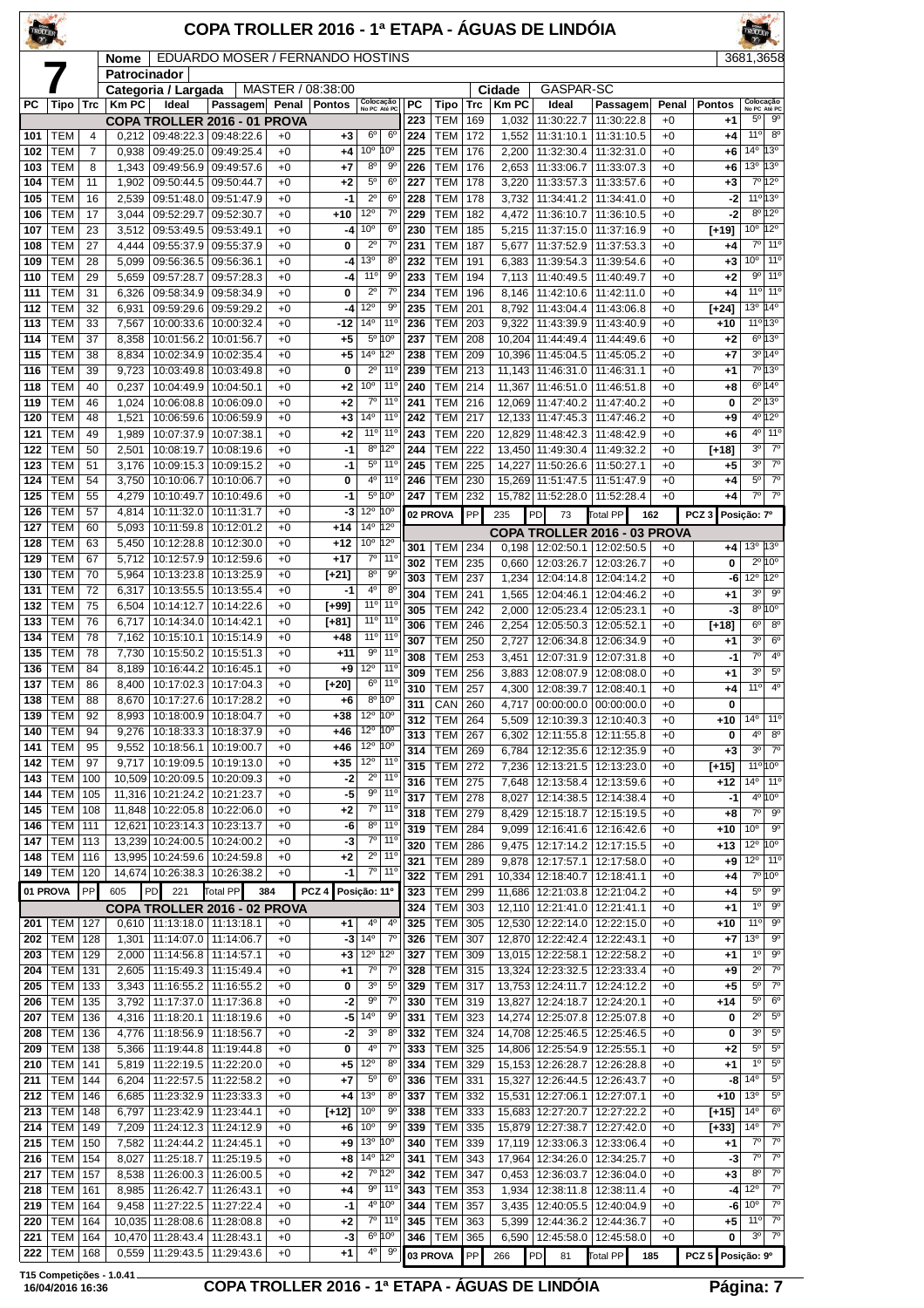# COPA TROLLER 2016 - 1ª ETAPA - ÁGUAS DE LINDÓIA

**7**

| Nome | EDUARDO MOSER / FERNANDO HOSTINS | | 3681,3658 |
|---|---|---|---|
| Patrocinador | | | |
| Categoria / Largada | MASTER / 08:38:00 | Cidade | GASPAR-SC |

## COPA TROLLER 2016 - 01 PROVA

| PC | Tipo | Trc | Km PC | Ideal | Passagem | Penal | Pontos | Colocação No PC | Colocação Até PC |
|---|---|---|---|---|---|---|---|---|---|
| 101 | TEM | 4 | 0,212 | 09:48:22.3 | 09:48:22.6 | +0 | +3 | 6º | 6º |
| 102 | TEM | 7 | 0,938 | 09:49:25.0 | 09:49:25.4 | +0 | +4 | 10º | 10º |
| 103 | TEM | 8 | 1,343 | 09:49:56.9 | 09:49:57.6 | +0 | +7 | 8º | 9º |
| 104 | TEM | 11 | 1,902 | 09:50:44.5 | 09:50:44.7 | +0 | +2 | 5º | 6º |
| 105 | TEM | 16 | 2,539 | 09:51:48.0 | 09:51:47.9 | +0 | -1 | 2º | 6º |
| 106 | TEM | 17 | 3,044 | 09:52:29.7 | 09:52:30.7 | +0 | +10 | 12º | 7º |
| 107 | TEM | 23 | 3,512 | 09:53:49.5 | 09:53:49.1 | +0 | -4 | 10º | 6º |
| 108 | TEM | 27 | 4,444 | 09:55:37.9 | 09:55:37.9 | +0 | 0 | 2º | 7º |
| 109 | TEM | 28 | 5,099 | 09:56:36.5 | 09:56:36.1 | +0 | -4 | 13º | 8º |
| 110 | TEM | 29 | 5,659 | 09:57:28.7 | 09:57:28.3 | +0 | -4 | 11º | 9º |
| 111 | TEM | 31 | 6,326 | 09:58:34.9 | 09:58:34.9 | +0 | 0 | 2º | 7º |
| 112 | TEM | 32 | 6,931 | 09:59:29.6 | 09:59:29.2 | +0 | -4 | 12º | 9º |
| 113 | TEM | 33 | 7,567 | 10:00:33.6 | 10:00:32.4 | +0 | -12 | 14º | 11º |
| 114 | TEM | 37 | 8,358 | 10:01:56.2 | 10:01:56.7 | +0 | +5 | 5º | 10º |
| 115 | TEM | 38 | 8,834 | 10:02:34.9 | 10:02:35.4 | +0 | +5 | 14º | 12º |
| 116 | TEM | 39 | 9,723 | 10:03:49.8 | 10:03:49.8 | +0 | 0 | 2º | 11º |
| 118 | TEM | 40 | 0,237 | 10:04:49.9 | 10:04:50.1 | +0 | +2 | 10º | 11º |
| 119 | TEM | 46 | 1,024 | 10:06:08.8 | 10:06:09.0 | +0 | +2 | 7º | 11º |
| 120 | TEM | 48 | 1,521 | 10:06:59.6 | 10:06:59.9 | +0 | +3 | 14º | 11º |
| 121 | TEM | 49 | 1,989 | 10:07:37.9 | 10:07:38.1 | +0 | +2 | 11º | 11º |
| 122 | TEM | 50 | 2,501 | 10:08:19.7 | 10:08:19.6 | +0 | -1 | 8º | 12º |
| 123 | TEM | 51 | 3,176 | 10:09:15.3 | 10:09:15.2 | +0 | -1 | 5º | 11º |
| 124 | TEM | 54 | 3,750 | 10:10:06.7 | 10:10:06.7 | +0 | 0 | 4º | 11º |
| 125 | TEM | 55 | 4,279 | 10:10:49.7 | 10:10:49.6 | +0 | -1 | 5º | 10º |
| 126 | TEM | 57 | 4,814 | 10:11:32.0 | 10:11:31.7 | +0 | -3 | 12º | 10º |
| 127 | TEM | 60 | 5,093 | 10:11:59.8 | 10:12:01.2 | +0 | +14 | 14º | 12º |
| 128 | TEM | 63 | 5,450 | 10:12:28.8 | 10:12:30.0 | +0 | +12 | 10º | 12º |
| 129 | TEM | 67 | 5,712 | 10:12:57.9 | 10:12:59.6 | +0 | +17 | 7º | 11º |
| 130 | TEM | 70 | 5,964 | 10:13:23.8 | 10:13:25.9 | +0 | [+21] | 8º | 9º |
| 131 | TEM | 72 | 6,317 | 10:13:55.5 | 10:13:55.4 | +0 | -1 | 4º | 8º |
| 132 | TEM | 75 | 6,504 | 10:14:12.7 | 10:14:22.6 | +0 | [+99] | 11º | 11º |
| 133 | TEM | 76 | 6,717 | 10:14:34.0 | 10:14:42.1 | +0 | [+81] | 11º | 11º |
| 134 | TEM | 78 | 7,162 | 10:15:10.1 | 10:15:14.9 | +0 | +48 | 11º | 11º |
| 135 | TEM | 78 | 7,730 | 10:15:50.2 | 10:15:51.3 | +0 | +11 | 9º | 11º |
| 136 | TEM | 84 | 8,189 | 10:16:44.2 | 10:16:45.1 | +0 | +9 | 12º | 11º |
| 137 | TEM | 86 | 8,400 | 10:17:02.3 | 10:17:04.3 | +0 | [+20] | 6º | 11º |
| 138 | TEM | 88 | 8,670 | 10:17:27.6 | 10:17:28.2 | +0 | +6 | 8º | 10º |
| 139 | TEM | 92 | 8,993 | 10:18:00.9 | 10:18:04.7 | +0 | +38 | 12º | 10º |
| 140 | TEM | 94 | 9,276 | 10:18:33.3 | 10:18:37.9 | +0 | +46 | 12º | 10º |
| 141 | TEM | 95 | 9,552 | 10:18:56.1 | 10:19:00.7 | +0 | +46 | 12º | 10º |
| 142 | TEM | 97 | 9,717 | 10:19:09.5 | 10:19:13.0 | +0 | +35 | 12º | 11º |
| 143 | TEM | 100 | 10,509 | 10:20:09.5 | 10:20:09.3 | +0 | -2 | 2º | 11º |
| 144 | TEM | 105 | 11,316 | 10:21:24.2 | 10:21:23.7 | +0 | -5 | 9º | 11º |
| 145 | TEM | 108 | 11,848 | 10:22:05.8 | 10:22:06.0 | +0 | +2 | 7º | 11º |
| 146 | TEM | 111 | 12,621 | 10:23:14.3 | 10:23:13.7 | +0 | -6 | 8º | 11º |
| 147 | TEM | 113 | 13,239 | 10:24:00.5 | 10:24:00.2 | +0 | -3 | 7º | 11º |
| 148 | TEM | 116 | 13,995 | 10:24:59.6 | 10:24:59.8 | +0 | +2 | 2º | 11º |
| 149 | TEM | 120 | 14,674 | 10:26:38.3 | 10:26:38.2 | +0 | -1 | 7º | 11º |

01 PROVA | PP 605 | PD 221 | Total PP 384 | PCZ 4 | Posição: 11º

## COPA TROLLER 2016 - 02 PROVA

| PC | Tipo | Trc | Km PC | Ideal | Passagem | Penal | Pontos | Colocação No PC | Colocação Até PC |
|---|---|---|---|---|---|---|---|---|---|
| 201 | TEM | 127 | 0,610 | 11:13:18.0 | 11:13:18.1 | +0 | +1 | 4º | 4º |
| 202 | TEM | 128 | 1,301 | 11:14:07.0 | 11:14:06.7 | +0 | -3 | 14º | 7º |
| 203 | TEM | 129 | 2,000 | 11:14:57.8 | 11:14:57.1 | +0 | +3 | 12º | 12º |
| 204 | TEM | 131 | 2,605 | 11:15:49.3 | 11:15:49.4 | +0 | +1 | 7º | 7º |
| 205 | TEM | 133 | 3,343 | 11:16:55.2 | 11:16:55.2 | +0 | 0 | 3º | 5º |
| 206 | TEM | 135 | 3,792 | 11:17:37.0 | 11:17:36.8 | +0 | -2 | 9º | 7º |
| 207 | TEM | 136 | 4,316 | 11:18:20.1 | 11:18:19.6 | +0 | -5 | 14º | 9º |
| 208 | TEM | 136 | 4,776 | 11:18:56.9 | 11:18:56.7 | +0 | -2 | 3º | 8º |
| 209 | TEM | 138 | 5,366 | 11:19:44.8 | 11:19:44.8 | +0 | 0 | 4º | 7º |
| 210 | TEM | 141 | 5,819 | 11:22:19.5 | 11:22:20.0 | +0 | +5 | 12º | 8º |
| 211 | TEM | 144 | 6,204 | 11:22:57.5 | 11:22:58.2 | +0 | +7 | 5º | 6º |
| 212 | TEM | 146 | 6,685 | 11:23:32.9 | 11:23:33.3 | +0 | +4 | 13º | 8º |
| 213 | TEM | 148 | 6,797 | 11:23:42.9 | 11:23:44.1 | +0 | [+12] | 10º | 9º |
| 214 | TEM | 149 | 7,209 | 11:24:12.3 | 11:24:12.9 | +0 | +6 | 10º | 9º |
| 215 | TEM | 150 | 7,582 | 11:24:44.2 | 11:24:45.1 | +0 | +9 | 13º | 10º |
| 216 | TEM | 154 | 8,027 | 11:25:18.7 | 11:25:19.5 | +0 | +8 | 14º | 12º |
| 217 | TEM | 157 | 8,538 | 11:26:00.3 | 11:26:00.5 | +0 | +2 | 7º | 12º |
| 218 | TEM | 161 | 8,985 | 11:26:42.7 | 11:26:43.1 | +0 | +4 | 9º | 11º |
| 219 | TEM | 164 | 9,458 | 11:27:22.5 | 11:27:22.4 | +0 | -1 | 4º | 10º |
| 220 | TEM | 164 | 10,035 | 11:28:08.6 | 11:28:08.8 | +0 | +2 | 7º | 11º |
| 221 | TEM | 164 | 10,470 | 11:28:43.4 | 11:28:43.1 | +0 | -3 | 6º | 10º |
| 222 | TEM | 168 | 0,559 | 11:29:43.5 | 11:29:43.6 | +0 | +1 | 4º | 9º |
| 223 | TEM | 169 | 1,032 | 11:30:22.7 | 11:30:22.8 | +0 | +1 | 5º | 9º |
| 224 | TEM | 172 | 1,552 | 11:31:10.1 | 11:31:10.5 | +0 | +4 | 11º | 8º |
| 225 | TEM | 176 | 2,200 | 11:32:30.4 | 11:32:31.0 | +0 | +6 | 14º | 13º |
| 226 | TEM | 176 | 2,653 | 11:33:06.7 | 11:33:07.3 | +0 | +6 | 13º | 13º |
| 227 | TEM | 178 | 3,220 | 11:33:57.3 | 11:33:57.6 | +0 | +3 | 7º | 12º |
| 228 | TEM | 178 | 3,732 | 11:34:41.2 | 11:34:41.0 | +0 | -2 | 11º | 13º |
| 229 | TEM | 182 | 4,472 | 11:36:10.7 | 11:36:10.5 | +0 | -2 | 8º | 12º |
| 230 | TEM | 185 | 5,215 | 11:37:15.0 | 11:37:16.9 | +0 | [+19] | 10º | 12º |
| 231 | TEM | 187 | 5,677 | 11:37:52.9 | 11:37:53.3 | +0 | +4 | 7º | 11º |
| 232 | TEM | 191 | 6,383 | 11:39:54.3 | 11:39:54.6 | +0 | +3 | 10º | 11º |
| 233 | TEM | 194 | 7,113 | 11:40:49.5 | 11:40:49.7 | +0 | +2 | 9º | 11º |
| 234 | TEM | 196 | 8,146 | 11:42:10.6 | 11:42:11.0 | +0 | +4 | 11º | 11º |
| 235 | TEM | 201 | 8,792 | 11:43:04.4 | 11:43:06.8 | +0 | [+24] | 13º | 14º |
| 236 | TEM | 203 | 9,322 | 11:43:39.9 | 11:43:40.9 | +0 | +10 | 11º | 13º |
| 237 | TEM | 208 | 10,204 | 11:44:49.4 | 11:44:49.6 | +0 | +2 | 6º | 13º |
| 238 | TEM | 209 | 10,396 | 11:45:04.5 | 11:45:05.2 | +0 | +7 | 3º | 14º |
| 239 | TEM | 213 | 11,143 | 11:46:31.0 | 11:46:31.1 | +0 | +1 | 7º | 13º |
| 240 | TEM | 214 | 11,367 | 11:46:51.0 | 11:46:51.8 | +0 | +8 | 6º | 14º |
| 241 | TEM | 216 | 12,069 | 11:47:40.2 | 11:47:40.2 | +0 | 0 | 2º | 13º |
| 242 | TEM | 217 | 12,133 | 11:47:45.3 | 11:47:46.2 | +0 | +9 | 4º | 12º |
| 243 | TEM | 220 | 12,829 | 11:48:42.3 | 11:48:42.9 | +0 | +6 | 4º | 11º |
| 244 | TEM | 222 | 13,450 | 11:49:30.4 | 11:49:32.2 | +0 | [+18] | 3º | 7º |
| 245 | TEM | 225 | 14,227 | 11:50:26.6 | 11:50:27.1 | +0 | +5 | 3º | 7º |
| 246 | TEM | 230 | 15,269 | 11:51:47.5 | 11:51:47.9 | +0 | +4 | 5º | 7º |
| 247 | TEM | 232 | 15,782 | 11:52:28.0 | 11:52:28.4 | +0 | +4 | 7º | 7º |

02 PROVA | PP 235 | PD 73 | Total PP 162 | PCZ 3 | Posição: 7º

## COPA TROLLER 2016 - 03 PROVA

| PC | Tipo | Trc | Km PC | Ideal | Passagem | Penal | Pontos | Colocação No PC | Colocação Até PC |
|---|---|---|---|---|---|---|---|---|---|
| 301 | TEM | 234 | 0,198 | 12:02:50.1 | 12:02:50.5 | +0 | +4 | 13º | 13º |
| 302 | TEM | 235 | 0,660 | 12:03:26.7 | 12:03:26.7 | +0 | 0 | 2º | 10º |
| 303 | TEM | 237 | 1,234 | 12:04:14.8 | 12:04:14.2 | +0 | -6 | 12º | 12º |
| 304 | TEM | 241 | 1,565 | 12:04:46.1 | 12:04:46.2 | +0 | +1 | 3º | 9º |
| 305 | TEM | 242 | 2,000 | 12:05:23.4 | 12:05:23.1 | +0 | -3 | 8º | 10º |
| 306 | TEM | 246 | 2,254 | 12:05:50.3 | 12:05:52.1 | +0 | [+18] | 6º | 8º |
| 307 | TEM | 250 | 2,727 | 12:06:34.8 | 12:06:34.9 | +0 | +1 | 3º | 6º |
| 308 | TEM | 253 | 3,451 | 12:07:31.9 | 12:07:31.8 | +0 | -1 | 7º | 4º |
| 309 | TEM | 256 | 3,883 | 12:08:07.9 | 12:08:08.0 | +0 | +1 | 3º | 5º |
| 310 | TEM | 257 | 4,300 | 12:08:39.7 | 12:08:40.1 | +0 | +4 | 11º | 4º |
| 311 | CAN | 260 | 4,717 | 00:00:00.0 | 00:00:00.0 | +0 | 0 | | |
| 312 | TEM | 264 | 5,509 | 12:10:39.3 | 12:10:40.3 | +0 | +10 | 14º | 11º |
| 313 | TEM | 267 | 6,302 | 12:11:55.8 | 12:11:55.8 | +0 | 0 | 4º | 8º |
| 314 | TEM | 269 | 6,784 | 12:12:35.6 | 12:12:35.9 | +0 | +3 | 3º | 7º |
| 315 | TEM | 272 | 7,236 | 12:13:21.5 | 12:13:23.0 | +0 | [+15] | 11º | 10º |
| 316 | TEM | 275 | 7,648 | 12:13:58.4 | 12:13:59.6 | +0 | +12 | 14º | 11º |
| 317 | TEM | 278 | 8,027 | 12:14:38.5 | 12:14:38.4 | +0 | -1 | 4º | 10º |
| 318 | TEM | 279 | 8,429 | 12:15:18.7 | 12:15:19.5 | +0 | +8 | 7º | 9º |
| 319 | TEM | 284 | 9,099 | 12:16:41.6 | 12:16:42.6 | +0 | +10 | 10º | 9º |
| 320 | TEM | 286 | 9,475 | 12:17:14.2 | 12:17:15.5 | +0 | +13 | 12º | 10º |
| 321 | TEM | 289 | 9,878 | 12:17:57.1 | 12:17:58.0 | +0 | +9 | 12º | 11º |
| 322 | TEM | 291 | 10,334 | 12:18:40.7 | 12:18:41.1 | +0 | +4 | 7º | 10º |
| 323 | TEM | 299 | 11,686 | 12:21:03.8 | 12:21:04.2 | +0 | +4 | 5º | 9º |
| 324 | TEM | 303 | 12,110 | 12:21:41.0 | 12:21:41.1 | +0 | +1 | 1º | 9º |
| 325 | TEM | 305 | 12,530 | 12:22:14.0 | 12:22:15.0 | +0 | +10 | 11º | 9º |
| 326 | TEM | 307 | 12,870 | 12:22:42.4 | 12:22:43.1 | +0 | +7 | 13º | 9º |
| 327 | TEM | 309 | 13,015 | 12:22:58.1 | 12:22:58.2 | +0 | +1 | 1º | 9º |
| 328 | TEM | 315 | 13,324 | 12:23:32.5 | 12:23:33.4 | +0 | +9 | 2º | 7º |
| 329 | TEM | 317 | 13,753 | 12:24:11.7 | 12:24:12.2 | +0 | +5 | 5º | 7º |
| 330 | TEM | 319 | 13,827 | 12:24:18.7 | 12:24:20.1 | +0 | +14 | 5º | 6º |
| 331 | TEM | 323 | 14,274 | 12:25:07.8 | 12:25:07.8 | +0 | 0 | 2º | 5º |
| 332 | TEM | 324 | 14,708 | 12:25:46.5 | 12:25:46.5 | +0 | 0 | 3º | 5º |
| 333 | TEM | 325 | 14,806 | 12:25:54.9 | 12:25:55.1 | +0 | +2 | 5º | 5º |
| 334 | TEM | 329 | 15,153 | 12:26:28.7 | 12:26:28.8 | +0 | +1 | 1º | 5º |
| 336 | TEM | 331 | 15,327 | 12:26:44.5 | 12:26:43.7 | +0 | -8 | 14º | 5º |
| 337 | TEM | 332 | 15,531 | 12:27:06.1 | 12:27:07.1 | +0 | +10 | 13º | 5º |
| 338 | TEM | 333 | 15,683 | 12:27:20.7 | 12:27:22.2 | +0 | [+15] | 14º | 6º |
| 339 | TEM | 335 | 15,879 | 12:27:38.7 | 12:27:42.0 | +0 | [+33] | 14º | 7º |
| 340 | TEM | 339 | 17,119 | 12:33:06.3 | 12:33:06.4 | +0 | +1 | 7º | 7º |
| 341 | TEM | 343 | 17,964 | 12:34:26.0 | 12:34:25.7 | +0 | -3 | 7º | 7º |
| 342 | TEM | 347 | 0,453 | 12:36:03.7 | 12:36:04.0 | +0 | +3 | 8º | 7º |
| 343 | TEM | 353 | 1,934 | 12:38:11.8 | 12:38:11.4 | +0 | -4 | 12º | 7º |
| 344 | TEM | 357 | 3,435 | 12:40:05.5 | 12:40:04.9 | +0 | -6 | 10º | 7º |
| 345 | TEM | 363 | 5,399 | 12:44:36.2 | 12:44:36.7 | +0 | +5 | 11º | 7º |
| 346 | TEM | 365 | 6,590 | 12:45:58.0 | 12:45:58.0 | +0 | 0 | 3º | 7º |

03 PROVA | PP 266 | PD 81 | Total PP 185 | PCZ 5 | Posição: 9º

T15 Competições - 1.0.41
16/04/2016 16:36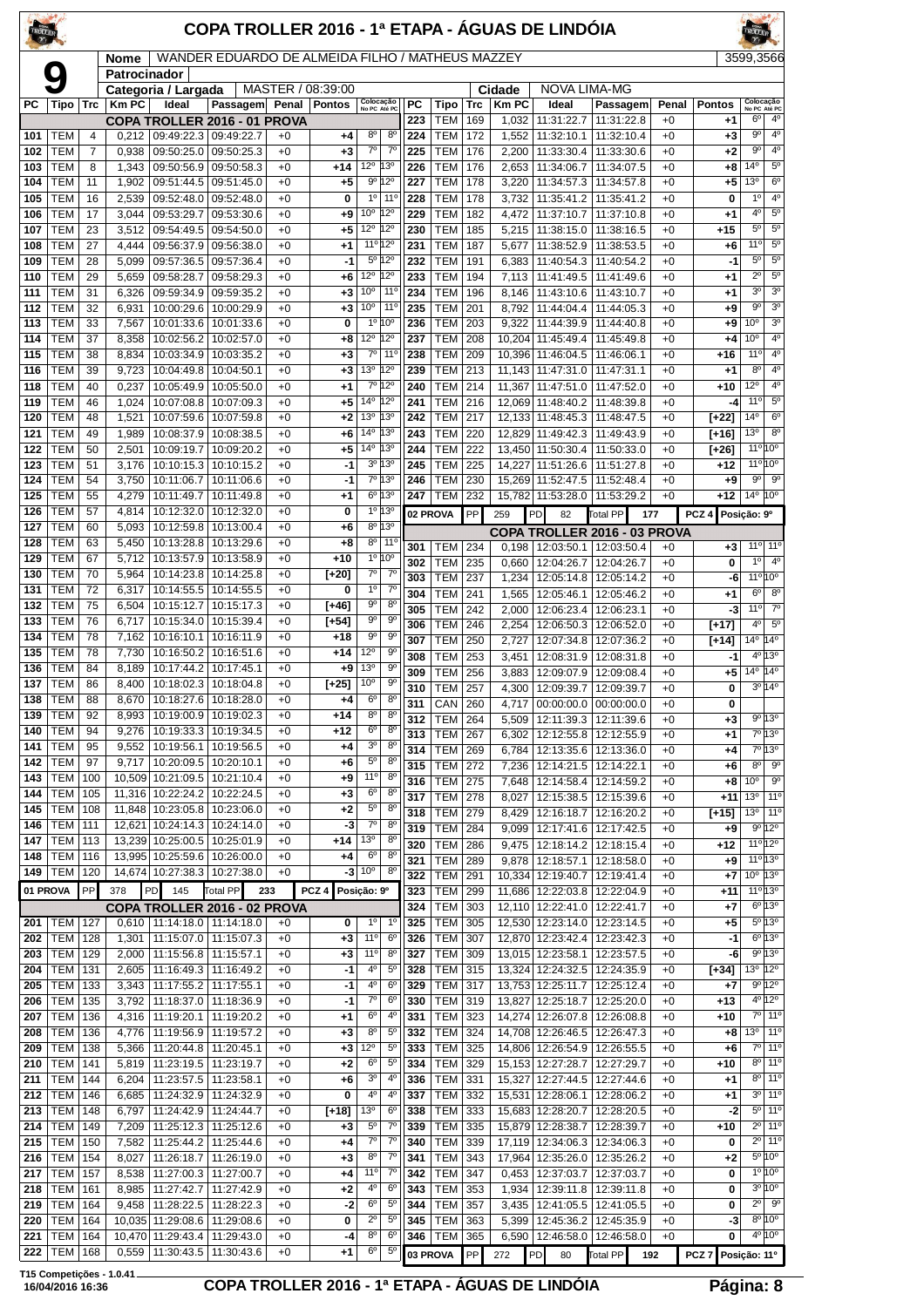# COPA TROLLER 2016 - 1ª ETAPA - ÁGUAS DE LINDÓIA

**9**

| | |
|---|---|
| Nome | WANDER EDUARDO DE ALMEIDA FILHO / MATHEUS MAZZEY |
| Patrocinador | |
| Categoria / Largada | MASTER / 08:39:00 |
| Cidade | NOVA LIMA-MG |

3599,3566

## COPA TROLLER 2016 - 01 PROVA

| PC | Tipo | Trc | Km PC | Ideal | Passagem | Penal | Pontos | Colocação No PC | Colocação Até PC |
|---|---|---|---|---|---|---|---|---|---|
| 101 | TEM | 4 | 0,212 | 09:49:22.3 | 09:49:22.7 | +0 | +4 | 8º | 8º |
| 102 | TEM | 7 | 0,938 | 09:50:25.0 | 09:50:25.3 | +0 | +3 | 7º | 7º |
| 103 | TEM | 8 | 1,343 | 09:50:56.9 | 09:50:58.3 | +0 | +14 | 12º | 13º |
| 104 | TEM | 11 | 1,902 | 09:51:44.5 | 09:51:45.0 | +0 | +5 | 9º | 12º |
| 105 | TEM | 16 | 2,539 | 09:52:48.0 | 09:52:48.0 | +0 | 0 | 1º | 11º |
| 106 | TEM | 17 | 3,044 | 09:53:29.7 | 09:53:30.6 | +0 | +9 | 10º | 12º |
| 107 | TEM | 23 | 3,512 | 09:54:49.5 | 09:54:50.0 | +0 | +5 | 12º | 12º |
| 108 | TEM | 27 | 4,444 | 09:56:37.9 | 09:56:38.0 | +0 | +1 | 11º | 12º |
| 109 | TEM | 28 | 5,099 | 09:57:36.5 | 09:57:36.4 | +0 | -1 | 5º | 12º |
| 110 | TEM | 29 | 5,659 | 09:58:28.7 | 09:58:29.3 | +0 | +6 | 12º | 12º |
| 111 | TEM | 31 | 6,326 | 09:59:34.9 | 09:59:35.2 | +0 | +3 | 10º | 11º |
| 112 | TEM | 32 | 6,931 | 10:00:29.6 | 10:00:29.9 | +0 | +3 | 10º | 11º |
| 113 | TEM | 33 | 7,567 | 10:01:33.6 | 10:01:33.6 | +0 | 0 | 1º | 10º |
| 114 | TEM | 37 | 8,358 | 10:02:56.2 | 10:02:57.0 | +0 | +8 | 12º | 12º |
| 115 | TEM | 38 | 8,834 | 10:03:34.9 | 10:03:35.2 | +0 | +3 | 7º | 11º |
| 116 | TEM | 39 | 9,723 | 10:04:49.8 | 10:04:50.1 | +0 | +3 | 13º | 12º |
| 118 | TEM | 40 | 0,237 | 10:05:49.9 | 10:05:50.0 | +0 | +1 | 7º | 12º |
| 119 | TEM | 46 | 1,024 | 10:07:08.8 | 10:07:09.3 | +0 | +5 | 14º | 12º |
| 120 | TEM | 48 | 1,521 | 10:07:59.6 | 10:07:59.8 | +0 | +2 | 13º | 13º |
| 121 | TEM | 49 | 1,989 | 10:08:37.9 | 10:08:38.5 | +0 | +6 | 14º | 13º |
| 122 | TEM | 50 | 2,501 | 10:09:19.7 | 10:09:20.2 | +0 | +5 | 14º | 13º |
| 123 | TEM | 51 | 3,176 | 10:10:15.3 | 10:10:15.2 | +0 | -1 | 3º | 13º |
| 124 | TEM | 54 | 3,750 | 10:11:06.7 | 10:11:06.6 | +0 | -1 | 7º | 13º |
| 125 | TEM | 55 | 4,279 | 10:11:49.7 | 10:11:49.8 | +0 | +1 | 6º | 13º |
| 126 | TEM | 57 | 4,814 | 10:12:32.0 | 10:12:32.0 | +0 | 0 | 1º | 13º |
| 127 | TEM | 60 | 5,093 | 10:12:59.8 | 10:13:00.4 | +0 | +6 | 8º | 13º |
| 128 | TEM | 63 | 5,450 | 10:13:28.8 | 10:13:29.6 | +0 | +8 | 8º | 11º |
| 129 | TEM | 67 | 5,712 | 10:13:57.9 | 10:13:58.9 | +0 | +10 | 1º | 10º |
| 130 | TEM | 70 | 5,964 | 10:14:23.8 | 10:14:25.8 | +0 | [+20] | 7º | 7º |
| 131 | TEM | 72 | 6,317 | 10:14:55.5 | 10:14:55.5 | +0 | 0 | 1º | 7º |
| 132 | TEM | 75 | 6,504 | 10:15:12.7 | 10:15:17.3 | +0 | [+46] | 9º | 8º |
| 133 | TEM | 76 | 6,717 | 10:15:34.0 | 10:15:39.4 | +0 | [+54] | 9º | 9º |
| 134 | TEM | 78 | 7,162 | 10:16:10.1 | 10:16:11.9 | +0 | +18 | 9º | 9º |
| 135 | TEM | 78 | 7,730 | 10:16:50.2 | 10:16:51.6 | +0 | +14 | 12º | 9º |
| 136 | TEM | 84 | 8,189 | 10:17:44.2 | 10:17:45.1 | +0 | +9 | 13º | 9º |
| 137 | TEM | 86 | 8,400 | 10:18:02.3 | 10:18:04.8 | +0 | [+25] | 10º | 9º |
| 138 | TEM | 88 | 8,670 | 10:18:27.6 | 10:18:28.0 | +0 | +4 | 6º | 8º |
| 139 | TEM | 92 | 8,993 | 10:19:00.9 | 10:19:02.3 | +0 | +14 | 8º | 8º |
| 140 | TEM | 94 | 9,276 | 10:19:33.3 | 10:19:34.5 | +0 | +12 | 6º | 8º |
| 141 | TEM | 95 | 9,552 | 10:19:56.1 | 10:19:56.5 | +0 | +4 | 3º | 8º |
| 142 | TEM | 97 | 9,717 | 10:20:09.5 | 10:20:10.1 | +0 | +6 | 5º | 8º |
| 143 | TEM | 100 | 10,509 | 10:21:09.5 | 10:21:10.4 | +0 | +9 | 11º | 8º |
| 144 | TEM | 105 | 11,316 | 10:22:24.2 | 10:22:24.5 | +0 | +3 | 6º | 8º |
| 145 | TEM | 108 | 11,848 | 10:23:05.8 | 10:23:06.0 | +0 | +2 | 5º | 8º |
| 146 | TEM | 111 | 12,621 | 10:24:14.3 | 10:24:14.0 | +0 | -3 | 7º | 8º |
| 147 | TEM | 113 | 13,239 | 10:25:00.5 | 10:25:01.9 | +0 | +14 | 13º | 8º |
| 148 | TEM | 116 | 13,995 | 10:25:59.6 | 10:26:00.0 | +0 | +4 | 6º | 8º |
| 149 | TEM | 120 | 14,674 | 10:27:38.3 | 10:27:38.0 | +0 | -3 | 10º | 8º |

01 PROVA | PP 378 | PD 145 | Total PP 233 | PCZ 4 | Posição: 9º

## COPA TROLLER 2016 - 02 PROVA

| PC | Tipo | Trc | Km PC | Ideal | Passagem | Penal | Pontos | Colocação No PC | Colocação Até PC |
|---|---|---|---|---|---|---|---|---|---|
| 201 | TEM | 127 | 0,610 | 11:14:18.0 | 11:14:18.0 | +0 | 0 | 1º | 1º |
| 202 | TEM | 128 | 1,301 | 11:15:07.0 | 11:15:07.3 | +0 | +3 | 11º | 6º |
| 203 | TEM | 129 | 2,000 | 11:15:56.8 | 11:15:57.1 | +0 | +3 | 11º | 8º |
| 204 | TEM | 131 | 2,605 | 11:16:49.3 | 11:16:49.2 | +0 | -1 | 4º | 5º |
| 205 | TEM | 133 | 3,343 | 11:17:55.2 | 11:17:55.1 | +0 | -1 | 4º | 6º |
| 206 | TEM | 135 | 3,792 | 11:18:37.0 | 11:18:36.9 | +0 | -1 | 7º | 6º |
| 207 | TEM | 136 | 4,316 | 11:19:20.1 | 11:19:20.2 | +0 | +1 | 6º | 4º |
| 208 | TEM | 136 | 4,776 | 11:19:56.9 | 11:19:57.2 | +0 | +3 | 8º | 5º |
| 209 | TEM | 138 | 5,366 | 11:20:44.8 | 11:20:45.1 | +0 | +3 | 12º | 5º |
| 210 | TEM | 141 | 5,819 | 11:23:19.5 | 11:23:19.7 | +0 | +2 | 6º | 5º |
| 211 | TEM | 144 | 6,204 | 11:23:57.5 | 11:23:58.1 | +0 | +6 | 3º | 5º |
| 212 | TEM | 146 | 6,685 | 11:24:32.9 | 11:24:32.9 | +0 | 0 | 4º | 4º |
| 213 | TEM | 148 | 6,797 | 11:24:42.9 | 11:24:44.7 | +0 | [+18] | 13º | 6º |
| 214 | TEM | 149 | 7,209 | 11:25:12.3 | 11:25:12.6 | +0 | +3 | 5º | 7º |
| 215 | TEM | 150 | 7,582 | 11:25:44.2 | 11:25:44.6 | +0 | +4 | 7º | 7º |
| 216 | TEM | 154 | 8,027 | 11:26:18.7 | 11:26:19.0 | +0 | +3 | 8º | 7º |
| 217 | TEM | 157 | 8,538 | 11:27:00.3 | 11:27:00.7 | +0 | +4 | 11º | 7º |
| 218 | TEM | 161 | 8,985 | 11:27:42.7 | 11:27:42.9 | +0 | +2 | 4º | 6º |
| 219 | TEM | 164 | 9,458 | 11:28:22.5 | 11:28:22.3 | +0 | -2 | 6º | 5º |
| 220 | TEM | 164 | 10,035 | 11:29:08.6 | 11:29:08.6 | +0 | 0 | 2º | 5º |
| 221 | TEM | 164 | 10,470 | 11:29:43.4 | 11:29:43.0 | +0 | -4 | 8º | 6º |
| 222 | TEM | 168 | 0,559 | 11:30:43.5 | 11:30:43.6 | +0 | +1 | 6º | 5º |
| 223 | TEM | 169 | 1,032 | 11:31:22.7 | 11:31:22.8 | +0 | +1 | 6º | 4º |
| 224 | TEM | 172 | 1,552 | 11:32:10.1 | 11:32:10.4 | +0 | +3 | 9º | 4º |
| 225 | TEM | 176 | 2,200 | 11:33:30.4 | 11:33:30.6 | +0 | +2 | 9º | 4º |
| 226 | TEM | 176 | 2,653 | 11:34:06.7 | 11:34:07.5 | +0 | +8 | 14º | 5º |
| 227 | TEM | 178 | 3,220 | 11:34:57.3 | 11:34:57.8 | +0 | +5 | 13º | 6º |
| 228 | TEM | 178 | 3,732 | 11:35:41.2 | 11:35:41.2 | +0 | 0 | 1º | 4º |
| 229 | TEM | 182 | 4,472 | 11:37:10.7 | 11:37:10.8 | +0 | +1 | 4º | 5º |
| 230 | TEM | 185 | 5,215 | 11:38:15.0 | 11:38:16.5 | +0 | +15 | 5º | 5º |
| 231 | TEM | 187 | 5,677 | 11:38:52.9 | 11:38:53.5 | +0 | +6 | 11º | 5º |
| 232 | TEM | 191 | 6,383 | 11:40:54.3 | 11:40:54.2 | +0 | -1 | 5º | 5º |
| 233 | TEM | 194 | 7,113 | 11:41:49.5 | 11:41:49.6 | +0 | +1 | 2º | 5º |
| 234 | TEM | 196 | 8,146 | 11:43:10.6 | 11:43:10.7 | +0 | +1 | 3º | 3º |
| 235 | TEM | 201 | 8,792 | 11:44:04.4 | 11:44:05.3 | +0 | +9 | 9º | 3º |
| 236 | TEM | 203 | 9,322 | 11:44:39.9 | 11:44:40.8 | +0 | +9 | 10º | 3º |
| 237 | TEM | 208 | 10,204 | 11:45:49.4 | 11:45:49.8 | +0 | +4 | 10º | 4º |
| 238 | TEM | 209 | 10,396 | 11:46:04.5 | 11:46:06.1 | +0 | +16 | 11º | 4º |
| 239 | TEM | 213 | 11,143 | 11:47:31.0 | 11:47:31.1 | +0 | +1 | 8º | 4º |
| 240 | TEM | 214 | 11,367 | 11:47:51.0 | 11:47:52.0 | +0 | +10 | 12º | 4º |
| 241 | TEM | 216 | 12,069 | 11:48:40.2 | 11:48:39.8 | +0 | -4 | 11º | 5º |
| 242 | TEM | 217 | 12,133 | 11:48:45.3 | 11:48:47.5 | +0 | [+22] | 14º | 6º |
| 243 | TEM | 220 | 12,829 | 11:49:42.3 | 11:49:43.9 | +0 | [+16] | 13º | 8º |
| 244 | TEM | 222 | 13,450 | 11:50:30.4 | 11:50:33.0 | +0 | [+26] | 11º | 10º |
| 245 | TEM | 225 | 14,227 | 11:51:26.6 | 11:51:27.8 | +0 | +12 | 11º | 10º |
| 246 | TEM | 230 | 15,269 | 11:52:47.5 | 11:52:48.4 | +0 | +9 | 9º | 9º |
| 247 | TEM | 232 | 15,782 | 11:53:28.0 | 11:53:29.2 | +0 | +12 | 14º | 10º |

02 PROVA | PP 259 | PD 82 | Total PP 177 | PCZ 4 | Posição: 9º

## COPA TROLLER 2016 - 03 PROVA

| PC | Tipo | Trc | Km PC | Ideal | Passagem | Penal | Pontos | Colocação No PC | Colocação Até PC |
|---|---|---|---|---|---|---|---|---|---|
| 301 | TEM | 234 | 0,198 | 12:03:50.1 | 12:03:50.4 | +0 | +3 | 11º | 11º |
| 302 | TEM | 235 | 0,660 | 12:04:26.7 | 12:04:26.7 | +0 | 0 | 1º | 4º |
| 303 | TEM | 237 | 1,234 | 12:05:14.8 | 12:05:14.2 | +0 | -6 | 11º | 10º |
| 304 | TEM | 241 | 1,565 | 12:05:46.1 | 12:05:46.2 | +0 | +1 | 6º | 8º |
| 305 | TEM | 242 | 2,000 | 12:06:23.4 | 12:06:23.1 | +0 | -3 | 11º | 7º |
| 306 | TEM | 246 | 2,254 | 12:06:50.3 | 12:06:52.0 | +0 | [+17] | 4º | 5º |
| 307 | TEM | 250 | 2,727 | 12:07:34.8 | 12:07:36.2 | +0 | [+14] | 14º | 14º |
| 308 | TEM | 253 | 3,451 | 12:08:31.9 | 12:08:31.8 | +0 | -1 | 4º | 13º |
| 309 | TEM | 256 | 3,883 | 12:09:07.9 | 12:09:08.4 | +0 | +5 | 14º | 14º |
| 310 | TEM | 257 | 4,300 | 12:09:39.7 | 12:09:39.7 | +0 | 0 | 3º | 14º |
| 311 | CAN | 260 | 4,717 | 00:00:00.0 | 00:00:00.0 | +0 | 0 | | |
| 312 | TEM | 264 | 5,509 | 12:11:39.3 | 12:11:39.6 | +0 | +3 | 9º | 13º |
| 313 | TEM | 267 | 6,302 | 12:12:55.8 | 12:12:55.9 | +0 | +1 | 7º | 13º |
| 314 | TEM | 269 | 6,784 | 12:13:35.6 | 12:13:36.0 | +0 | +4 | 7º | 13º |
| 315 | TEM | 272 | 7,236 | 12:14:21.5 | 12:14:22.1 | +0 | +6 | 8º | 9º |
| 316 | TEM | 275 | 7,648 | 12:14:58.4 | 12:14:59.2 | +0 | +8 | 10º | 9º |
| 317 | TEM | 278 | 8,027 | 12:15:38.5 | 12:15:39.6 | +0 | +11 | 13º | 11º |
| 318 | TEM | 279 | 8,429 | 12:16:18.7 | 12:16:20.2 | +0 | [+15] | 13º | 11º |
| 319 | TEM | 284 | 9,099 | 12:17:41.6 | 12:17:42.5 | +0 | +9 | 9º | 12º |
| 320 | TEM | 286 | 9,475 | 12:18:14.2 | 12:18:15.4 | +0 | +12 | 11º | 12º |
| 321 | TEM | 289 | 9,878 | 12:18:57.1 | 12:18:58.0 | +0 | +9 | 11º | 13º |
| 322 | TEM | 291 | 10,334 | 12:19:40.7 | 12:19:41.4 | +0 | +7 | 10º | 13º |
| 323 | TEM | 299 | 11,686 | 12:22:03.8 | 12:22:04.9 | +0 | +11 | 11º | 13º |
| 324 | TEM | 303 | 12,110 | 12:22:41.0 | 12:22:41.7 | +0 | +7 | 6º | 13º |
| 325 | TEM | 305 | 12,530 | 12:23:14.0 | 12:23:14.5 | +0 | +5 | 5º | 13º |
| 326 | TEM | 307 | 12,870 | 12:23:42.4 | 12:23:42.3 | +0 | -1 | 6º | 13º |
| 327 | TEM | 309 | 13,015 | 12:23:58.1 | 12:23:57.5 | +0 | -6 | 9º | 13º |
| 328 | TEM | 315 | 13,324 | 12:24:32.5 | 12:24:35.9 | +0 | [+34] | 13º | 12º |
| 329 | TEM | 317 | 13,753 | 12:25:11.7 | 12:25:12.4 | +0 | +7 | 9º | 12º |
| 330 | TEM | 319 | 13,827 | 12:25:18.7 | 12:25:20.0 | +0 | +13 | 4º | 12º |
| 331 | TEM | 323 | 14,274 | 12:26:07.8 | 12:26:08.8 | +0 | +10 | 7º | 11º |
| 332 | TEM | 324 | 14,708 | 12:26:46.5 | 12:26:47.3 | +0 | +8 | 13º | 11º |
| 333 | TEM | 325 | 14,806 | 12:26:54.9 | 12:26:55.5 | +0 | +6 | 7º | 11º |
| 334 | TEM | 329 | 15,153 | 12:27:28.7 | 12:27:29.7 | +0 | +10 | 8º | 11º |
| 336 | TEM | 331 | 15,327 | 12:27:44.5 | 12:27:44.6 | +0 | +1 | 8º | 11º |
| 337 | TEM | 332 | 15,531 | 12:28:06.1 | 12:28:06.2 | +0 | +1 | 3º | 11º |
| 338 | TEM | 333 | 15,683 | 12:28:20.7 | 12:28:20.5 | +0 | -2 | 5º | 11º |
| 339 | TEM | 335 | 15,879 | 12:28:38.7 | 12:28:39.7 | +0 | +10 | 2º | 11º |
| 340 | TEM | 339 | 17,119 | 12:34:06.3 | 12:34:06.3 | +0 | 0 | 2º | 11º |
| 341 | TEM | 343 | 17,964 | 12:35:26.0 | 12:35:26.2 | +0 | +2 | 5º | 10º |
| 342 | TEM | 347 | 0,453 | 12:37:03.7 | 12:37:03.7 | +0 | 0 | 1º | 10º |
| 343 | TEM | 353 | 1,934 | 12:39:11.8 | 12:39:11.8 | +0 | 0 | 3º | 10º |
| 344 | TEM | 357 | 3,435 | 12:41:05.5 | 12:41:05.5 | +0 | 0 | 2º | 9º |
| 345 | TEM | 363 | 5,399 | 12:45:36.2 | 12:45:35.9 | +0 | -3 | 8º | 10º |
| 346 | TEM | 365 | 6,590 | 12:46:58.0 | 12:46:58.0 | +0 | 0 | 4º | 10º |

03 PROVA | PP 272 | PD 80 | Total PP 192 | PCZ 7 | Posição: 11º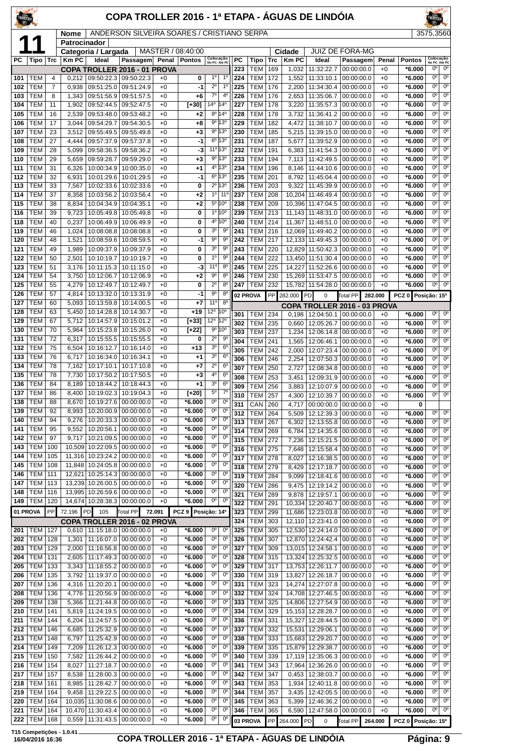# COPA TROLLER 2016 - 1ª ETAPA - ÁGUAS DE LINDÓIA

**11**

**Nome:** ANDERSON SILVEIRA SOARES / CRISTIANO SERPA — 3575,3560

**Patrocinador:**

**Categoria / Largada:** MASTER / 08:40:00 — **Cidade:** JUIZ DE FORA-MG

## COPA TROLLER 2016 - 01 PROVA

| PC | Tipo | Trc | Km PC | Ideal | Passagem | Penal | Pontos | Colocação No PC | Colocação Até PC |
|---|---|---|---|---|---|---|---|---|---|
| 101 | TEM | 4 | 0,212 | 09:50:22.3 | 09:50:22.3 | +0 | 0 | 1º | 1º |
| 102 | TEM | 7 | 0,938 | 09:51:25.0 | 09:51:24.9 | +0 | -1 | 2º | 1º |
| 103 | TEM | 8 | 1,343 | 09:51:56.9 | 09:51:57.5 | +0 | +6 | 7º | 4º |
| 104 | TEM | 11 | 1,902 | 09:52:44.5 | 09:52:47.5 | +0 | [+30] | 14º | 14º |
| 105 | TEM | 16 | 2,539 | 09:53:48.0 | 09:53:48.2 | +0 | +2 | 8º | 14º |
| 106 | TEM | 17 | 3,044 | 09:54:29.7 | 09:54:30.5 | +0 | +8 | 9º | 13º |
| 107 | TEM | 23 | 3,512 | 09:55:49.5 | 09:55:49.8 | +0 | +3 | 9º | 13º |
| 108 | TEM | 27 | 4,444 | 09:57:37.9 | 09:57:37.8 | +0 | -1 | 6º | 13º |
| 109 | TEM | 28 | 5,099 | 09:58:36.5 | 09:58:36.2 | +0 | -3 | 11º | 13º |
| 110 | TEM | 29 | 5,659 | 09:59:28.7 | 09:59:29.0 | +0 | +3 | 9º | 13º |
| 111 | TEM | 31 | 6,326 | 10:00:34.9 | 10:00:35.0 | +0 | +1 | 4º | 13º |
| 112 | TEM | 32 | 6,931 | 10:01:29.6 | 10:01:29.5 | +0 | -1 | 6º | 13º |
| 113 | TEM | 33 | 7,567 | 10:02:33.6 | 10:02:33.6 | +0 | 0 | 2º | 13º |
| 114 | TEM | 37 | 8,358 | 10:03:56.2 | 10:03:56.4 | +0 | +2 | 1º | 11º |
| 115 | TEM | 38 | 8,834 | 10:04:34.9 | 10:04:35.1 | +0 | +2 | 5º | 10º |
| 116 | TEM | 39 | 9,723 | 10:05:49.8 | 10:05:49.8 | +0 | 0 | 1º | 10º |
| 118 | TEM | 40 | 0,237 | 10:06:49.9 | 10:06:49.9 | +0 | 0 | 4º | 10º |
| 119 | TEM | 46 | 1,024 | 10:08:08.8 | 10:08:08.8 | +0 | 0 | 3º | 9º |
| 120 | TEM | 48 | 1,521 | 10:08:59.6 | 10:08:59.5 | +0 | -1 | 9º | 9º |
| 121 | TEM | 49 | 1,989 | 10:09:37.9 | 10:09:37.9 | +0 | 0 | 3º | 9º |
| 122 | TEM | 50 | 2,501 | 10:10:19.7 | 10:10:19.7 | +0 | 0 | 1º | 9º |
| 123 | TEM | 51 | 3,176 | 10:11:15.3 | 10:11:15.0 | +0 | -3 | 11º | 8º |
| 124 | TEM | 54 | 3,750 | 10:12:06.7 | 10:12:06.9 | +0 | +2 | 9º | 8º |
| 125 | TEM | 55 | 4,279 | 10:12:49.7 | 10:12:49.7 | +0 | 0 | 2º | 8º |
| 126 | TEM | 57 | 4,814 | 10:13:32.0 | 10:13:31.9 | +0 | -1 | 9º | 8º |
| 127 | TEM | 60 | 5,093 | 10:13:59.8 | 10:14:00.5 | +0 | +7 | 11º | 8º |
| 128 | TEM | 63 | 5,450 | 10:14:28.8 | 10:14:30.7 | +0 | +19 | 12º | 10º |
| 129 | TEM | 67 | 5,712 | 10:14:57.9 | 10:15:01.2 | +0 | [+33] | 12º | 12º |
| 130 | TEM | 70 | 5,964 | 10:15:23.8 | 10:15:26.0 | +0 | [+22] | 9º | 10º |
| 131 | TEM | 72 | 6,317 | 10:15:55.5 | 10:15:55.5 | +0 | 0 | 2º | 9º |
| 132 | TEM | 75 | 6,504 | 10:16:12.7 | 10:16:14.0 | +0 | +13 | 3º | 6º |
| 133 | TEM | 76 | 6,717 | 10:16:34.0 | 10:16:34.1 | +0 | +1 | 3º | 6º |
| 134 | TEM | 78 | 7,162 | 10:17:10.1 | 10:17:10.8 | +0 | +7 | 2º | 6º |
| 135 | TEM | 78 | 7,730 | 10:17:50.2 | 10:17:50.5 | +0 | +3 | 4º | 6º |
| 136 | TEM | 84 | 8,189 | 10:18:44.2 | 10:18:44.3 | +0 | +1 | 3º | 6º |
| 137 | TEM | 86 | 8,400 | 10:19:02.3 | 10:19:04.3 | +0 | [+20] | 5º | 7º |
| 138 | TEM | 88 | 8,670 | 10:19:27.6 | 00:00:00.0 | +0 | *6.000 | 0º | 0º |
| 139 | TEM | 92 | 8,993 | 10:20:00.9 | 00:00:00.0 | +0 | *6.000 | 0º | 0º |
| 140 | TEM | 94 | 9,276 | 10:20:33.3 | 00:00:00.0 | +0 | *6.000 | 0º | 0º |
| 141 | TEM | 95 | 9,552 | 10:20:56.1 | 00:00:00.0 | +0 | *6.000 | 0º | 0º |
| 142 | TEM | 97 | 9,717 | 10:21:09.5 | 00:00:00.0 | +0 | *6.000 | 0º | 0º |
| 143 | TEM | 100 | 10,509 | 10:22:09.5 | 00:00:00.0 | +0 | *6.000 | 0º | 0º |
| 144 | TEM | 105 | 11,316 | 10:23:24.2 | 00:00:00.0 | +0 | *6.000 | 0º | 0º |
| 145 | TEM | 108 | 11,848 | 10:24:05.8 | 00:00:00.0 | +0 | *6.000 | 0º | 0º |
| 146 | TEM | 111 | 12,621 | 10:25:14.3 | 00:00:00.0 | +0 | *6.000 | 0º | 0º |
| 147 | TEM | 113 | 13,239 | 10:26:00.5 | 00:00:00.0 | +0 | *6.000 | 0º | 0º |
| 148 | TEM | 116 | 13,995 | 10:26:59.6 | 00:00:00.0 | +0 | *6.000 | 0º | 0º |
| 149 | TEM | 120 | 14,674 | 10:28:38.3 | 00:00:00.0 | +0 | *6.000 | 0º | 0º |

**01 PROVA** — PP 72.196 — PD 105 — Total PP 72.091 — PCZ 9 — Posição: 14º

## COPA TROLLER 2016 - 02 PROVA

| PC | Tipo | Trc | Km PC | Ideal | Passagem | Penal | Pontos | Colocação No PC | Colocação Até PC |
|---|---|---|---|---|---|---|---|---|---|
| 201 | TEM | 127 | 0,610 | 11:15:18.0 | 00:00:00.0 | +0 | *6.000 | 0º | 0º |
| 202 | TEM | 128 | 1,301 | 11:16:07.0 | 00:00:00.0 | +0 | *6.000 | 0º | 0º |
| 203 | TEM | 129 | 2,000 | 11:16:56.8 | 00:00:00.0 | +0 | *6.000 | 0º | 0º |
| 204 | TEM | 131 | 2,605 | 11:17:49.3 | 00:00:00.0 | +0 | *6.000 | 0º | 0º |
| 205 | TEM | 133 | 3,343 | 11:18:55.2 | 00:00:00.0 | +0 | *6.000 | 0º | 0º |
| 206 | TEM | 135 | 3,792 | 11:19:37.0 | 00:00:00.0 | +0 | *6.000 | 0º | 0º |
| 207 | TEM | 136 | 4,316 | 11:20:20.1 | 00:00:00.0 | +0 | *6.000 | 0º | 0º |
| 208 | TEM | 136 | 4,776 | 11:20:56.9 | 00:00:00.0 | +0 | *6.000 | 0º | 0º |
| 209 | TEM | 138 | 5,366 | 11:21:44.8 | 00:00:00.0 | +0 | *6.000 | 0º | 0º |
| 210 | TEM | 141 | 5,819 | 11:24:19.5 | 00:00:00.0 | +0 | *6.000 | 0º | 0º |
| 211 | TEM | 144 | 6,204 | 11:24:57.5 | 00:00:00.0 | +0 | *6.000 | 0º | 0º |
| 212 | TEM | 146 | 6,685 | 11:25:32.9 | 00:00:00.0 | +0 | *6.000 | 0º | 0º |
| 213 | TEM | 148 | 6,797 | 11:25:42.9 | 00:00:00.0 | +0 | *6.000 | 0º | 0º |
| 214 | TEM | 149 | 7,209 | 11:26:12.3 | 00:00:00.0 | +0 | *6.000 | 0º | 0º |
| 215 | TEM | 150 | 7,582 | 11:26:44.2 | 00:00:00.0 | +0 | *6.000 | 0º | 0º |
| 216 | TEM | 154 | 8,027 | 11:27:18.7 | 00:00:00.0 | +0 | *6.000 | 0º | 0º |
| 217 | TEM | 157 | 8,538 | 11:28:00.3 | 00:00:00.0 | +0 | *6.000 | 0º | 0º |
| 218 | TEM | 161 | 8,985 | 11:28:42.7 | 00:00:00.0 | +0 | *6.000 | 0º | 0º |
| 219 | TEM | 164 | 9,458 | 11:29:22.5 | 00:00:00.0 | +0 | *6.000 | 0º | 0º |
| 220 | TEM | 164 | 10,035 | 11:30:08.6 | 00:00:00.0 | +0 | *6.000 | 0º | 0º |
| 221 | TEM | 164 | 10,470 | 11:30:43.4 | 00:00:00.0 | +0 | *6.000 | 0º | 0º |
| 222 | TEM | 168 | 0,559 | 11:31:43.5 | 00:00:00.0 | +0 | *6.000 | 0º | 0º |
| 223 | TEM | 169 | 1,032 | 11:32:22.7 | 00:00:00.0 | +0 | *6.000 | 0º | 0º |
| 224 | TEM | 172 | 1,552 | 11:33:10.1 | 00:00:00.0 | +0 | *6.000 | 0º | 0º |
| 225 | TEM | 176 | 2,200 | 11:34:30.4 | 00:00:00.0 | +0 | *6.000 | 0º | 0º |
| 226 | TEM | 176 | 2,653 | 11:35:06.7 | 00:00:00.0 | +0 | *6.000 | 0º | 0º |
| 227 | TEM | 178 | 3,220 | 11:35:57.3 | 00:00:00.0 | +0 | *6.000 | 0º | 0º |
| 228 | TEM | 178 | 3,732 | 11:36:41.2 | 00:00:00.0 | +0 | *6.000 | 0º | 0º |
| 229 | TEM | 182 | 4,472 | 11:38:10.7 | 00:00:00.0 | +0 | *6.000 | 0º | 0º |
| 230 | TEM | 185 | 5,215 | 11:39:15.0 | 00:00:00.0 | +0 | *6.000 | 0º | 0º |
| 231 | TEM | 187 | 5,677 | 11:39:52.9 | 00:00:00.0 | +0 | *6.000 | 0º | 0º |
| 232 | TEM | 191 | 6,383 | 11:41:54.3 | 00:00:00.0 | +0 | *6.000 | 0º | 0º |
| 233 | TEM | 194 | 7,113 | 11:42:49.5 | 00:00:00.0 | +0 | *6.000 | 0º | 0º |
| 234 | TEM | 196 | 8,146 | 11:44:10.6 | 00:00:00.0 | +0 | *6.000 | 0º | 0º |
| 235 | TEM | 201 | 8,792 | 11:45:04.4 | 00:00:00.0 | +0 | *6.000 | 0º | 0º |
| 236 | TEM | 203 | 9,322 | 11:45:39.9 | 00:00:00.0 | +0 | *6.000 | 0º | 0º |
| 237 | TEM | 208 | 10,204 | 11:46:49.4 | 00:00:00.0 | +0 | *6.000 | 0º | 0º |
| 238 | TEM | 209 | 10,396 | 11:47:04.5 | 00:00:00.0 | +0 | *6.000 | 0º | 0º |
| 239 | TEM | 213 | 11,143 | 11:48:31.0 | 00:00:00.0 | +0 | *6.000 | 0º | 0º |
| 240 | TEM | 214 | 11,367 | 11:48:51.0 | 00:00:00.0 | +0 | *6.000 | 0º | 0º |
| 241 | TEM | 216 | 12,069 | 11:49:40.2 | 00:00:00.0 | +0 | *6.000 | 0º | 0º |
| 242 | TEM | 217 | 12,133 | 11:49:45.3 | 00:00:00.0 | +0 | *6.000 | 0º | 0º |
| 243 | TEM | 220 | 12,829 | 11:50:42.3 | 00:00:00.0 | +0 | *6.000 | 0º | 0º |
| 244 | TEM | 222 | 13,450 | 11:51:30.4 | 00:00:00.0 | +0 | *6.000 | 0º | 0º |
| 245 | TEM | 225 | 14,227 | 11:52:26.6 | 00:00:00.0 | +0 | *6.000 | 0º | 0º |
| 246 | TEM | 230 | 15,269 | 11:53:47.5 | 00:00:00.0 | +0 | *6.000 | 0º | 0º |
| 247 | TEM | 232 | 15,782 | 11:54:28.0 | 00:00:00.0 | +0 | *6.000 | 0º | 0º |

**02 PROVA** — PP 282.000 — PD 0 — Total PP 282.000 — PCZ 0 — Posição: 15º

## COPA TROLLER 2016 - 03 PROVA

| PC | Tipo | Trc | Km PC | Ideal | Passagem | Penal | Pontos | Colocação No PC | Colocação Até PC |
|---|---|---|---|---|---|---|---|---|---|
| 301 | TEM | 234 | 0,198 | 12:04:50.1 | 00:00:00.0 | +0 | *6.000 | 0º | 0º |
| 302 | TEM | 235 | 0,660 | 12:05:26.7 | 00:00:00.0 | +0 | *6.000 | 0º | 0º |
| 303 | TEM | 237 | 1,234 | 12:06:14.8 | 00:00:00.0 | +0 | *6.000 | 0º | 0º |
| 304 | TEM | 241 | 1,565 | 12:06:46.1 | 00:00:00.0 | +0 | *6.000 | 0º | 0º |
| 305 | TEM | 242 | 2,000 | 12:07:23.4 | 00:00:00.0 | +0 | *6.000 | 0º | 0º |
| 306 | TEM | 246 | 2,254 | 12:07:50.3 | 00:00:00.0 | +0 | *6.000 | 0º | 0º |
| 307 | TEM | 250 | 2,727 | 12:08:34.8 | 00:00:00.0 | +0 | *6.000 | 0º | 0º |
| 308 | TEM | 253 | 3,451 | 12:09:31.9 | 00:00:00.0 | +0 | *6.000 | 0º | 0º |
| 309 | TEM | 256 | 3,883 | 12:10:07.9 | 00:00:00.0 | +0 | *6.000 | 0º | 0º |
| 310 | TEM | 257 | 4,300 | 12:10:39.7 | 00:00:00.0 | +0 | *6.000 | 0º | 0º |
| 311 | CAN | 260 | 4,717 | 00:00:00.0 | 00:00:00.0 | +0 | 0 | | |
| 312 | TEM | 264 | 5,509 | 12:12:39.3 | 00:00:00.0 | +0 | *6.000 | 0º | 0º |
| 313 | TEM | 267 | 6,302 | 12:13:55.8 | 00:00:00.0 | +0 | *6.000 | 0º | 0º |
| 314 | TEM | 269 | 6,784 | 12:14:35.6 | 00:00:00.0 | +0 | *6.000 | 0º | 0º |
| 315 | TEM | 272 | 7,236 | 12:15:21.5 | 00:00:00.0 | +0 | *6.000 | 0º | 0º |
| 316 | TEM | 275 | 7,648 | 12:15:58.4 | 00:00:00.0 | +0 | *6.000 | 0º | 0º |
| 317 | TEM | 278 | 8,027 | 12:16:38.5 | 00:00:00.0 | +0 | *6.000 | 0º | 0º |
| 318 | TEM | 279 | 8,429 | 12:17:18.7 | 00:00:00.0 | +0 | *6.000 | 0º | 0º |
| 319 | TEM | 284 | 9,099 | 12:18:41.6 | 00:00:00.0 | +0 | *6.000 | 0º | 0º |
| 320 | TEM | 286 | 9,475 | 12:19:14.2 | 00:00:00.0 | +0 | *6.000 | 0º | 0º |
| 321 | TEM | 289 | 9,878 | 12:19:57.1 | 00:00:00.0 | +0 | *6.000 | 0º | 0º |
| 322 | TEM | 291 | 10,334 | 12:20:40.7 | 00:00:00.0 | +0 | *6.000 | 0º | 0º |
| 323 | TEM | 299 | 11,686 | 12:23:03.8 | 00:00:00.0 | +0 | *6.000 | 0º | 0º |
| 324 | TEM | 303 | 12,110 | 12:23:41.0 | 00:00:00.0 | +0 | *6.000 | 0º | 0º |
| 325 | TEM | 305 | 12,530 | 12:24:14.0 | 00:00:00.0 | +0 | *6.000 | 0º | 0º |
| 326 | TEM | 307 | 12,870 | 12:24:42.4 | 00:00:00.0 | +0 | *6.000 | 0º | 0º |
| 327 | TEM | 309 | 13,015 | 12:24:58.1 | 00:00:00.0 | +0 | *6.000 | 0º | 0º |
| 328 | TEM | 315 | 13,324 | 12:25:32.5 | 00:00:00.0 | +0 | *6.000 | 0º | 0º |
| 329 | TEM | 317 | 13,753 | 12:26:11.7 | 00:00:00.0 | +0 | *6.000 | 0º | 0º |
| 330 | TEM | 319 | 13,827 | 12:26:18.7 | 00:00:00.0 | +0 | *6.000 | 0º | 0º |
| 331 | TEM | 323 | 14,274 | 12:27:07.8 | 00:00:00.0 | +0 | *6.000 | 0º | 0º |
| 332 | TEM | 324 | 14,708 | 12:27:46.5 | 00:00:00.0 | +0 | *6.000 | 0º | 0º |
| 333 | TEM | 325 | 14,806 | 12:27:54.9 | 00:00:00.0 | +0 | *6.000 | 0º | 0º |
| 334 | TEM | 329 | 15,153 | 12:28:28.7 | 00:00:00.0 | +0 | *6.000 | 0º | 0º |
| 336 | TEM | 331 | 15,327 | 12:28:44.5 | 00:00:00.0 | +0 | *6.000 | 0º | 0º |
| 337 | TEM | 332 | 15,531 | 12:29:06.1 | 00:00:00.0 | +0 | *6.000 | 0º | 0º |
| 338 | TEM | 333 | 15,683 | 12:29:20.7 | 00:00:00.0 | +0 | *6.000 | 0º | 0º |
| 339 | TEM | 335 | 15,879 | 12:29:38.7 | 00:00:00.0 | +0 | *6.000 | 0º | 0º |
| 340 | TEM | 339 | 17,119 | 12:35:06.3 | 00:00:00.0 | +0 | *6.000 | 0º | 0º |
| 341 | TEM | 343 | 17,964 | 12:36:26.0 | 00:00:00.0 | +0 | *6.000 | 0º | 0º |
| 342 | TEM | 347 | 0,453 | 12:38:03.7 | 00:00:00.0 | +0 | *6.000 | 0º | 0º |
| 343 | TEM | 353 | 1,934 | 12:40:11.8 | 00:00:00.0 | +0 | *6.000 | 0º | 0º |
| 344 | TEM | 357 | 3,435 | 12:42:05.5 | 00:00:00.0 | +0 | *6.000 | 0º | 0º |
| 345 | TEM | 363 | 5,399 | 12:46:36.2 | 00:00:00.0 | +0 | *6.000 | 0º | 0º |
| 346 | TEM | 365 | 6,590 | 12:47:58.0 | 00:00:00.0 | +0 | *6.000 | 0º | 0º |

**03 PROVA** — PP 264.000 — PD 0 — Total PP 264.000 — PCZ 0 — Posição: 15º

T15 Competições - 1.0.41 — 16/04/2016 16:36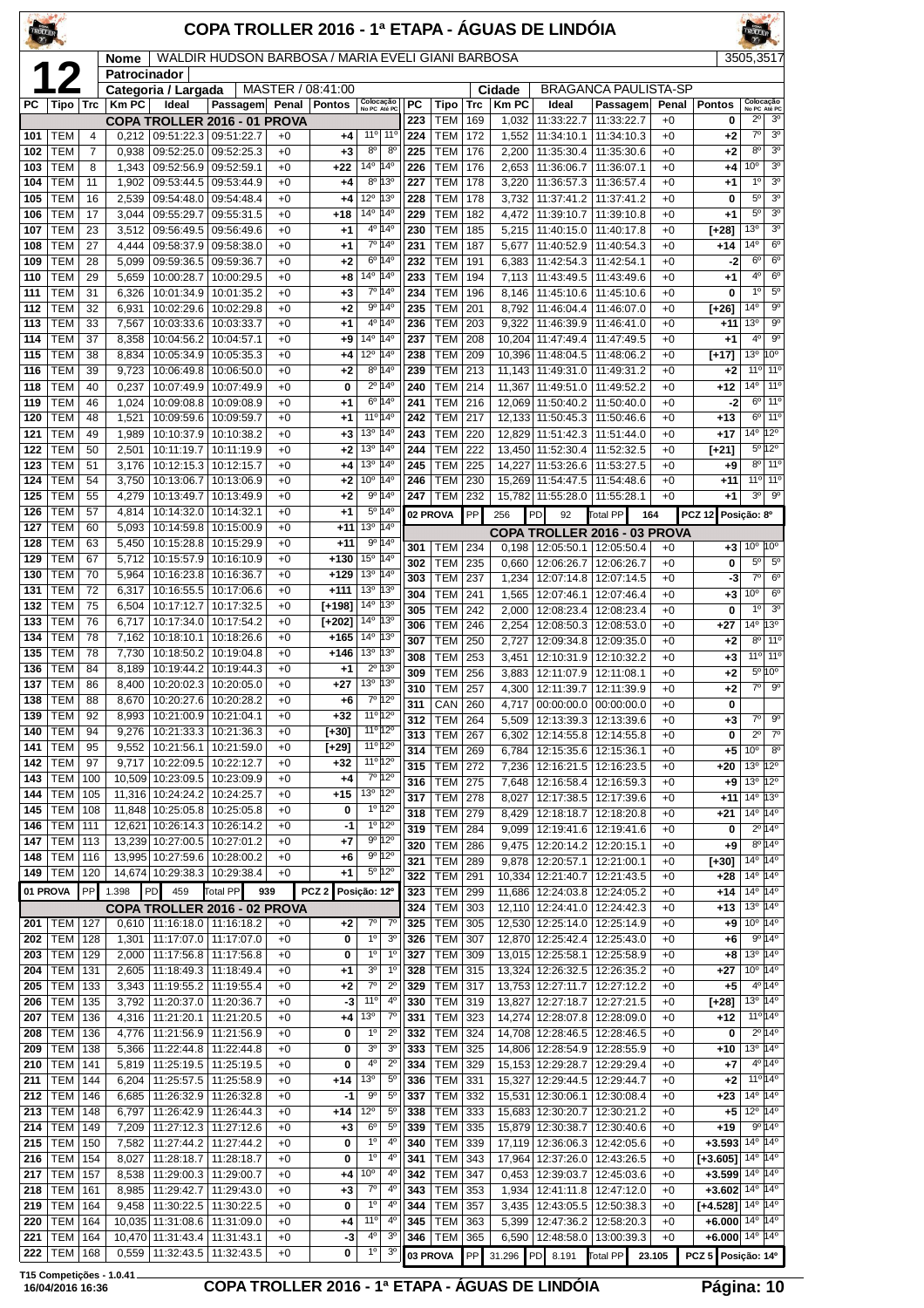# COPA TROLLER 2016 - 1ª ETAPA - ÁGUAS DE LINDÓIA

**12**

| | |
|---|---|
| **Nome** | WALDIR HUDSON BARBOSA / MARIA EVELI GIANI BARBOSA |
| **Patrocinador** | |
| **Categoria / Largada** | MASTER / 08:41:00 |
| **Cidade** | BRAGANCA PAULISTA-SP |

3505,3517

| PC | Tipo | Trc | Km PC | Ideal | Passagem | Penal | Pontos | Colocação No PC | Colocação Até PC |
|---|---|---|---|---|---|---|---|---|---|
| **COPA TROLLER 2016 - 01 PROVA** | | | | | | | | | |
| 101 | TEM | 4 | 0,212 | 09:51:22.3 | 09:51:22.7 | +0 | +4 | 11º | 11º |
| 102 | TEM | 7 | 0,938 | 09:52:25.0 | 09:52:25.3 | +0 | +3 | 8º | 8º |
| 103 | TEM | 8 | 1,343 | 09:52:56.9 | 09:52:59.1 | +0 | +22 | 14º | 14º |
| 104 | TEM | 11 | 1,902 | 09:53:44.5 | 09:53:44.9 | +0 | +4 | 8º | 13º |
| 105 | TEM | 16 | 2,539 | 09:54:48.0 | 09:54:48.4 | +0 | +4 | 12º | 13º |
| 106 | TEM | 17 | 3,044 | 09:55:29.7 | 09:55:31.5 | +0 | +18 | 14º | 14º |
| 107 | TEM | 23 | 3,512 | 09:56:49.5 | 09:56:49.6 | +0 | +1 | 4º | 14º |
| 108 | TEM | 27 | 4,444 | 09:58:37.9 | 09:58:38.0 | +0 | +1 | 7º | 14º |
| 109 | TEM | 28 | 5,099 | 09:59:36.5 | 09:59:36.7 | +0 | +2 | 6º | 14º |
| 110 | TEM | 29 | 5,659 | 10:00:28.7 | 10:00:29.5 | +0 | +8 | 14º | 14º |
| 111 | TEM | 31 | 6,326 | 10:01:34.9 | 10:01:35.2 | +0 | +3 | 7º | 14º |
| 112 | TEM | 32 | 6,931 | 10:02:29.6 | 10:02:29.8 | +0 | +2 | 9º | 14º |
| 113 | TEM | 33 | 7,567 | 10:03:33.6 | 10:03:33.7 | +0 | +1 | 4º | 14º |
| 114 | TEM | 37 | 8,358 | 10:04:56.2 | 10:04:57.1 | +0 | +9 | 14º | 14º |
| 115 | TEM | 38 | 8,834 | 10:05:34.9 | 10:05:35.3 | +0 | +4 | 12º | 14º |
| 116 | TEM | 39 | 9,723 | 10:06:49.8 | 10:06:50.0 | +0 | +2 | 8º | 14º |
| 118 | TEM | 40 | 0,237 | 10:07:49.9 | 10:07:49.9 | +0 | 0 | 2º | 14º |
| 119 | TEM | 46 | 1,024 | 10:09:08.8 | 10:09:08.9 | +0 | +1 | 6º | 14º |
| 120 | TEM | 48 | 1,521 | 10:09:59.6 | 10:09:59.7 | +0 | +1 | 11º | 14º |
| 121 | TEM | 49 | 1,989 | 10:10:37.9 | 10:10:38.2 | +0 | +3 | 13º | 14º |
| 122 | TEM | 50 | 2,501 | 10:11:19.7 | 10:11:19.9 | +0 | +2 | 13º | 14º |
| 123 | TEM | 51 | 3,176 | 10:12:15.3 | 10:12:15.7 | +0 | +4 | 13º | 14º |
| 124 | TEM | 54 | 3,750 | 10:13:06.7 | 10:13:06.9 | +0 | +2 | 10º | 14º |
| 125 | TEM | 55 | 4,279 | 10:13:49.7 | 10:13:49.9 | +0 | +2 | 9º | 14º |
| 126 | TEM | 57 | 4,814 | 10:14:32.0 | 10:14:32.1 | +0 | +1 | 5º | 14º |
| 127 | TEM | 60 | 5,093 | 10:14:59.8 | 10:15:00.9 | +0 | +11 | 13º | 14º |
| 128 | TEM | 63 | 5,450 | 10:15:28.8 | 10:15:29.9 | +0 | +11 | 9º | 14º |
| 129 | TEM | 67 | 5,712 | 10:15:57.9 | 10:16:10.9 | +0 | +130 | 15º | 14º |
| 130 | TEM | 70 | 5,964 | 10:16:23.8 | 10:16:36.7 | +0 | +129 | 13º | 13º |
| 131 | TEM | 72 | 6,317 | 10:16:55.5 | 10:17:06.6 | +0 | +111 | 13º | 13º |
| 132 | TEM | 75 | 6,504 | 10:17:12.7 | 10:17:32.5 | +0 | [+198] | 14º | 13º |
| 133 | TEM | 76 | 6,717 | 10:17:34.0 | 10:17:54.2 | +0 | [+202] | 14º | 13º |
| 134 | TEM | 78 | 7,162 | 10:18:10.1 | 10:18:26.6 | +0 | +165 | 14º | 13º |
| 135 | TEM | 78 | 7,730 | 10:18:50.2 | 10:19:04.8 | +0 | +146 | 13º | 13º |
| 136 | TEM | 84 | 8,189 | 10:19:44.2 | 10:19:44.3 | +0 | +1 | 2º | 13º |
| 137 | TEM | 86 | 8,400 | 10:20:02.3 | 10:20:05.0 | +0 | +27 | 13º | 13º |
| 138 | TEM | 88 | 8,670 | 10:20:27.6 | 10:20:28.2 | +0 | +6 | 7º | 12º |
| 139 | TEM | 92 | 8,993 | 10:21:00.9 | 10:21:04.1 | +0 | +32 | 11º | 12º |
| 140 | TEM | 94 | 9,276 | 10:21:33.3 | 10:21:36.3 | +0 | [+30] | 11º | 12º |
| 141 | TEM | 95 | 9,552 | 10:21:56.1 | 10:21:59.0 | +0 | [+29] | 11º | 12º |
| 142 | TEM | 97 | 9,717 | 10:22:09.5 | 10:22:12.7 | +0 | +32 | 11º | 12º |
| 143 | TEM | 100 | 10,509 | 10:23:09.5 | 10:23:09.9 | +0 | +4 | 7º | 12º |
| 144 | TEM | 105 | 11,316 | 10:24:24.2 | 10:24:25.7 | +0 | +15 | 13º | 12º |
| 145 | TEM | 108 | 11,848 | 10:25:05.8 | 10:25:05.8 | +0 | 0 | 1º | 12º |
| 146 | TEM | 111 | 12,621 | 10:26:14.3 | 10:26:14.2 | +0 | -1 | 1º | 12º |
| 147 | TEM | 113 | 13,239 | 10:27:00.5 | 10:27:01.2 | +0 | +7 | 9º | 12º |
| 148 | TEM | 116 | 13,995 | 10:27:59.6 | 10:28:00.2 | +0 | +6 | 9º | 12º |
| 149 | TEM | 120 | 14,674 | 10:29:38.3 | 10:29:38.4 | +0 | +1 | 5º | 12º |
| **01 PROVA** | PP | 1.398 | PD | 459 | Total PP | 939 | PCZ 2 | Posição: 12º | |
| **COPA TROLLER 2016 - 02 PROVA** | | | | | | | | | |
| 201 | TEM | 127 | 0,610 | 11:16:18.0 | 11:16:18.2 | +0 | +2 | 7º | 7º |
| 202 | TEM | 128 | 1,301 | 11:17:07.0 | 11:17:07.0 | +0 | 0 | 1º | 3º |
| 203 | TEM | 129 | 2,000 | 11:17:56.8 | 11:17:56.8 | +0 | 0 | 1º | 1º |
| 204 | TEM | 131 | 2,605 | 11:18:49.3 | 11:18:49.4 | +0 | +1 | 3º | 1º |
| 205 | TEM | 133 | 3,343 | 11:19:55.2 | 11:19:55.4 | +0 | +2 | 7º | 2º |
| 206 | TEM | 135 | 3,792 | 11:20:37.0 | 11:20:36.7 | +0 | -3 | 11º | 4º |
| 207 | TEM | 136 | 4,316 | 11:21:20.1 | 11:21:20.5 | +0 | +4 | 13º | 7º |
| 208 | TEM | 136 | 4,776 | 11:21:56.9 | 11:21:56.9 | +0 | 0 | 1º | 2º |
| 209 | TEM | 138 | 5,366 | 11:22:44.8 | 11:22:44.8 | +0 | 0 | 3º | 3º |
| 210 | TEM | 141 | 5,819 | 11:25:19.5 | 11:25:19.5 | +0 | 0 | 4º | 2º |
| 211 | TEM | 144 | 6,204 | 11:25:57.5 | 11:25:58.9 | +0 | +14 | 13º | 5º |
| 212 | TEM | 146 | 6,685 | 11:26:32.9 | 11:26:32.8 | +0 | -1 | 9º | 5º |
| 213 | TEM | 148 | 6,797 | 11:26:42.9 | 11:26:44.3 | +0 | +14 | 12º | 5º |
| 214 | TEM | 149 | 7,209 | 11:27:12.3 | 11:27:12.6 | +0 | +3 | 6º | 5º |
| 215 | TEM | 150 | 7,582 | 11:27:44.2 | 11:27:44.2 | +0 | 0 | 1º | 4º |
| 216 | TEM | 154 | 8,027 | 11:28:18.7 | 11:28:18.7 | +0 | 0 | 1º | 4º |
| 217 | TEM | 157 | 8,538 | 11:29:00.3 | 11:29:00.7 | +0 | +4 | 10º | 4º |
| 218 | TEM | 161 | 8,985 | 11:29:42.7 | 11:29:43.0 | +0 | +3 | 7º | 4º |
| 219 | TEM | 164 | 9,458 | 11:30:22.5 | 11:30:22.5 | +0 | 0 | 1º | 4º |
| 220 | TEM | 164 | 10,035 | 11:31:08.6 | 11:31:09.0 | +0 | +4 | 11º | 4º |
| 221 | TEM | 164 | 10,470 | 11:31:43.4 | 11:31:43.1 | +0 | -3 | 4º | 3º |
| 222 | TEM | 168 | 0,559 | 11:32:43.5 | 11:32:43.5 | +0 | 0 | 1º | 3º |
| 223 | TEM | 169 | 1,032 | 11:33:22.7 | 11:33:22.7 | +0 | 0 | 2º | 3º |
| 224 | TEM | 172 | 1,552 | 11:34:10.1 | 11:34:10.3 | +0 | +2 | 7º | 3º |
| 225 | TEM | 176 | 2,200 | 11:35:30.4 | 11:35:30.6 | +0 | +2 | 8º | 3º |
| 226 | TEM | 176 | 2,653 | 11:36:06.7 | 11:36:07.1 | +0 | +4 | 10º | 3º |
| 227 | TEM | 178 | 3,220 | 11:36:57.3 | 11:36:57.4 | +0 | +1 | 1º | 3º |
| 228 | TEM | 178 | 3,732 | 11:37:41.2 | 11:37:41.2 | +0 | 0 | 5º | 3º |
| 229 | TEM | 182 | 4,472 | 11:39:10.7 | 11:39:10.8 | +0 | +1 | 5º | 3º |
| 230 | TEM | 185 | 5,215 | 11:40:15.0 | 11:40:17.8 | +0 | [+28] | 13º | 3º |
| 231 | TEM | 187 | 5,677 | 11:40:52.9 | 11:40:54.3 | +0 | +14 | 14º | 6º |
| 232 | TEM | 191 | 6,383 | 11:42:54.3 | 11:42:54.1 | +0 | -2 | 6º | 6º |
| 233 | TEM | 194 | 7,113 | 11:43:49.5 | 11:43:49.6 | +0 | +1 | 4º | 6º |
| 234 | TEM | 196 | 8,146 | 11:45:10.6 | 11:45:10.6 | +0 | 0 | 1º | 5º |
| 235 | TEM | 201 | 8,792 | 11:46:04.4 | 11:46:07.0 | +0 | [+26] | 14º | 9º |
| 236 | TEM | 203 | 9,322 | 11:46:39.9 | 11:46:41.0 | +0 | +11 | 13º | 9º |
| 237 | TEM | 208 | 10,204 | 11:47:49.4 | 11:47:49.5 | +0 | +1 | 4º | 9º |
| 238 | TEM | 209 | 10,396 | 11:48:04.5 | 11:48:06.2 | +0 | [+17] | 13º | 10º |
| 239 | TEM | 213 | 11,143 | 11:49:31.0 | 11:49:31.2 | +0 | +2 | 11º | 11º |
| 240 | TEM | 214 | 11,367 | 11:49:51.0 | 11:49:52.2 | +0 | +12 | 14º | 11º |
| 241 | TEM | 216 | 12,069 | 11:50:40.2 | 11:50:40.0 | +0 | -2 | 6º | 11º |
| 242 | TEM | 217 | 12,133 | 11:50:45.3 | 11:50:46.6 | +0 | +13 | 6º | 11º |
| 243 | TEM | 220 | 12,829 | 11:51:42.3 | 11:51:44.0 | +0 | +17 | 14º | 12º |
| 244 | TEM | 222 | 13,450 | 11:52:30.4 | 11:52:32.5 | +0 | [+21] | 5º | 12º |
| 245 | TEM | 225 | 14,227 | 11:53:26.6 | 11:53:27.5 | +0 | +9 | 8º | 11º |
| 246 | TEM | 230 | 15,269 | 11:54:47.5 | 11:54:48.6 | +0 | +11 | 11º | 11º |
| 247 | TEM | 232 | 15,782 | 11:55:28.0 | 11:55:28.1 | +0 | +1 | 3º | 9º |
| **02 PROVA** | PP | 256 | PD | 92 | Total PP | 164 | PCZ 12 | Posição: 8º | |
| **COPA TROLLER 2016 - 03 PROVA** | | | | | | | | | |
| 301 | TEM | 234 | 0,198 | 12:05:50.1 | 12:05:50.4 | +0 | +3 | 10º | 10º |
| 302 | TEM | 235 | 0,660 | 12:06:26.7 | 12:06:26.7 | +0 | 0 | 5º | 5º |
| 303 | TEM | 237 | 1,234 | 12:07:14.8 | 12:07:14.5 | +0 | -3 | 7º | 6º |
| 304 | TEM | 241 | 1,565 | 12:07:46.1 | 12:07:46.4 | +0 | +3 | 10º | 6º |
| 305 | TEM | 242 | 2,000 | 12:08:23.4 | 12:08:23.4 | +0 | 0 | 1º | 3º |
| 306 | TEM | 246 | 2,254 | 12:08:50.3 | 12:08:53.0 | +0 | +27 | 14º | 13º |
| 307 | TEM | 250 | 2,727 | 12:09:34.8 | 12:09:35.0 | +0 | +2 | 8º | 11º |
| 308 | TEM | 253 | 3,451 | 12:10:31.9 | 12:10:32.2 | +0 | +3 | 11º | 11º |
| 309 | TEM | 256 | 3,883 | 12:11:07.9 | 12:11:08.1 | +0 | +2 | 5º | 10º |
| 310 | TEM | 257 | 4,300 | 12:11:39.7 | 12:11:39.9 | +0 | +2 | 7º | 9º |
| 311 | CAN | 260 | 4,717 | 00:00:00.0 | 00:00:00.0 | +0 | 0 | | |
| 312 | TEM | 264 | 5,509 | 12:13:39.3 | 12:13:39.6 | +0 | +3 | 7º | 9º |
| 313 | TEM | 267 | 6,302 | 12:14:55.8 | 12:14:55.8 | +0 | 0 | 2º | 7º |
| 314 | TEM | 269 | 6,784 | 12:15:35.6 | 12:15:36.1 | +0 | +5 | 10º | 8º |
| 315 | TEM | 272 | 7,236 | 12:16:21.5 | 12:16:23.5 | +0 | +20 | 13º | 12º |
| 316 | TEM | 275 | 7,648 | 12:16:58.4 | 12:16:59.3 | +0 | +9 | 13º | 12º |
| 317 | TEM | 278 | 8,027 | 12:17:38.5 | 12:17:39.6 | +0 | +11 | 14º | 13º |
| 318 | TEM | 279 | 8,429 | 12:18:18.7 | 12:18:20.8 | +0 | +21 | 14º | 14º |
| 319 | TEM | 284 | 9,099 | 12:19:41.6 | 12:19:41.6 | +0 | 0 | 2º | 14º |
| 320 | TEM | 286 | 9,475 | 12:20:14.2 | 12:20:15.1 | +0 | +9 | 8º | 14º |
| 321 | TEM | 289 | 9,878 | 12:20:57.1 | 12:21:00.1 | +0 | [+30] | 14º | 14º |
| 322 | TEM | 291 | 10,334 | 12:21:40.7 | 12:21:43.5 | +0 | +28 | 14º | 14º |
| 323 | TEM | 299 | 11,686 | 12:24:03.8 | 12:24:05.2 | +0 | +14 | 14º | 14º |
| 324 | TEM | 303 | 12,110 | 12:24:41.0 | 12:24:42.3 | +0 | +13 | 13º | 14º |
| 325 | TEM | 305 | 12,530 | 12:25:14.0 | 12:25:14.9 | +0 | +9 | 10º | 14º |
| 326 | TEM | 307 | 12,870 | 12:25:42.4 | 12:25:43.0 | +0 | +6 | 9º | 14º |
| 327 | TEM | 309 | 13,015 | 12:25:58.1 | 12:25:58.9 | +0 | +8 | 13º | 14º |
| 328 | TEM | 315 | 13,324 | 12:26:32.5 | 12:26:35.2 | +0 | +27 | 10º | 14º |
| 329 | TEM | 317 | 13,753 | 12:27:11.7 | 12:27:12.2 | +0 | +5 | 4º | 14º |
| 330 | TEM | 319 | 13,827 | 12:27:18.7 | 12:27:21.5 | +0 | [+28] | 13º | 14º |
| 331 | TEM | 323 | 14,274 | 12:28:07.8 | 12:28:09.0 | +0 | +12 | 11º | 14º |
| 332 | TEM | 324 | 14,708 | 12:28:46.5 | 12:28:46.5 | +0 | 0 | 2º | 14º |
| 333 | TEM | 325 | 14,806 | 12:28:54.9 | 12:28:55.9 | +0 | +10 | 13º | 14º |
| 334 | TEM | 329 | 15,153 | 12:29:28.7 | 12:29:29.4 | +0 | +7 | 4º | 14º |
| 336 | TEM | 331 | 15,327 | 12:29:44.5 | 12:29:44.7 | +0 | +2 | 11º | 14º |
| 337 | TEM | 332 | 15,531 | 12:30:06.1 | 12:30:08.4 | +0 | +23 | 14º | 14º |
| 338 | TEM | 333 | 15,683 | 12:30:20.7 | 12:30:21.2 | +0 | +5 | 12º | 14º |
| 339 | TEM | 335 | 15,879 | 12:30:38.7 | 12:30:40.6 | +0 | +19 | 9º | 14º |
| 340 | TEM | 339 | 17,119 | 12:36:03.3 | 12:42:05.6 | +0 | +3.593 | 14º | 14º |
| 341 | TEM | 343 | 17,964 | 12:37:26.0 | 12:43:26.5 | +0 | [+3.605] | 14º | 14º |
| 342 | TEM | 347 | 0,453 | 12:39:03.7 | 12:45:03.6 | +0 | +3.599 | 14º | 14º |
| 343 | TEM | 353 | 1,934 | 12:41:11.8 | 12:47:12.0 | +0 | +3.602 | 14º | 14º |
| 344 | TEM | 357 | 3,435 | 12:43:05.5 | 12:50:38.3 | +0 | [+4.528] | 14º | 14º |
| 345 | TEM | 363 | 5,399 | 12:47:36.2 | 12:58:20.3 | +0 | +6.000 | 14º | 14º |
| 346 | TEM | 365 | 6,590 | 12:48:58.0 | 13:00:39.3 | +0 | +6.000 | 14º | 14º |
| **03 PROVA** | PP | 31.296 | PD | 8.191 | Total PP | 23.105 | PCZ 5 | Posição: 14º | |

T15 Competições - 1.0.41
16/04/2016 16:36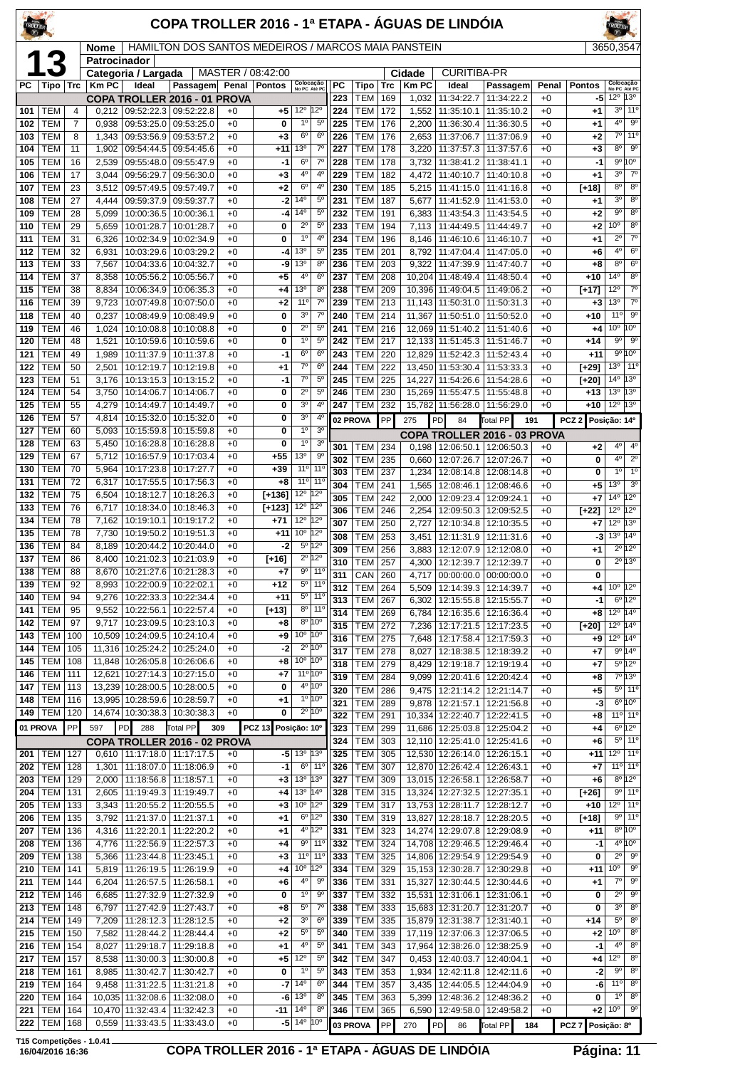# COPA TROLLER 2016 - 1ª ETAPA - ÁGUAS DE LINDÓIA

**13**

| Nome | HAMILTON DOS SANTOS MEDEIROS / MARCOS MAIA PANSTEIN | 3650,3547 |
|---|---|---|
| Patrocinador | | |
| Categoria / Largada | MASTER / 08:42:00 | Cidade: CURITIBA-PR |

## COPA TROLLER 2016 - 01 PROVA

| PC | Tipo | Trc | Km PC | Ideal | Passagem | Penal | Pontos | Colocação No PC | Colocação Até PC |
|---|---|---|---|---|---|---|---|---|---|
| 101 | TEM | 4 | 0,212 | 09:52:22.3 | 09:52:22.8 | +0 | +5 | 12º | 12º |
| 102 | TEM | 7 | 0,938 | 09:53:25.0 | 09:53:25.0 | +0 | 0 | 1º | 5º |
| 103 | TEM | 8 | 1,343 | 09:53:56.9 | 09:53:57.2 | +0 | +3 | 6º | 6º |
| 104 | TEM | 11 | 1,902 | 09:54:44.5 | 09:54:45.6 | +0 | +11 | 13º | 7º |
| 105 | TEM | 16 | 2,539 | 09:55:48.0 | 09:55:47.9 | +0 | -1 | 6º | 7º |
| 106 | TEM | 17 | 3,044 | 09:56:29.7 | 09:56:30.0 | +0 | +3 | 4º | 4º |
| 107 | TEM | 23 | 3,512 | 09:57:49.5 | 09:57:49.7 | +0 | +2 | 6º | 4º |
| 108 | TEM | 27 | 4,444 | 09:59:37.9 | 09:59:37.7 | +0 | -2 | 14º | 5º |
| 109 | TEM | 28 | 5,099 | 10:00:36.5 | 10:00:36.1 | +0 | -4 | 14º | 5º |
| 110 | TEM | 29 | 5,659 | 10:01:28.7 | 10:01:28.7 | +0 | 0 | 2º | 5º |
| 111 | TEM | 31 | 6,326 | 10:02:34.9 | 10:02:34.9 | +0 | 0 | 1º | 4º |
| 112 | TEM | 32 | 6,931 | 10:03:29.6 | 10:03:29.2 | +0 | -4 | 13º | 5º |
| 113 | TEM | 33 | 7,567 | 10:04:33.6 | 10:04:32.7 | +0 | -9 | 13º | 8º |
| 114 | TEM | 37 | 8,358 | 10:05:56.2 | 10:05:56.7 | +0 | +5 | 4º | 6º |
| 115 | TEM | 38 | 8,834 | 10:06:34.9 | 10:06:35.3 | +0 | +4 | 13º | 8º |
| 116 | TEM | 39 | 9,723 | 10:07:49.8 | 10:07:50.0 | +0 | +2 | 11º | 7º |
| 118 | TEM | 40 | 0,237 | 10:08:49.9 | 10:08:49.9 | +0 | 0 | 3º | 7º |
| 119 | TEM | 46 | 1,024 | 10:10:08.8 | 10:10:08.8 | +0 | 0 | 2º | 5º |
| 120 | TEM | 48 | 1,521 | 10:10:59.6 | 10:10:59.6 | +0 | 0 | 1º | 5º |
| 121 | TEM | 49 | 1,989 | 10:11:37.9 | 10:11:37.8 | +0 | -1 | 6º | 6º |
| 122 | TEM | 50 | 2,501 | 10:12:19.7 | 10:12:19.8 | +0 | +1 | 7º | 6º |
| 123 | TEM | 51 | 3,176 | 10:13:15.3 | 10:13:15.2 | +0 | -1 | 7º | 5º |
| 124 | TEM | 54 | 3,750 | 10:14:06.7 | 10:14:06.7 | +0 | 0 | 2º | 5º |
| 125 | TEM | 55 | 4,279 | 10:14:49.7 | 10:14:49.7 | +0 | 0 | 3º | 4º |
| 126 | TEM | 57 | 4,814 | 10:15:32.0 | 10:15:32.0 | +0 | 0 | 3º | 4º |
| 127 | TEM | 60 | 5,093 | 10:15:59.8 | 10:15:59.8 | +0 | 0 | 1º | 3º |
| 128 | TEM | 63 | 5,450 | 10:16:28.8 | 10:16:28.8 | +0 | 0 | 1º | 3º |
| 129 | TEM | 67 | 5,712 | 10:16:57.9 | 10:17:03.4 | +0 | +55 | 13º | 9º |
| 130 | TEM | 70 | 5,964 | 10:17:23.8 | 10:17:27.7 | +0 | +39 | 11º | 11º |
| 131 | TEM | 72 | 6,317 | 10:17:55.5 | 10:17:56.3 | +0 | +8 | 11º | 11º |
| 132 | TEM | 75 | 6,504 | 10:18:12.7 | 10:18:26.3 | +0 | [+136] | 12º | 12º |
| 133 | TEM | 76 | 6,717 | 10:18:34.0 | 10:18:46.3 | +0 | [+123] | 12º | 12º |
| 134 | TEM | 78 | 7,162 | 10:19:10.1 | 10:19:17.2 | +0 | +71 | 12º | 12º |
| 135 | TEM | 78 | 7,730 | 10:19:50.2 | 10:19:51.3 | +0 | +11 | 10º | 12º |
| 136 | TEM | 84 | 8,189 | 10:20:44.2 | 10:20:44.0 | +0 | -2 | 5º | 12º |
| 137 | TEM | 86 | 8,400 | 10:21:02.3 | 10:21:03.9 | +0 | [+16] | 2º | 12º |
| 138 | TEM | 88 | 8,670 | 10:21:27.6 | 10:21:28.3 | +0 | +7 | 9º | 11º |
| 139 | TEM | 92 | 8,993 | 10:22:00.9 | 10:22:02.1 | +0 | +12 | 5º | 11º |
| 140 | TEM | 94 | 9,276 | 10:22:33.3 | 10:22:34.4 | +0 | +11 | 5º | 11º |
| 141 | TEM | 95 | 9,552 | 10:22:56.1 | 10:22:57.4 | +0 | [+13] | 8º | 11º |
| 142 | TEM | 97 | 9,717 | 10:23:09.5 | 10:23:10.3 | +0 | +8 | 8º | 10º |
| 143 | TEM | 100 | 10,509 | 10:24:09.5 | 10:24:10.4 | +0 | +9 | 10º | 10º |
| 144 | TEM | 105 | 11,316 | 10:25:24.2 | 10:25:24.0 | +0 | -2 | 2º | 10º |
| 145 | TEM | 108 | 11,848 | 10:26:05.8 | 10:26:06.6 | +0 | +8 | 10º | 10º |
| 146 | TEM | 111 | 12,621 | 10:27:14.3 | 10:27:15.0 | +0 | +7 | 11º | 10º |
| 147 | TEM | 113 | 13,239 | 10:28:00.5 | 10:28:00.5 | +0 | 0 | 4º | 10º |
| 148 | TEM | 116 | 13,995 | 10:28:59.6 | 10:28:59.7 | +0 | +1 | 1º | 10º |
| 149 | TEM | 120 | 14,674 | 10:30:38.3 | 10:30:38.3 | +0 | 0 | 2º | 10º |

01 PROVA — PP: 597 — PD: 288 — Total PP: 309 — PCZ 13 — Posição: 10º

## COPA TROLLER 2016 - 02 PROVA

| PC | Tipo | Trc | Km PC | Ideal | Passagem | Penal | Pontos | Colocação No PC | Colocação Até PC |
|---|---|---|---|---|---|---|---|---|---|
| 201 | TEM | 127 | 0,610 | 11:17:18.0 | 11:17:17.5 | +0 | -5 | 13º | 13º |
| 202 | TEM | 128 | 1,301 | 11:18:07.0 | 11:18:06.9 | +0 | -1 | 6º | 11º |
| 203 | TEM | 129 | 2,000 | 11:18:56.8 | 11:18:57.1 | +0 | +3 | 13º | 13º |
| 204 | TEM | 131 | 2,605 | 11:19:49.3 | 11:19:49.7 | +0 | +4 | 13º | 14º |
| 205 | TEM | 133 | 3,343 | 11:20:55.2 | 11:20:55.5 | +0 | +3 | 10º | 12º |
| 206 | TEM | 135 | 3,792 | 11:21:37.0 | 11:21:37.1 | +0 | +1 | 6º | 12º |
| 207 | TEM | 136 | 4,316 | 11:22:20.1 | 11:22:20.2 | +0 | +1 | 4º | 12º |
| 208 | TEM | 136 | 4,776 | 11:22:56.9 | 11:22:57.3 | +0 | +4 | 9º | 11º |
| 209 | TEM | 138 | 5,366 | 11:23:44.8 | 11:23:45.1 | +0 | +3 | 11º | 11º |
| 210 | TEM | 141 | 5,819 | 11:26:19.5 | 11:26:19.9 | +0 | +4 | 10º | 12º |
| 211 | TEM | 144 | 6,204 | 11:26:57.5 | 11:26:58.1 | +0 | +6 | 4º | 9º |
| 212 | TEM | 146 | 6,685 | 11:27:32.9 | 11:27:32.9 | +0 | 0 | 1º | 9º |
| 213 | TEM | 148 | 6,797 | 11:27:42.9 | 11:27:43.7 | +0 | +8 | 5º | 7º |
| 214 | TEM | 149 | 7,209 | 11:28:12.3 | 11:28:12.5 | +0 | +2 | 3º | 6º |
| 215 | TEM | 150 | 7,582 | 11:28:44.2 | 11:28:44.4 | +0 | +2 | 5º | 5º |
| 216 | TEM | 154 | 8,027 | 11:29:18.7 | 11:29:18.8 | +0 | +1 | 4º | 5º |
| 217 | TEM | 157 | 8,538 | 11:30:00.3 | 11:30:00.8 | +0 | +5 | 12º | 5º |
| 218 | TEM | 161 | 8,985 | 11:30:42.7 | 11:30:42.7 | +0 | 0 | 1º | 5º |
| 219 | TEM | 164 | 9,458 | 11:31:22.5 | 11:31:21.8 | +0 | -7 | 14º | 6º |
| 220 | TEM | 164 | 10,035 | 11:32:08.6 | 11:32:08.0 | +0 | -6 | 13º | 8º |
| 221 | TEM | 164 | 10,470 | 11:32:43.4 | 11:32:42.3 | +0 | -11 | 14º | 8º |
| 222 | TEM | 168 | 0,559 | 11:33:43.5 | 11:33:43.0 | +0 | -5 | 14º | 10º |
| 223 | TEM | 169 | 1,032 | 11:34:22.7 | 11:34:22.2 | +0 | -5 | 12º | 13º |
| 224 | TEM | 172 | 1,552 | 11:35:10.1 | 11:35:10.2 | +0 | +1 | 3º | 11º |
| 225 | TEM | 176 | 2,200 | 11:36:30.4 | 11:36:30.5 | +0 | +1 | 4º | 9º |
| 226 | TEM | 176 | 2,653 | 11:37:06.7 | 11:37:06.9 | +0 | +2 | 7º | 11º |
| 227 | TEM | 178 | 3,220 | 11:37:57.3 | 11:37:57.6 | +0 | +3 | 8º | 9º |
| 228 | TEM | 178 | 3,732 | 11:38:41.2 | 11:38:41.1 | +0 | -1 | 9º | 10º |
| 229 | TEM | 182 | 4,472 | 11:40:10.7 | 11:40:10.8 | +0 | +1 | 3º | 7º |
| 230 | TEM | 185 | 5,215 | 11:41:15.0 | 11:41:16.8 | +0 | [+18] | 8º | 8º |
| 231 | TEM | 187 | 5,677 | 11:41:52.9 | 11:41:53.0 | +0 | +1 | 3º | 8º |
| 232 | TEM | 191 | 6,383 | 11:43:54.3 | 11:43:54.5 | +0 | +2 | 9º | 8º |
| 233 | TEM | 194 | 7,113 | 11:44:49.5 | 11:44:49.7 | +0 | +2 | 10º | 8º |
| 234 | TEM | 196 | 8,146 | 11:46:10.6 | 11:46:10.7 | +0 | +1 | 2º | 7º |
| 235 | TEM | 201 | 8,792 | 11:47:04.4 | 11:47:05.0 | +0 | +6 | 4º | 6º |
| 236 | TEM | 203 | 9,322 | 11:47:39.9 | 11:47:40.7 | +0 | +8 | 8º | 6º |
| 237 | TEM | 208 | 10,204 | 11:48:49.4 | 11:48:50.4 | +0 | +10 | 14º | 8º |
| 238 | TEM | 209 | 10,396 | 11:49:04.5 | 11:49:06.2 | +0 | [+17] | 12º | 7º |
| 239 | TEM | 213 | 11,143 | 11:50:31.0 | 11:50:31.3 | +0 | +3 | 13º | 7º |
| 240 | TEM | 214 | 11,367 | 11:50:51.0 | 11:50:52.0 | +0 | +10 | 11º | 9º |
| 241 | TEM | 216 | 12,069 | 11:51:40.2 | 11:51:40.6 | +0 | +4 | 10º | 10º |
| 242 | TEM | 217 | 12,133 | 11:51:45.3 | 11:51:46.7 | +0 | +14 | 9º | 9º |
| 243 | TEM | 220 | 12,829 | 11:52:42.3 | 11:52:43.4 | +0 | +11 | 9º | 10º |
| 244 | TEM | 222 | 13,450 | 11:53:30.4 | 11:53:33.3 | +0 | [+29] | 13º | 11º |
| 245 | TEM | 225 | 14,227 | 11:54:26.6 | 11:54:28.6 | +0 | [+20] | 14º | 13º |
| 246 | TEM | 230 | 15,269 | 11:55:47.5 | 11:55:48.8 | +0 | +13 | 13º | 13º |
| 247 | TEM | 232 | 15,782 | 11:56:28.0 | 11:56:29.0 | +0 | +10 | 12º | 13º |

02 PROVA — PP: 275 — PD: 84 — Total PP: 191 — PCZ 2 — Posição: 14º

## COPA TROLLER 2016 - 03 PROVA

| PC | Tipo | Trc | Km PC | Ideal | Passagem | Penal | Pontos | Colocação No PC | Colocação Até PC |
|---|---|---|---|---|---|---|---|---|---|
| 301 | TEM | 234 | 0,198 | 12:06:50.1 | 12:06:50.3 | +0 | +2 | 4º | 4º |
| 302 | TEM | 235 | 0,660 | 12:07:26.7 | 12:07:26.7 | +0 | 0 | 4º | 2º |
| 303 | TEM | 237 | 1,234 | 12:08:14.8 | 12:08:14.8 | +0 | 0 | 1º | 1º |
| 304 | TEM | 241 | 1,565 | 12:08:46.1 | 12:08:46.6 | +0 | +5 | 13º | 3º |
| 305 | TEM | 242 | 2,000 | 12:09:23.4 | 12:09:24.1 | +0 | +7 | 14º | 12º |
| 306 | TEM | 246 | 2,254 | 12:09:50.3 | 12:09:52.5 | +0 | [+22] | 12º | 12º |
| 307 | TEM | 250 | 2,727 | 12:10:34.8 | 12:10:35.5 | +0 | +7 | 12º | 13º |
| 308 | TEM | 253 | 3,451 | 12:11:31.9 | 12:11:31.6 | +0 | -3 | 13º | 14º |
| 309 | TEM | 256 | 3,883 | 12:12:07.9 | 12:12:08.0 | +0 | +1 | 2º | 12º |
| 310 | TEM | 257 | 4,300 | 12:12:39.7 | 12:12:39.7 | +0 | 0 | 2º | 13º |
| 311 | CAN | 260 | 4,717 | 00:00:00.0 | 00:00:00.0 | +0 | 0 | | |
| 312 | TEM | 264 | 5,509 | 12:14:39.3 | 12:14:39.7 | +0 | +4 | 10º | 12º |
| 313 | TEM | 267 | 6,302 | 12:15:55.8 | 12:15:55.7 | +0 | -1 | 6º | 12º |
| 314 | TEM | 269 | 6,784 | 12:16:35.6 | 12:16:36.4 | +0 | +8 | 12º | 14º |
| 315 | TEM | 272 | 7,236 | 12:17:21.5 | 12:17:23.5 | +0 | [+20] | 12º | 14º |
| 316 | TEM | 275 | 7,648 | 12:17:58.4 | 12:17:59.3 | +0 | +9 | 12º | 14º |
| 317 | TEM | 278 | 8,027 | 12:18:38.5 | 12:18:39.2 | +0 | +7 | 9º | 14º |
| 318 | TEM | 279 | 8,429 | 12:19:18.7 | 12:19:19.4 | +0 | +7 | 5º | 12º |
| 319 | TEM | 284 | 9,099 | 12:20:41.6 | 12:20:42.4 | +0 | +8 | 7º | 13º |
| 320 | TEM | 286 | 9,475 | 12:21:14.2 | 12:21:14.7 | +0 | +5 | 5º | 11º |
| 321 | TEM | 289 | 9,878 | 12:21:57.1 | 12:21:56.8 | +0 | -3 | 6º | 10º |
| 322 | TEM | 291 | 10,334 | 12:22:40.7 | 12:22:41.5 | +0 | +8 | 11º | 11º |
| 323 | TEM | 299 | 11,686 | 12:25:03.8 | 12:25:04.2 | +0 | +4 | 6º | 12º |
| 324 | TEM | 303 | 12,110 | 12:25:41.0 | 12:25:41.6 | +0 | +6 | 5º | 11º |
| 325 | TEM | 305 | 12,530 | 12:26:14.0 | 12:26:15.1 | +0 | +11 | 12º | 11º |
| 326 | TEM | 307 | 12,870 | 12:26:42.4 | 12:26:43.1 | +0 | +7 | 11º | 11º |
| 327 | TEM | 309 | 13,015 | 12:26:58.1 | 12:26:58.7 | +0 | +6 | 8º | 12º |
| 328 | TEM | 315 | 13,324 | 12:27:32.5 | 12:27:35.1 | +0 | [+26] | 9º | 11º |
| 329 | TEM | 317 | 13,753 | 12:28:11.7 | 12:28:12.7 | +0 | +10 | 12º | 11º |
| 330 | TEM | 319 | 13,827 | 12:28:18.7 | 12:28:20.5 | +0 | [+18] | 9º | 11º |
| 331 | TEM | 323 | 14,274 | 12:29:07.8 | 12:29:08.9 | +0 | +11 | 8º | 10º |
| 332 | TEM | 324 | 14,708 | 12:29:46.5 | 12:29:46.4 | +0 | -1 | 4º | 10º |
| 333 | TEM | 325 | 14,806 | 12:29:54.9 | 12:29:54.9 | +0 | 0 | 2º | 9º |
| 334 | TEM | 329 | 15,153 | 12:30:28.7 | 12:30:29.8 | +0 | +11 | 10º | 9º |
| 336 | TEM | 331 | 15,327 | 12:30:44.5 | 12:30:44.6 | +0 | +1 | 7º | 9º |
| 337 | TEM | 332 | 15,531 | 12:31:06.1 | 12:31:06.1 | +0 | 0 | 2º | 9º |
| 338 | TEM | 333 | 15,683 | 12:31:20.7 | 12:31:20.7 | +0 | 0 | 3º | 8º |
| 339 | TEM | 335 | 15,879 | 12:31:38.7 | 12:31:40.1 | +0 | +14 | 5º | 8º |
| 340 | TEM | 339 | 17,119 | 12:37:06.3 | 12:37:06.5 | +0 | +2 | 10º | 8º |
| 341 | TEM | 343 | 17,964 | 12:38:26.0 | 12:38:25.9 | +0 | -1 | 4º | 8º |
| 342 | TEM | 347 | 0,453 | 12:40:03.7 | 12:40:04.1 | +0 | +4 | 12º | 8º |
| 343 | TEM | 353 | 1,934 | 12:42:11.8 | 12:42:11.6 | +0 | -2 | 9º | 8º |
| 344 | TEM | 357 | 3,435 | 12:44:05.5 | 12:44:04.9 | +0 | -6 | 11º | 8º |
| 345 | TEM | 363 | 5,399 | 12:48:36.2 | 12:48:36.2 | +0 | 0 | 1º | 8º |
| 346 | TEM | 365 | 6,590 | 12:49:58.0 | 12:49:58.2 | +0 | +2 | 10º | 9º |

03 PROVA — PP: 270 — PD: 86 — Total PP: 184 — PCZ 7 — Posição: 8º

T15 Competições - 1.0.41
16/04/2016 16:36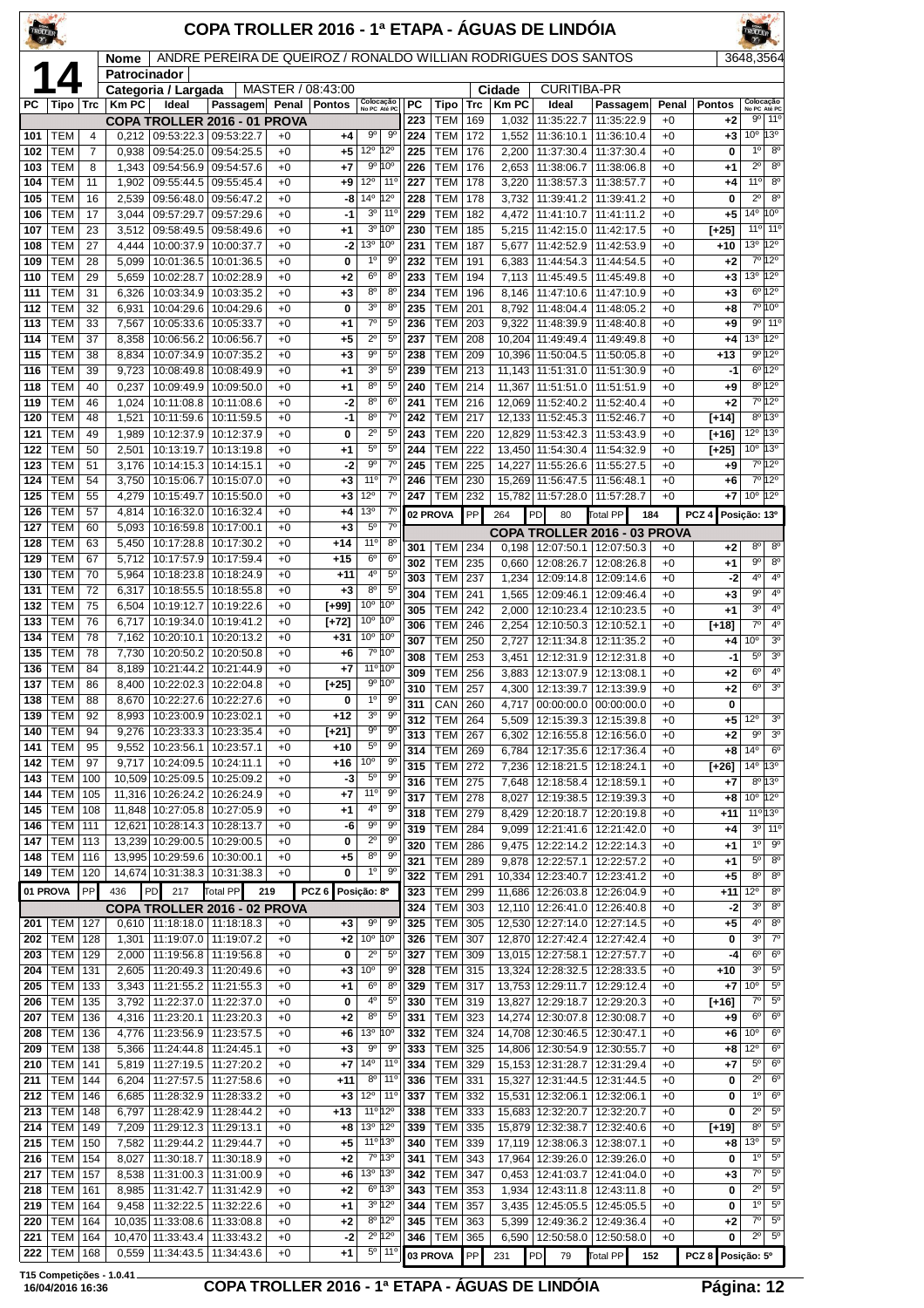# COPA TROLLER 2016 - 1ª ETAPA - ÁGUAS DE LINDÓIA

**14**

| Nome | ANDRE PEREIRA DE QUEIROZ / RONALDO WILLIAN RODRIGUES DOS SANTOS | 3648,3564 |
|---|---|---|
| Patrocinador | | |
| Categoria / Largada | MASTER / 08:43:00 | Cidade: CURITIBA-PR |

| PC | Tipo | Trc | Km PC | Ideal | Passagem | Penal | Pontos | Colocação No PC | Colocação Até PC |
|---|---|---|---|---|---|---|---|---|---|
| | | | | **COPA TROLLER 2016 - 01 PROVA** | | | | | |
| 101 | TEM | 4 | 0,212 | 09:53:22.3 | 09:53:22.7 | +0 | +4 | 9º | 9º |
| 102 | TEM | 7 | 0,938 | 09:54:25.0 | 09:54:25.5 | +0 | +5 | 12º | 12º |
| 103 | TEM | 8 | 1,343 | 09:54:56.9 | 09:54:57.6 | +0 | +7 | 9º | 10º |
| 104 | TEM | 11 | 1,902 | 09:55:44.5 | 09:55:45.4 | +0 | +9 | 12º | 11º |
| 105 | TEM | 16 | 2,539 | 09:56:48.0 | 09:56:47.2 | +0 | -8 | 14º | 12º |
| 106 | TEM | 17 | 3,044 | 09:57:29.7 | 09:57:29.6 | +0 | -1 | 3º | 11º |
| 107 | TEM | 23 | 3,512 | 09:58:49.5 | 09:58:49.6 | +0 | +1 | 3º | 10º |
| 108 | TEM | 27 | 4,444 | 10:00:37.9 | 10:00:37.7 | +0 | -2 | 13º | 10º |
| 109 | TEM | 28 | 5,099 | 10:01:36.5 | 10:01:36.5 | +0 | 0 | 1º | 9º |
| 110 | TEM | 29 | 5,659 | 10:02:28.7 | 10:02:28.9 | +0 | +2 | 6º | 8º |
| 111 | TEM | 31 | 6,326 | 10:03:34.9 | 10:03:35.2 | +0 | +3 | 8º | 8º |
| 112 | TEM | 32 | 6,931 | 10:04:29.6 | 10:04:29.6 | +0 | 0 | 3º | 8º |
| 113 | TEM | 33 | 7,567 | 10:05:33.6 | 10:05:33.7 | +0 | +1 | 7º | 5º |
| 114 | TEM | 37 | 8,358 | 10:06:56.2 | 10:06:56.7 | +0 | +5 | 2º | 5º |
| 115 | TEM | 38 | 8,834 | 10:07:34.9 | 10:07:35.2 | +0 | +3 | 9º | 5º |
| 116 | TEM | 39 | 9,723 | 10:08:49.8 | 10:08:49.9 | +0 | +1 | 3º | 5º |
| 118 | TEM | 40 | 0,237 | 10:09:49.9 | 10:09:50.0 | +0 | +1 | 8º | 5º |
| 119 | TEM | 46 | 1,024 | 10:11:08.8 | 10:11:08.6 | +0 | -2 | 8º | 6º |
| 120 | TEM | 48 | 1,521 | 10:11:59.6 | 10:11:59.5 | +0 | -1 | 8º | 7º |
| 121 | TEM | 49 | 1,989 | 10:12:37.9 | 10:12:37.9 | +0 | 0 | 2º | 5º |
| 122 | TEM | 50 | 2,501 | 10:13:19.7 | 10:13:19.8 | +0 | +1 | 5º | 5º |
| 123 | TEM | 51 | 3,176 | 10:14:15.3 | 10:14:15.1 | +0 | -2 | 9º | 7º |
| 124 | TEM | 54 | 3,750 | 10:15:06.7 | 10:15:07.0 | +0 | +3 | 11º | 7º |
| 125 | TEM | 55 | 4,279 | 10:15:49.7 | 10:15:50.0 | +0 | +3 | 12º | 7º |
| 126 | TEM | 57 | 4,814 | 10:16:32.0 | 10:16:32.4 | +0 | +4 | 13º | 7º |
| 127 | TEM | 60 | 5,093 | 10:16:59.8 | 10:17:00.1 | +0 | +3 | 5º | 7º |
| 128 | TEM | 63 | 5,450 | 10:17:28.8 | 10:17:30.2 | +0 | +14 | 11º | 8º |
| 129 | TEM | 67 | 5,712 | 10:17:57.9 | 10:17:59.4 | +0 | +15 | 6º | 6º |
| 130 | TEM | 70 | 5,964 | 10:18:23.8 | 10:18:24.9 | +0 | +11 | 4º | 5º |
| 131 | TEM | 72 | 6,317 | 10:18:55.5 | 10:18:55.8 | +0 | +3 | 8º | 5º |
| 132 | TEM | 75 | 6,504 | 10:19:12.7 | 10:19:22.6 | +0 | [+99] | 10º | 10º |
| 133 | TEM | 76 | 6,717 | 10:19:34.0 | 10:19:41.2 | +0 | [+72] | 10º | 10º |
| 134 | TEM | 78 | 7,162 | 10:20:10.1 | 10:20:13.2 | +0 | +31 | 10º | 10º |
| 135 | TEM | 78 | 7,730 | 10:20:50.2 | 10:20:50.8 | +0 | +6 | 7º | 10º |
| 136 | TEM | 84 | 8,189 | 10:21:44.2 | 10:21:44.9 | +0 | +7 | 11º | 10º |
| 137 | TEM | 86 | 8,400 | 10:22:02.3 | 10:22:04.8 | +0 | [+25] | 9º | 10º |
| 138 | TEM | 88 | 8,670 | 10:22:27.6 | 10:22:27.6 | +0 | 0 | 1º | 9º |
| 139 | TEM | 92 | 8,993 | 10:23:00.9 | 10:23:02.1 | +0 | +12 | 3º | 9º |
| 140 | TEM | 94 | 9,276 | 10:23:33.3 | 10:23:35.4 | +0 | [+21] | 9º | 9º |
| 141 | TEM | 95 | 9,552 | 10:23:56.1 | 10:23:57.1 | +0 | +10 | 5º | 9º |
| 142 | TEM | 97 | 9,717 | 10:24:09.5 | 10:24:11.1 | +0 | +16 | 10º | 9º |
| 143 | TEM | 100 | 10,509 | 10:25:09.5 | 10:25:09.2 | +0 | -3 | 5º | 9º |
| 144 | TEM | 105 | 11,316 | 10:26:24.2 | 10:26:24.9 | +0 | +7 | 11º | 9º |
| 145 | TEM | 108 | 11,848 | 10:27:05.8 | 10:27:05.9 | +0 | +1 | 4º | 9º |
| 146 | TEM | 111 | 12,621 | 10:28:14.3 | 10:28:13.7 | +0 | -6 | 9º | 9º |
| 147 | TEM | 113 | 13,239 | 10:29:00.5 | 10:29:00.5 | +0 | 0 | 2º | 9º |
| 148 | TEM | 116 | 13,995 | 10:29:59.6 | 10:30:00.1 | +0 | +5 | 8º | 9º |
| 149 | TEM | 120 | 14,674 | 10:31:38.3 | 10:31:38.3 | +0 | 0 | 1º | 9º |
| 01 PROVA | PP | 436 | PD 217 | Total PP 219 | | | PCZ 6 | Posição: 8º | |
| | | | | **COPA TROLLER 2016 - 02 PROVA** | | | | | |
| 201 | TEM | 127 | 0,610 | 11:18:18.0 | 11:18:18.3 | +0 | +3 | 9º | 9º |
| 202 | TEM | 128 | 1,301 | 11:19:07.0 | 11:19:07.2 | +0 | +2 | 10º | 10º |
| 203 | TEM | 129 | 2,000 | 11:19:56.8 | 11:19:56.8 | +0 | 0 | 2º | 5º |
| 204 | TEM | 131 | 2,605 | 11:20:49.3 | 11:20:49.6 | +0 | +3 | 10º | 9º |
| 205 | TEM | 133 | 3,343 | 11:21:55.2 | 11:21:55.3 | +0 | +1 | 6º | 8º |
| 206 | TEM | 135 | 3,792 | 11:22:37.0 | 11:22:37.0 | +0 | 0 | 4º | 5º |
| 207 | TEM | 136 | 4,316 | 11:23:20.1 | 11:23:20.3 | +0 | +2 | 8º | 5º |
| 208 | TEM | 136 | 4,776 | 11:23:56.9 | 11:23:57.5 | +0 | +6 | 13º | 10º |
| 209 | TEM | 138 | 5,366 | 11:24:44.8 | 11:24:45.1 | +0 | +3 | 9º | 9º |
| 210 | TEM | 141 | 5,819 | 11:27:19.5 | 11:27:20.2 | +0 | +7 | 14º | 11º |
| 211 | TEM | 144 | 6,204 | 11:27:57.5 | 11:27:58.6 | +0 | +11 | 8º | 11º |
| 212 | TEM | 146 | 6,685 | 11:28:32.9 | 11:28:33.2 | +0 | +3 | 12º | 11º |
| 213 | TEM | 148 | 6,797 | 11:28:42.9 | 11:28:44.2 | +0 | +13 | 11º | 12º |
| 214 | TEM | 149 | 7,209 | 11:29:12.3 | 11:29:13.1 | +0 | +8 | 13º | 12º |
| 215 | TEM | 150 | 7,582 | 11:29:44.2 | 11:29:44.7 | +0 | +5 | 11º | 13º |
| 216 | TEM | 154 | 8,027 | 11:30:18.7 | 11:30:18.9 | +0 | +2 | 7º | 13º |
| 217 | TEM | 157 | 8,538 | 11:31:00.3 | 11:31:00.9 | +0 | +6 | 13º | 13º |
| 218 | TEM | 161 | 8,985 | 11:31:42.7 | 11:31:42.9 | +0 | +2 | 6º | 13º |
| 219 | TEM | 164 | 9,458 | 11:32:22.5 | 11:32:22.6 | +0 | +1 | 3º | 12º |
| 220 | TEM | 164 | 10,035 | 11:33:08.6 | 11:33:08.8 | +0 | +2 | 8º | 12º |
| 221 | TEM | 164 | 10,470 | 11:33:43.4 | 11:33:43.2 | +0 | -2 | 2º | 12º |
| 222 | TEM | 168 | 0,559 | 11:34:43.5 | 11:34:43.6 | +0 | +1 | 5º | 11º |
| 223 | TEM | 169 | 1,032 | 11:35:22.7 | 11:35:22.9 | +0 | +2 | 9º | 11º |
| 224 | TEM | 172 | 1,552 | 11:36:10.1 | 11:36:10.4 | +0 | +3 | 10º | 13º |
| 225 | TEM | 176 | 2,200 | 11:37:30.4 | 11:37:30.4 | +0 | 0 | 1º | 8º |
| 226 | TEM | 176 | 2,653 | 11:38:06.7 | 11:38:06.8 | +0 | +1 | 2º | 8º |
| 227 | TEM | 178 | 3,220 | 11:38:57.3 | 11:38:57.7 | +0 | +4 | 11º | 8º |
| 228 | TEM | 178 | 3,732 | 11:39:41.2 | 11:39:41.2 | +0 | 0 | 2º | 8º |
| 229 | TEM | 182 | 4,472 | 11:41:10.7 | 11:41:11.2 | +0 | +5 | 14º | 10º |
| 230 | TEM | 185 | 5,215 | 11:42:15.0 | 11:42:17.5 | +0 | [+25] | 11º | 11º |
| 231 | TEM | 187 | 5,677 | 11:42:52.9 | 11:42:53.9 | +0 | +10 | 13º | 12º |
| 232 | TEM | 191 | 6,383 | 11:44:54.3 | 11:44:54.5 | +0 | +2 | 7º | 12º |
| 233 | TEM | 194 | 7,113 | 11:45:49.5 | 11:45:49.8 | +0 | +3 | 13º | 12º |
| 234 | TEM | 196 | 8,146 | 11:47:10.6 | 11:47:10.9 | +0 | +3 | 6º | 12º |
| 235 | TEM | 201 | 8,792 | 11:48:04.4 | 11:48:05.2 | +0 | +8 | 7º | 10º |
| 236 | TEM | 203 | 9,322 | 11:48:39.9 | 11:48:40.8 | +0 | +9 | 9º | 11º |
| 237 | TEM | 208 | 10,204 | 11:49:49.4 | 11:49:49.8 | +0 | +4 | 13º | 12º |
| 238 | TEM | 209 | 10,396 | 11:50:04.5 | 11:50:05.8 | +0 | +13 | 9º | 12º |
| 239 | TEM | 213 | 11,143 | 11:51:31.0 | 11:51:30.9 | +0 | -1 | 6º | 12º |
| 240 | TEM | 214 | 11,367 | 11:51:51.0 | 11:51:51.9 | +0 | +9 | 8º | 12º |
| 241 | TEM | 216 | 12,069 | 11:52:40.2 | 11:52:40.4 | +0 | +2 | 7º | 12º |
| 242 | TEM | 217 | 12,133 | 11:52:45.3 | 11:52:46.7 | +0 | [+14] | 8º | 13º |
| 243 | TEM | 220 | 12,829 | 11:53:42.3 | 11:53:43.9 | +0 | [+16] | 12º | 13º |
| 244 | TEM | 222 | 13,450 | 11:54:30.4 | 11:54:32.9 | +0 | [+25] | 10º | 13º |
| 245 | TEM | 225 | 14,227 | 11:55:26.6 | 11:55:27.5 | +0 | +9 | 7º | 12º |
| 246 | TEM | 230 | 15,269 | 11:56:47.5 | 11:56:48.1 | +0 | +6 | 7º | 12º |
| 247 | TEM | 232 | 15,782 | 11:57:28.0 | 11:57:28.7 | +0 | +7 | 10º | 12º |
| 02 PROVA | PP | 264 | PD 80 | Total PP 184 | | | PCZ 4 | Posição: 13º | |
| | | | | **COPA TROLLER 2016 - 03 PROVA** | | | | | |
| 301 | TEM | 234 | 0,198 | 12:07:50.1 | 12:07:50.3 | +0 | +2 | 8º | 8º |
| 302 | TEM | 235 | 0,660 | 12:08:26.7 | 12:08:26.8 | +0 | +1 | 9º | 8º |
| 303 | TEM | 237 | 1,234 | 12:09:14.8 | 12:09:14.6 | +0 | -2 | 4º | 4º |
| 304 | TEM | 241 | 1,565 | 12:09:46.1 | 12:09:46.4 | +0 | +3 | 9º | 4º |
| 305 | TEM | 242 | 2,000 | 12:10:23.4 | 12:10:23.5 | +0 | +1 | 3º | 4º |
| 306 | TEM | 246 | 2,254 | 12:10:50.3 | 12:10:52.1 | +0 | [+18] | 7º | 4º |
| 307 | TEM | 250 | 2,727 | 12:11:34.8 | 12:11:35.2 | +0 | +4 | 10º | 3º |
| 308 | TEM | 253 | 3,451 | 12:12:31.9 | 12:12:31.8 | +0 | -1 | 5º | 3º |
| 309 | TEM | 256 | 3,883 | 12:13:07.9 | 12:13:08.1 | +0 | +2 | 6º | 4º |
| 310 | TEM | 257 | 4,300 | 12:13:39.7 | 12:13:39.9 | +0 | +2 | 6º | 3º |
| 311 | CAN | 260 | 4,717 | 00:00:00.0 | 00:00:00.0 | +0 | 0 | | |
| 312 | TEM | 264 | 5,509 | 12:15:39.3 | 12:15:39.8 | +0 | +5 | 12º | 3º |
| 313 | TEM | 267 | 6,302 | 12:16:55.8 | 12:16:56.0 | +0 | +2 | 9º | 3º |
| 314 | TEM | 269 | 6,784 | 12:17:35.6 | 12:17:36.4 | +0 | +8 | 14º | 6º |
| 315 | TEM | 272 | 7,236 | 12:18:21.5 | 12:18:24.1 | +0 | [+26] | 14º | 13º |
| 316 | TEM | 275 | 7,648 | 12:18:58.4 | 12:18:59.1 | +0 | +7 | 8º | 13º |
| 317 | TEM | 278 | 8,027 | 12:19:38.5 | 12:19:39.3 | +0 | +8 | 10º | 12º |
| 318 | TEM | 279 | 8,429 | 12:20:18.7 | 12:20:19.8 | +0 | +11 | 11º | 13º |
| 319 | TEM | 284 | 9,099 | 12:21:41.6 | 12:21:42.0 | +0 | +4 | 3º | 11º |
| 320 | TEM | 286 | 9,475 | 12:22:14.2 | 12:22:14.3 | +0 | +1 | 1º | 9º |
| 321 | TEM | 289 | 9,878 | 12:22:57.1 | 12:22:57.2 | +0 | +1 | 5º | 8º |
| 322 | TEM | 291 | 10,334 | 12:23:40.7 | 12:23:41.2 | +0 | +5 | 8º | 8º |
| 323 | TEM | 299 | 11,686 | 12:26:03.8 | 12:26:04.9 | +0 | +11 | 12º | 8º |
| 324 | TEM | 303 | 12,110 | 12:26:41.0 | 12:26:40.8 | +0 | -2 | 3º | 8º |
| 325 | TEM | 305 | 12,530 | 12:27:14.0 | 12:27:14.5 | +0 | +5 | 4º | 8º |
| 326 | TEM | 307 | 12,870 | 12:27:42.4 | 12:27:42.4 | +0 | 0 | 3º | 7º |
| 327 | TEM | 309 | 13,015 | 12:27:58.1 | 12:27:57.7 | +0 | -4 | 6º | 6º |
| 328 | TEM | 315 | 13,324 | 12:28:32.5 | 12:28:33.5 | +0 | +10 | 3º | 5º |
| 329 | TEM | 317 | 13,753 | 12:29:11.7 | 12:29:12.4 | +0 | +7 | 10º | 5º |
| 330 | TEM | 319 | 13,827 | 12:29:18.7 | 12:29:20.3 | +0 | [+16] | 7º | 5º |
| 331 | TEM | 323 | 14,274 | 12:30:07.8 | 12:30:08.7 | +0 | +9 | 6º | 6º |
| 332 | TEM | 324 | 14,708 | 12:30:46.5 | 12:30:47.1 | +0 | +6 | 10º | 6º |
| 333 | TEM | 325 | 14,806 | 12:30:54.9 | 12:30:55.7 | +0 | +8 | 12º | 6º |
| 334 | TEM | 329 | 15,153 | 12:31:28.7 | 12:31:29.4 | +0 | +7 | 5º | 6º |
| 336 | TEM | 331 | 15,327 | 12:31:44.5 | 12:31:44.5 | +0 | 0 | 2º | 6º |
| 337 | TEM | 332 | 15,531 | 12:32:06.1 | 12:32:06.1 | +0 | 0 | 1º | 6º |
| 338 | TEM | 333 | 15,683 | 12:32:20.7 | 12:32:20.7 | +0 | 0 | 2º | 5º |
| 339 | TEM | 335 | 15,879 | 12:32:38.7 | 12:32:40.6 | +0 | [+19] | 8º | 5º |
| 340 | TEM | 339 | 17,119 | 12:38:06.3 | 12:38:07.1 | +0 | +8 | 13º | 5º |
| 341 | TEM | 343 | 17,964 | 12:39:26.0 | 12:39:26.0 | +0 | 0 | 1º | 5º |
| 342 | TEM | 347 | 0,453 | 12:41:03.7 | 12:41:04.0 | +0 | +3 | 7º | 5º |
| 343 | TEM | 353 | 1,934 | 12:43:11.8 | 12:43:11.8 | +0 | 0 | 2º | 5º |
| 344 | TEM | 357 | 3,435 | 12:45:05.5 | 12:45:05.5 | +0 | 0 | 1º | 5º |
| 345 | TEM | 363 | 5,399 | 12:49:36.2 | 12:49:36.4 | +0 | +2 | 7º | 5º |
| 346 | TEM | 365 | 6,590 | 12:50:58.0 | 12:50:58.0 | +0 | 0 | 2º | 5º |
| 03 PROVA | PP | 231 | PD 79 | Total PP 152 | | | PCZ 8 | Posição: 5º | |

T15 Competições - 1.0.41
16/04/2016 16:36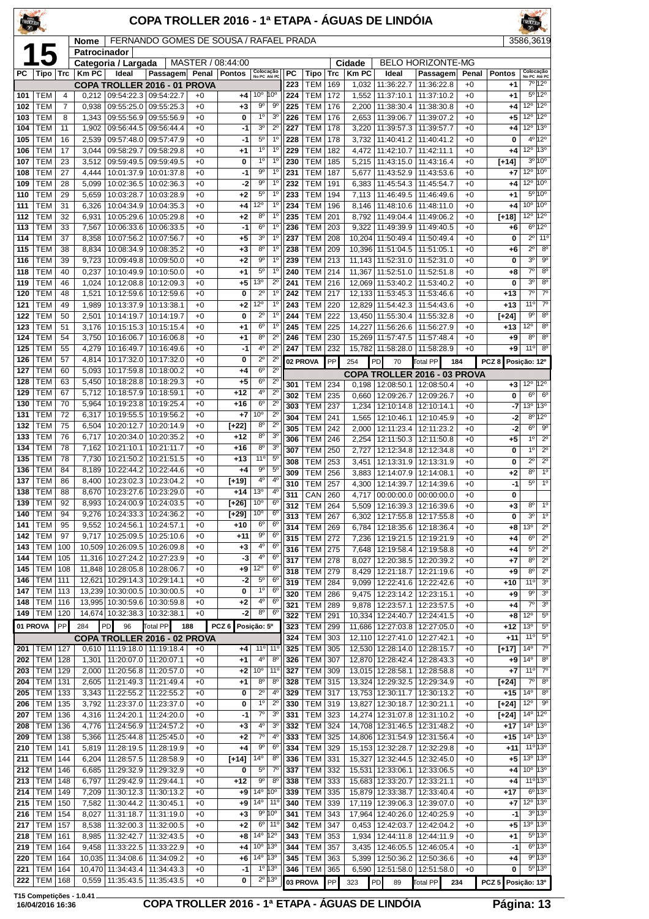# COPA TROLLER 2016 - 1ª ETAPA - ÁGUAS DE LINDÓIA

**15**

| Nome | FERNANDO GOMES DE SOUSA / RAFAEL PRADA | 3586,3619 |
|---|---|---|
| Patrocinador | | |
| Categoria / Largada | MASTER / 08:44:00 | |
| Cidade | BELO HORIZONTE-MG | |

## COPA TROLLER 2016 - 01 PROVA

| PC | Tipo | Trc | Km PC | Ideal | Passagem | Penal | Pontos | Colocação No PC | Colocação Até PC |
|---|---|---|---|---|---|---|---|---|---|
| 101 | TEM | 4 | 0,212 | 09:54:22.3 | 09:54:22.7 | +0 | +4 | 10º | 10º |
| 102 | TEM | 7 | 0,938 | 09:55:25.0 | 09:55:25.3 | +0 | +3 | 9º | 9º |
| 103 | TEM | 8 | 1,343 | 09:55:56.9 | 09:55:56.9 | +0 | 0 | 1º | 3º |
| 104 | TEM | 11 | 1,902 | 09:56:44.5 | 09:56:44.4 | +0 | -1 | 3º | 2º |
| 105 | TEM | 16 | 2,539 | 09:57:48.0 | 09:57:47.9 | +0 | -1 | 5º | 1º |
| 106 | TEM | 17 | 3,044 | 09:58:29.7 | 09:58:29.8 | +0 | +1 | 1º | 1º |
| 107 | TEM | 23 | 3,512 | 09:59:49.5 | 09:59:49.5 | +0 | 0 | 1º | 1º |
| 108 | TEM | 27 | 4,444 | 10:01:37.9 | 10:01:37.8 | +0 | -1 | 9º | 1º |
| 109 | TEM | 28 | 5,099 | 10:02:36.5 | 10:02:36.3 | +0 | -2 | 9º | 1º |
| 110 | TEM | 29 | 5,659 | 10:03:28.7 | 10:03:28.9 | +0 | +2 | 5º | 1º |
| 111 | TEM | 31 | 6,326 | 10:04:34.9 | 10:04:35.3 | +0 | +4 | 12º | 1º |
| 112 | TEM | 32 | 6,931 | 10:05:29.6 | 10:05:29.8 | +0 | +2 | 8º | 1º |
| 113 | TEM | 33 | 7,567 | 10:06:33.6 | 10:06:33.5 | +0 | -1 | 6º | 1º |
| 114 | TEM | 37 | 8,358 | 10:07:56.2 | 10:07:56.7 | +0 | +5 | 3º | 1º |
| 115 | TEM | 38 | 8,834 | 10:08:34.9 | 10:08:35.2 | +0 | +3 | 8º | 1º |
| 116 | TEM | 39 | 9,723 | 10:09:49.8 | 10:09:50.0 | +0 | +2 | 9º | 1º |
| 118 | TEM | 40 | 0,237 | 10:10:49.9 | 10:10:50.0 | +0 | +1 | 5º | 1º |
| 119 | TEM | 46 | 1,024 | 10:12:08.8 | 10:12:09.3 | +0 | +5 | 13º | 2º |
| 120 | TEM | 48 | 1,521 | 10:12:59.6 | 10:12:59.6 | +0 | 0 | 2º | 1º |
| 121 | TEM | 49 | 1,989 | 10:13:37.9 | 10:13:38.1 | +0 | +2 | 12º | 1º |
| 122 | TEM | 50 | 2,501 | 10:14:19.7 | 10:14:19.7 | +0 | 0 | 2º | 1º |
| 123 | TEM | 51 | 3,176 | 10:15:15.3 | 10:15:15.4 | +0 | +1 | 6º | 1º |
| 124 | TEM | 54 | 3,750 | 10:16:06.7 | 10:16:06.8 | +0 | +1 | 8º | 2º |
| 125 | TEM | 55 | 4,279 | 10:16:49.7 | 10:16:49.6 | +0 | -1 | 4º | 2º |
| 126 | TEM | 57 | 4,814 | 10:17:32.0 | 10:17:32.0 | +0 | 0 | 2º | 2º |
| 127 | TEM | 60 | 5,093 | 10:17:59.8 | 10:18:00.2 | +0 | +4 | 6º | 2º |
| 128 | TEM | 63 | 5,450 | 10:18:28.8 | 10:18:29.3 | +0 | +5 | 6º | 2º |
| 129 | TEM | 67 | 5,712 | 10:18:57.9 | 10:18:59.1 | +0 | +12 | 4º | 2º |
| 130 | TEM | 70 | 5,964 | 10:19:23.8 | 10:19:25.4 | +0 | +16 | 6º | 2º |
| 131 | TEM | 72 | 6,317 | 10:19:55.5 | 10:19:56.2 | +0 | +7 | 10º | 2º |
| 132 | TEM | 75 | 6,504 | 10:20:12.7 | 10:20:14.9 | +0 | [+22] | 8º | 2º |
| 133 | TEM | 76 | 6,717 | 10:20:34.0 | 10:20:35.2 | +0 | +12 | 8º | 3º |
| 134 | TEM | 78 | 7,162 | 10:21:10.1 | 10:21:11.7 | +0 | +16 | 8º | 3º |
| 135 | TEM | 78 | 7,730 | 10:21:50.2 | 10:21:51.5 | +0 | +13 | 11º | 5º |
| 136 | TEM | 84 | 8,189 | 10:22:44.2 | 10:22:44.6 | +0 | +4 | 9º | 5º |
| 137 | TEM | 86 | 8,400 | 10:23:02.3 | 10:23:04.2 | +0 | [+19] | 4º | 4º |
| 138 | TEM | 88 | 8,670 | 10:23:27.6 | 10:23:29.0 | +0 | +14 | 13º | 4º |
| 139 | TEM | 92 | 8,993 | 10:24:00.9 | 10:24:03.5 | +0 | [+26] | 10º | 6º |
| 140 | TEM | 94 | 9,276 | 10:24:33.3 | 10:24:36.2 | +0 | [+29] | 10º | 6º |
| 141 | TEM | 95 | 9,552 | 10:24:56.1 | 10:24:57.1 | +0 | +10 | 6º | 6º |
| 142 | TEM | 97 | 9,717 | 10:25:09.5 | 10:25:10.6 | +0 | +11 | 9º | 6º |
| 143 | TEM | 100 | 10,509 | 10:26:09.5 | 10:26:09.8 | +0 | +3 | 4º | 6º |
| 144 | TEM | 105 | 11,316 | 10:27:24.2 | 10:27:23.9 | +0 | -3 | 4º | 6º |
| 145 | TEM | 108 | 11,848 | 10:28:05.8 | 10:28:06.7 | +0 | +9 | 12º | 6º |
| 146 | TEM | 111 | 12,621 | 10:29:14.3 | 10:29:14.1 | +0 | -2 | 5º | 6º |
| 147 | TEM | 113 | 13,239 | 10:30:00.5 | 10:30:00.5 | +0 | 0 | 1º | 6º |
| 148 | TEM | 116 | 13,995 | 10:30:59.6 | 10:30:59.8 | +0 | +2 | 4º | 6º |
| 149 | TEM | 120 | 14,674 | 10:32:38.3 | 10:32:38.1 | +0 | -2 | 8º | 6º |

01 PROVA — PP 284 — PD 96 — Total PP 188 — PCZ 6 — Posição: 5º

## COPA TROLLER 2016 - 02 PROVA

| PC | Tipo | Trc | Km PC | Ideal | Passagem | Penal | Pontos | Colocação No PC | Colocação Até PC |
|---|---|---|---|---|---|---|---|---|---|
| 201 | TEM | 127 | 0,610 | 11:19:18.0 | 11:19:18.4 | +0 | +4 | 11º | 11º |
| 202 | TEM | 128 | 1,301 | 11:20:07.0 | 11:20:07.1 | +0 | +1 | 4º | 8º |
| 203 | TEM | 129 | 2,000 | 11:20:56.8 | 11:20:57.0 | +0 | +2 | 10º | 11º |
| 204 | TEM | 131 | 2,605 | 11:21:49.3 | 11:21:49.4 | +0 | +1 | 8º | 8º |
| 205 | TEM | 133 | 3,343 | 11:22:55.2 | 11:22:55.2 | +0 | 0 | 2º | 4º |
| 206 | TEM | 135 | 3,792 | 11:23:37.0 | 11:23:37.0 | +0 | 0 | 1º | 2º |
| 207 | TEM | 136 | 4,316 | 11:24:20.1 | 11:24:20.0 | +0 | -1 | 7º | 3º |
| 208 | TEM | 136 | 4,776 | 11:24:56.9 | 11:24:57.2 | +0 | +3 | 4º | 3º |
| 209 | TEM | 138 | 5,366 | 11:25:44.8 | 11:25:45.0 | +0 | +2 | 7º | 4º |
| 210 | TEM | 141 | 5,819 | 11:28:19.5 | 11:28:19.9 | +0 | +4 | 9º | 6º |
| 211 | TEM | 144 | 6,204 | 11:28:57.5 | 11:28:58.9 | +0 | [+14] | 14º | 8º |
| 212 | TEM | 146 | 6,685 | 11:29:32.9 | 11:29:32.9 | +0 | 0 | 5º | 7º |
| 213 | TEM | 148 | 6,797 | 11:29:42.9 | 11:29:44.1 | +0 | +12 | 9º | 8º |
| 214 | TEM | 149 | 7,209 | 11:30:12.3 | 11:30:13.2 | +0 | +9 | 14º | 10º |
| 215 | TEM | 150 | 7,582 | 11:30:44.2 | 11:30:45.1 | +0 | +9 | 14º | 11º |
| 216 | TEM | 154 | 8,027 | 11:31:18.7 | 11:31:19.0 | +0 | +3 | 9º | 10º |
| 217 | TEM | 157 | 8,538 | 11:32:00.3 | 11:32:00.5 | +0 | +2 | 6º | 11º |
| 218 | TEM | 161 | 8,985 | 11:32:42.7 | 11:32:43.5 | +0 | +8 | 14º | 12º |
| 219 | TEM | 164 | 9,458 | 11:33:22.5 | 11:33:22.9 | +0 | +4 | 10º | 13º |
| 220 | TEM | 164 | 10,035 | 11:34:08.6 | 11:34:09.2 | +0 | +6 | 14º | 13º |
| 221 | TEM | 164 | 10,470 | 11:34:43.4 | 11:34:43.3 | +0 | -1 | 1º | 13º |
| 222 | TEM | 168 | 0,559 | 11:35:43.5 | 11:35:43.5 | +0 | 0 | 2º | 13º |
| 223 | TEM | 169 | 1,032 | 11:36:22.7 | 11:36:22.8 | +0 | +1 | 7º | 12º |
| 224 | TEM | 172 | 1,552 | 11:37:10.1 | 11:37:10.2 | +0 | +1 | 5º | 12º |
| 225 | TEM | 176 | 2,200 | 11:38:30.4 | 11:38:30.8 | +0 | +4 | 12º | 12º |
| 226 | TEM | 176 | 2,653 | 11:39:06.7 | 11:39:07.2 | +0 | +5 | 12º | 12º |
| 227 | TEM | 178 | 3,220 | 11:39:57.3 | 11:39:57.7 | +0 | +4 | 12º | 13º |
| 228 | TEM | 178 | 3,732 | 11:40:41.2 | 11:40:41.2 | +0 | 0 | 4º | 12º |
| 229 | TEM | 182 | 4,472 | 11:42:10.7 | 11:42:11.1 | +0 | +4 | 12º | 13º |
| 230 | TEM | 185 | 5,215 | 11:43:15.0 | 11:43:16.4 | +0 | [+14] | 3º | 10º |
| 231 | TEM | 187 | 5,677 | 11:43:52.9 | 11:43:53.6 | +0 | +7 | 12º | 10º |
| 232 | TEM | 191 | 6,383 | 11:45:54.3 | 11:45:54.7 | +0 | +4 | 12º | 10º |
| 233 | TEM | 194 | 7,113 | 11:46:49.5 | 11:46:49.6 | +0 | +1 | 5º | 10º |
| 234 | TEM | 196 | 8,146 | 11:48:10.6 | 11:48:11.0 | +0 | +4 | 10º | 10º |
| 235 | TEM | 201 | 8,792 | 11:49:04.4 | 11:49:06.2 | +0 | [+18] | 12º | 12º |
| 236 | TEM | 203 | 9,322 | 11:49:39.9 | 11:49:40.5 | +0 | +6 | 6º | 12º |
| 237 | TEM | 208 | 10,204 | 11:50:49.4 | 11:50:49.4 | +0 | 0 | 2º | 11º |
| 238 | TEM | 209 | 10,396 | 11:51:04.5 | 11:51:05.1 | +0 | +6 | 2º | 8º |
| 239 | TEM | 213 | 11,143 | 11:52:31.0 | 11:52:31.0 | +0 | 0 | 3º | 9º |
| 240 | TEM | 214 | 11,367 | 11:52:51.0 | 11:52:51.8 | +0 | +8 | 7º | 8º |
| 241 | TEM | 216 | 12,069 | 11:53:40.2 | 11:53:40.2 | +0 | 0 | 3º | 8º |
| 242 | TEM | 217 | 12,133 | 11:53:45.3 | 11:53:46.6 | +0 | +13 | 7º | 7º |
| 243 | TEM | 220 | 12,829 | 11:54:42.3 | 11:54:43.6 | +0 | +13 | 11º | 7º |
| 244 | TEM | 222 | 13,450 | 11:55:30.4 | 11:55:32.8 | +0 | [+24] | 9º | 8º |
| 245 | TEM | 225 | 14,227 | 11:56:26.6 | 11:56:27.9 | +0 | +13 | 12º | 8º |
| 246 | TEM | 230 | 15,269 | 11:57:47.5 | 11:57:48.4 | +0 | +9 | 8º | 8º |
| 247 | TEM | 232 | 15,782 | 11:58:28.0 | 11:58:28.9 | +0 | +9 | 11º | 8º |

02 PROVA — PP 254 — PD 70 — Total PP 184 — PCZ 8 — Posição: 12º

## COPA TROLLER 2016 - 03 PROVA

| PC | Tipo | Trc | Km PC | Ideal | Passagem | Penal | Pontos | Colocação No PC | Colocação Até PC |
|---|---|---|---|---|---|---|---|---|---|
| 301 | TEM | 234 | 0,198 | 12:08:50.1 | 12:08:50.4 | +0 | +3 | 12º | 12º |
| 302 | TEM | 235 | 0,660 | 12:09:26.7 | 12:09:26.7 | +0 | 0 | 6º | 6º |
| 303 | TEM | 237 | 1,234 | 12:10:14.8 | 12:10:14.1 | +0 | -7 | 13º | 13º |
| 304 | TEM | 241 | 1,565 | 12:10:46.1 | 12:10:45.9 | +0 | -2 | 8º | 12º |
| 305 | TEM | 242 | 2,000 | 12:11:23.4 | 12:11:23.2 | +0 | -2 | 6º | 9º |
| 306 | TEM | 246 | 2,254 | 12:11:50.3 | 12:11:50.8 | +0 | +5 | 1º | 2º |
| 307 | TEM | 250 | 2,727 | 12:12:34.8 | 12:12:34.8 | +0 | 0 | 1º | 2º |
| 308 | TEM | 253 | 3,451 | 12:13:31.9 | 12:13:31.9 | +0 | 0 | 2º | 2º |
| 309 | TEM | 256 | 3,883 | 12:14:07.9 | 12:14:08.1 | +0 | +2 | 8º | 1º |
| 310 | TEM | 257 | 4,300 | 12:14:39.7 | 12:14:39.6 | +0 | -1 | 5º | 1º |
| 311 | CAN | 260 | 4,717 | 00:00:00.0 | 00:00:00.0 | +0 | 0 | | |
| 312 | TEM | 264 | 5,509 | 12:16:39.3 | 12:16:39.6 | +0 | +3 | 8º | 1º |
| 313 | TEM | 267 | 6,302 | 12:17:55.8 | 12:17:55.8 | +0 | 0 | 3º | 1º |
| 314 | TEM | 269 | 6,784 | 12:18:35.6 | 12:18:36.4 | +0 | +8 | 13º | 2º |
| 315 | TEM | 272 | 7,236 | 12:19:21.5 | 12:19:21.9 | +0 | +4 | 6º | 2º |
| 316 | TEM | 275 | 7,648 | 12:19:58.4 | 12:19:58.8 | +0 | +4 | 5º | 2º |
| 317 | TEM | 278 | 8,027 | 12:20:38.5 | 12:20:39.2 | +0 | +7 | 8º | 2º |
| 318 | TEM | 279 | 8,429 | 12:21:18.7 | 12:21:19.6 | +0 | +9 | 8º | 2º |
| 319 | TEM | 284 | 9,099 | 12:22:41.6 | 12:22:42.6 | +0 | +10 | 11º | 3º |
| 320 | TEM | 286 | 9,475 | 12:23:14.2 | 12:23:15.1 | +0 | +9 | 9º | 3º |
| 321 | TEM | 289 | 9,878 | 12:23:57.1 | 12:23:57.5 | +0 | +4 | 7º | 3º |
| 322 | TEM | 291 | 10,334 | 12:24:40.7 | 12:24:41.5 | +0 | +8 | 12º | 5º |
| 323 | TEM | 299 | 11,686 | 12:27:03.8 | 12:27:05.0 | +0 | +12 | 13º | 5º |
| 324 | TEM | 303 | 12,110 | 12:27:41.0 | 12:27:42.1 | +0 | +11 | 11º | 5º |
| 325 | TEM | 305 | 12,530 | 12:28:14.0 | 12:28:15.7 | +0 | [+17] | 14º | 7º |
| 326 | TEM | 307 | 12,870 | 12:28:42.4 | 12:28:43.3 | +0 | +9 | 14º | 8º |
| 327 | TEM | 309 | 13,015 | 12:28:58.1 | 12:28:58.8 | +0 | +7 | 11º | 7º |
| 328 | TEM | 315 | 13,324 | 12:29:32.5 | 12:29:34.9 | +0 | [+24] | 7º | 8º |
| 329 | TEM | 317 | 13,753 | 12:30:11.7 | 12:30:13.2 | +0 | +15 | 14º | 8º |
| 330 | TEM | 319 | 13,827 | 12:30:18.7 | 12:30:21.1 | +0 | [+24] | 12º | 9º |
| 331 | TEM | 323 | 14,274 | 12:31:07.8 | 12:31:10.2 | +0 | [+24] | 14º | 12º |
| 332 | TEM | 324 | 14,708 | 12:31:46.5 | 12:31:48.2 | +0 | +17 | 14º | 13º |
| 333 | TEM | 325 | 14,806 | 12:31:54.9 | 12:31:56.4 | +0 | +15 | 14º | 13º |
| 334 | TEM | 329 | 15,153 | 12:32:28.7 | 12:32:29.8 | +0 | +11 | 11º | 13º |
| 336 | TEM | 331 | 15,327 | 12:32:44.5 | 12:32:45.0 | +0 | +5 | 13º | 13º |
| 337 | TEM | 332 | 15,531 | 12:33:06.1 | 12:33:06.5 | +0 | +4 | 10º | 13º |
| 338 | TEM | 333 | 15,683 | 12:33:20.7 | 12:33:21.1 | +0 | +4 | 11º | 13º |
| 339 | TEM | 335 | 15,879 | 12:33:38.7 | 12:33:40.4 | +0 | +17 | 6º | 13º |
| 340 | TEM | 339 | 17,119 | 12:39:06.3 | 12:39:07.0 | +0 | +7 | 12º | 13º |
| 341 | TEM | 343 | 17,964 | 12:40:26.0 | 12:40:25.9 | +0 | -1 | 3º | 13º |
| 342 | TEM | 347 | 0,453 | 12:42:03.7 | 12:42:04.2 | +0 | +5 | 13º | 13º |
| 343 | TEM | 353 | 1,934 | 12:44:11.8 | 12:44:11.9 | +0 | +1 | 5º | 13º |
| 344 | TEM | 357 | 3,435 | 12:46:05.5 | 12:46:05.4 | +0 | -1 | 6º | 13º |
| 345 | TEM | 363 | 5,399 | 12:50:36.2 | 12:50:36.6 | +0 | +4 | 9º | 13º |
| 346 | TEM | 365 | 6,590 | 12:51:58.0 | 12:51:58.0 | +0 | 0 | 5º | 13º |

03 PROVA — PP 323 — PD 89 — Total PP 234 — PCZ 5 — Posição: 13º

T15 Competições - 1.0.41 — 16/04/2016 16:36 — COPA TROLLER 2016 - 1ª ETAPA - ÁGUAS DE LINDÓIA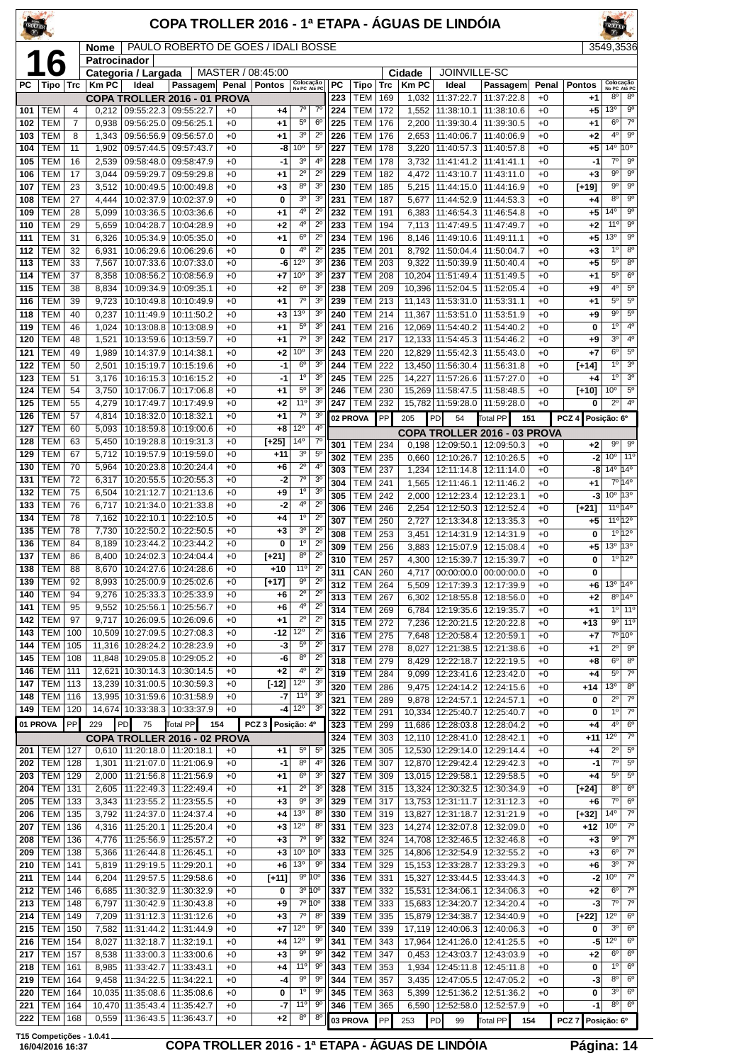# COPA TROLLER 2016 - 1ª ETAPA - ÁGUAS DE LINDÓIA

**16** | **Nome**: PAULO ROBERTO DE GOES / IDALI BOSSE | 3549,3536

**Patrocinador**:

**Categoria / Largada**: MASTER / 08:45:00 | **Cidade**: JOINVILLE-SC

| PC | Tipo | Trc | Km PC | Ideal | Passagem | Penal | Pontos | Colocação No PC | Colocação Até PC |
|---|---|---|---|---|---|---|---|---|---|
| **COPA TROLLER 2016 - 01 PROVA** | | | | | | | | | |
| 101 | TEM | 4 | 0,212 | 09:55:22.3 | 09:55:22.7 | +0 | +4 | 7º | 7º |
| 102 | TEM | 7 | 0,938 | 09:56:25.0 | 09:56:25.1 | +0 | +1 | 5º | 6º |
| 103 | TEM | 8 | 1,343 | 09:56:56.9 | 09:56:57.0 | +0 | +1 | 3º | 2º |
| 104 | TEM | 11 | 1,902 | 09:57:44.5 | 09:57:43.7 | +0 | -8 | 10º | 5º |
| 105 | TEM | 16 | 2,539 | 09:58:48.0 | 09:58:47.9 | +0 | -1 | 3º | 4º |
| 106 | TEM | 17 | 3,044 | 09:59:29.7 | 09:59:29.8 | +0 | +1 | 2º | 2º |
| 107 | TEM | 23 | 3,512 | 10:00:49.5 | 10:00:49.8 | +0 | +3 | 8º | 3º |
| 108 | TEM | 27 | 4,444 | 10:02:37.9 | 10:02:37.9 | +0 | 0 | 3º | 3º |
| 109 | TEM | 28 | 5,099 | 10:03:36.5 | 10:03:36.6 | +0 | +1 | 4º | 2º |
| 110 | TEM | 29 | 5,659 | 10:04:28.7 | 10:04:28.9 | +0 | +2 | 4º | 2º |
| 111 | TEM | 31 | 6,326 | 10:05:34.9 | 10:05:35.0 | +0 | +1 | 6º | 2º |
| 112 | TEM | 32 | 6,931 | 10:06:29.6 | 10:06:29.6 | +0 | 0 | 4º | 2º |
| 113 | TEM | 33 | 7,567 | 10:07:33.6 | 10:07:33.0 | +0 | -6 | 12º | 3º |
| 114 | TEM | 37 | 8,358 | 10:08:56.2 | 10:08:56.9 | +0 | +7 | 10º | 3º |
| 115 | TEM | 38 | 8,834 | 10:09:34.9 | 10:09:35.1 | +0 | +2 | 6º | 3º |
| 116 | TEM | 39 | 9,723 | 10:10:49.8 | 10:10:49.9 | +0 | +1 | 7º | 3º |
| 118 | TEM | 40 | 0,237 | 10:11:49.9 | 10:11:50.2 | +0 | +3 | 13º | 3º |
| 119 | TEM | 46 | 1,024 | 10:13:08.8 | 10:13:08.9 | +0 | +1 | 5º | 3º |
| 120 | TEM | 48 | 1,521 | 10:13:59.6 | 10:13:59.7 | +0 | +1 | 7º | 3º |
| 121 | TEM | 49 | 1,989 | 10:14:37.9 | 10:14:38.1 | +0 | +2 | 10º | 3º |
| 122 | TEM | 50 | 2,501 | 10:15:19.7 | 10:15:19.6 | +0 | -1 | 6º | 3º |
| 123 | TEM | 51 | 3,176 | 10:16:15.3 | 10:16:15.2 | +0 | -1 | 1º | 3º |
| 124 | TEM | 54 | 3,750 | 10:17:06.7 | 10:17:06.8 | +0 | +1 | 5º | 3º |
| 125 | TEM | 55 | 4,279 | 10:17:49.7 | 10:17:49.9 | +0 | +2 | 11º | 3º |
| 126 | TEM | 57 | 4,814 | 10:18:32.0 | 10:18:32.1 | +0 | +1 | 7º | 3º |
| 127 | TEM | 60 | 5,093 | 10:18:59.8 | 10:19:00.6 | +0 | +8 | 12º | 4º |
| 128 | TEM | 63 | 5,450 | 10:19:28.8 | 10:19:31.3 | +0 | [+25] | 14º | 7º |
| 129 | TEM | 67 | 5,712 | 10:19:57.9 | 10:19:59.0 | +0 | +11 | 3º | 5º |
| 130 | TEM | 70 | 5,964 | 10:20:23.8 | 10:20:24.4 | +0 | +6 | 2º | 4º |
| 131 | TEM | 72 | 6,317 | 10:20:55.5 | 10:20:55.3 | +0 | -2 | 7º | 3º |
| 132 | TEM | 75 | 6,504 | 10:21:12.7 | 10:21:13.6 | +0 | +9 | 1º | 3º |
| 133 | TEM | 76 | 6,717 | 10:21:34.0 | 10:21:33.8 | +0 | -2 | 4º | 2º |
| 134 | TEM | 78 | 7,162 | 10:22:10.1 | 10:22:10.5 | +0 | +4 | 1º | 2º |
| 135 | TEM | 78 | 7,730 | 10:22:50.2 | 10:22:50.5 | +0 | +3 | 3º | 2º |
| 136 | TEM | 84 | 8,189 | 10:23:44.2 | 10:23:44.2 | +0 | 0 | 1º | 2º |
| 137 | TEM | 86 | 8,400 | 10:24:02.3 | 10:24:04.4 | +0 | [+21] | 8º | 2º |
| 138 | TEM | 88 | 8,670 | 10:24:27.6 | 10:24:28.6 | +0 | +10 | 11º | 2º |
| 139 | TEM | 92 | 8,993 | 10:25:00.9 | 10:25:02.6 | +0 | [+17] | 9º | 2º |
| 140 | TEM | 94 | 9,276 | 10:25:33.3 | 10:25:33.9 | +0 | +6 | 2º | 2º |
| 141 | TEM | 95 | 9,552 | 10:25:56.1 | 10:25:56.7 | +0 | +6 | 4º | 2º |
| 142 | TEM | 97 | 9,717 | 10:26:09.5 | 10:26:09.6 | +0 | +1 | 2º | 2º |
| 143 | TEM | 100 | 10,509 | 10:27:09.5 | 10:27:08.3 | +0 | -12 | 12º | 2º |
| 144 | TEM | 105 | 11,316 | 10:28:24.2 | 10:28:23.9 | +0 | -3 | 5º | 2º |
| 145 | TEM | 108 | 11,848 | 10:29:05.8 | 10:29:05.2 | +0 | -6 | 8º | 2º |
| 146 | TEM | 111 | 12,621 | 10:30:14.3 | 10:30:14.5 | +0 | +2 | 4º | 2º |
| 147 | TEM | 113 | 13,239 | 10:31:00.5 | 10:30:59.3 | +0 | [-12] | 12º | 3º |
| 148 | TEM | 116 | 13,995 | 10:31:59.6 | 10:31:58.9 | +0 | -7 | 11º | 3º |
| 149 | TEM | 120 | 14,674 | 10:33:38.3 | 10:33:37.9 | +0 | -4 | 12º | 3º |
| **01 PROVA** | PP | 229 | PD | 75 | Total PP | 154 | PCZ 3 | Posição: 4º | |
| **COPA TROLLER 2016 - 02 PROVA** | | | | | | | | | |
| 201 | TEM | 127 | 0,610 | 11:20:18.0 | 11:20:18.1 | +0 | +1 | 5º | 5º |
| 202 | TEM | 128 | 1,301 | 11:21:07.0 | 11:21:06.9 | +0 | -1 | 8º | 4º |
| 203 | TEM | 129 | 2,000 | 11:21:56.8 | 11:21:56.9 | +0 | +1 | 6º | 3º |
| 204 | TEM | 131 | 2,605 | 11:22:49.3 | 11:22:49.4 | +0 | +1 | 2º | 3º |
| 205 | TEM | 133 | 3,343 | 11:23:55.2 | 11:23:55.5 | +0 | +3 | 9º | 3º |
| 206 | TEM | 135 | 3,792 | 11:24:37.0 | 11:24:37.4 | +0 | +4 | 13º | 8º |
| 207 | TEM | 136 | 4,316 | 11:25:20.1 | 11:25:20.4 | +0 | +3 | 12º | 8º |
| 208 | TEM | 136 | 4,776 | 11:25:56.9 | 11:25:57.2 | +0 | +3 | 7º | 9º |
| 209 | TEM | 138 | 5,366 | 11:26:44.8 | 11:26:45.1 | +0 | +3 | 10º | 10º |
| 210 | TEM | 141 | 5,819 | 11:29:19.5 | 11:29:20.1 | +0 | +6 | 13º | 9º |
| 211 | TEM | 144 | 6,204 | 11:29:57.5 | 11:29:58.6 | +0 | [+11] | 9º | 10º |
| 212 | TEM | 146 | 6,685 | 11:30:32.9 | 11:30:32.9 | +0 | 0 | 3º | 10º |
| 213 | TEM | 148 | 6,797 | 11:30:42.9 | 11:30:43.8 | +0 | +9 | 7º | 10º |
| 214 | TEM | 149 | 7,209 | 11:31:12.3 | 11:31:12.6 | +0 | +3 | 7º | 8º |
| 215 | TEM | 150 | 7,582 | 11:31:44.2 | 11:31:44.9 | +0 | +7 | 12º | 9º |
| 216 | TEM | 154 | 8,027 | 11:32:18.7 | 11:32:19.1 | +0 | +4 | 12º | 9º |
| 217 | TEM | 157 | 8,538 | 11:33:00.3 | 11:33:00.6 | +0 | +3 | 9º | 9º |
| 218 | TEM | 161 | 8,985 | 11:33:42.7 | 11:33:43.1 | +0 | +4 | 11º | 9º |
| 219 | TEM | 164 | 9,458 | 11:34:22.5 | 11:34:22.1 | +0 | -4 | 9º | 9º |
| 220 | TEM | 164 | 10,035 | 11:35:08.6 | 11:35:08.6 | +0 | 0 | 1º | 9º |
| 221 | TEM | 164 | 10,470 | 11:35:43.4 | 11:35:42.7 | +0 | -7 | 11º | 9º |
| 222 | TEM | 168 | 0,559 | 11:36:43.5 | 11:36:43.7 | +0 | +2 | 8º | 8º |
| 223 | TEM | 169 | 1,032 | 11:37:22.7 | 11:37:22.8 | +0 | +1 | 8º | 8º |
| 224 | TEM | 172 | 1,552 | 11:38:10.1 | 11:38:10.6 | +0 | +5 | 13º | 9º |
| 225 | TEM | 176 | 2,200 | 11:39:30.4 | 11:39:30.5 | +0 | +1 | 6º | 7º |
| 226 | TEM | 176 | 2,653 | 11:40:06.7 | 11:40:06.9 | +0 | +2 | 4º | 9º |
| 227 | TEM | 178 | 3,220 | 11:40:57.3 | 11:40:57.8 | +0 | +5 | 14º | 10º |
| 228 | TEM | 178 | 3,732 | 11:41:41.2 | 11:41:41.1 | +0 | -1 | 7º | 9º |
| 229 | TEM | 182 | 4,472 | 11:43:10.7 | 11:43:11.0 | +0 | +3 | 9º | 9º |
| 230 | TEM | 185 | 5,215 | 11:44:15.0 | 11:44:16.9 | +0 | [+19] | 9º | 9º |
| 231 | TEM | 187 | 5,677 | 11:44:52.9 | 11:44:53.3 | +0 | +4 | 8º | 9º |
| 232 | TEM | 191 | 6,383 | 11:46:54.3 | 11:46:54.8 | +0 | +5 | 14º | 9º |
| 233 | TEM | 194 | 7,113 | 11:47:49.5 | 11:47:49.7 | +0 | +2 | 11º | 9º |
| 234 | TEM | 196 | 8,146 | 11:49:10.6 | 11:49:11.1 | +0 | +5 | 13º | 9º |
| 235 | TEM | 201 | 8,792 | 11:50:04.4 | 11:50:04.7 | +0 | +3 | 1º | 8º |
| 236 | TEM | 203 | 9,322 | 11:50:39.9 | 11:50:40.4 | +0 | +5 | 5º | 8º |
| 237 | TEM | 208 | 10,204 | 11:51:49.4 | 11:51:49.5 | +0 | +1 | 5º | 6º |
| 238 | TEM | 209 | 10,396 | 11:52:04.5 | 11:52:05.4 | +0 | +9 | 4º | 5º |
| 239 | TEM | 213 | 11,143 | 11:53:31.0 | 11:53:31.1 | +0 | +1 | 5º | 5º |
| 240 | TEM | 214 | 11,367 | 11:53:51.0 | 11:53:51.9 | +0 | +9 | 9º | 5º |
| 241 | TEM | 216 | 12,069 | 11:54:40.2 | 11:54:40.2 | +0 | 0 | 1º | 4º |
| 242 | TEM | 217 | 12,133 | 11:54:45.3 | 11:54:46.2 | +0 | +9 | 3º | 4º |
| 243 | TEM | 220 | 12,829 | 11:55:42.3 | 11:55:43.0 | +0 | +7 | 6º | 5º |
| 244 | TEM | 222 | 13,450 | 11:56:30.4 | 11:56:31.8 | +0 | [+14] | 1º | 3º |
| 245 | TEM | 225 | 14,227 | 11:57:26.6 | 11:57:27.0 | +0 | +4 | 1º | 3º |
| 246 | TEM | 230 | 15,269 | 11:58:47.5 | 11:58:48.5 | +0 | [+10] | 10º | 5º |
| 247 | TEM | 232 | 15,782 | 11:59:28.0 | 11:59:28.0 | +0 | 0 | 2º | 4º |
| **02 PROVA** | PP | 205 | PD | 54 | Total PP | 151 | PCZ 4 | Posição: 6º | |
| **COPA TROLLER 2016 - 03 PROVA** | | | | | | | | | |
| 301 | TEM | 234 | 0,198 | 12:09:50.1 | 12:09:50.3 | +0 | +2 | 9º | 9º |
| 302 | TEM | 235 | 0,660 | 12:10:26.7 | 12:10:26.5 | +0 | -2 | 10º | 11º |
| 303 | TEM | 237 | 1,234 | 12:11:14.8 | 12:11:14.0 | +0 | -8 | 14º | 14º |
| 304 | TEM | 241 | 1,565 | 12:11:46.1 | 12:11:46.2 | +0 | +1 | 7º | 14º |
| 305 | TEM | 242 | 2,000 | 12:12:23.4 | 12:12:23.1 | +0 | -3 | 10º | 13º |
| 306 | TEM | 246 | 2,254 | 12:12:50.3 | 12:12:52.4 | +0 | [+21] | 11º | 14º |
| 307 | TEM | 250 | 2,727 | 12:13:34.8 | 12:13:35.3 | +0 | +5 | 11º | 12º |
| 308 | TEM | 253 | 3,451 | 12:14:31.9 | 12:14:31.9 | +0 | 0 | 1º | 12º |
| 309 | TEM | 256 | 3,883 | 12:15:07.9 | 12:15:08.4 | +0 | +5 | 13º | 13º |
| 310 | TEM | 257 | 4,300 | 12:15:39.7 | 12:15:39.7 | +0 | 0 | 1º | 12º |
| 311 | CAN | 260 | 4,717 | 00:00:00.0 | 00:00:00.0 | +0 | 0 | | |
| 312 | TEM | 264 | 5,509 | 12:17:39.3 | 12:17:39.9 | +0 | +6 | 13º | 14º |
| 313 | TEM | 267 | 6,302 | 12:18:55.8 | 12:18:56.0 | +0 | +2 | 8º | 14º |
| 314 | TEM | 269 | 6,784 | 12:19:35.6 | 12:19:35.7 | +0 | +1 | 1º | 11º |
| 315 | TEM | 272 | 7,236 | 12:20:21.5 | 12:20:22.8 | +0 | +13 | 9º | 11º |
| 316 | TEM | 275 | 7,648 | 12:20:58.4 | 12:20:59.1 | +0 | +7 | 7º | 10º |
| 317 | TEM | 278 | 8,027 | 12:21:38.5 | 12:21:38.6 | +0 | +1 | 2º | 9º |
| 318 | TEM | 279 | 8,429 | 12:22:18.7 | 12:22:19.5 | +0 | +8 | 6º | 8º |
| 319 | TEM | 284 | 9,099 | 12:23:41.6 | 12:23:42.0 | +0 | +4 | 5º | 7º |
| 320 | TEM | 286 | 9,475 | 12:24:14.2 | 12:24:15.6 | +0 | +14 | 13º | 8º |
| 321 | TEM | 289 | 9,878 | 12:24:57.1 | 12:24:57.1 | +0 | 0 | 2º | 7º |
| 322 | TEM | 291 | 10,334 | 12:25:40.7 | 12:25:40.7 | +0 | 0 | 1º | 7º |
| 323 | TEM | 299 | 11,686 | 12:28:03.8 | 12:28:04.2 | +0 | +4 | 4º | 6º |
| 324 | TEM | 303 | 12,110 | 12:28:41.0 | 12:28:42.1 | +0 | +11 | 12º | 7º |
| 325 | TEM | 305 | 12,530 | 12:29:14.0 | 12:29:14.4 | +0 | +4 | 2º | 5º |
| 326 | TEM | 307 | 12,870 | 12:29:42.4 | 12:29:42.3 | +0 | -1 | 7º | 5º |
| 327 | TEM | 309 | 13,015 | 12:29:58.1 | 12:29:58.5 | +0 | +4 | 5º | 5º |
| 328 | TEM | 315 | 13,324 | 12:30:32.5 | 12:30:34.9 | +0 | [+24] | 8º | 6º |
| 329 | TEM | 317 | 13,753 | 12:31:11.7 | 12:31:12.3 | +0 | +6 | 7º | 6º |
| 330 | TEM | 319 | 13,827 | 12:31:18.7 | 12:31:21.9 | +0 | [+32] | 14º | 7º |
| 331 | TEM | 323 | 14,274 | 12:32:07.8 | 12:32:09.0 | +0 | +12 | 10º | 7º |
| 332 | TEM | 324 | 14,708 | 12:32:46.5 | 12:32:46.8 | +0 | +3 | 9º | 7º |
| 333 | TEM | 325 | 14,806 | 12:32:54.9 | 12:32:55.2 | +0 | +3 | 6º | 7º |
| 334 | TEM | 329 | 15,153 | 12:33:28.7 | 12:33:29.3 | +0 | +6 | 3º | 7º |
| 336 | TEM | 331 | 15,327 | 12:33:44.5 | 12:33:44.3 | +0 | -2 | 10º | 7º |
| 337 | TEM | 332 | 15,531 | 12:34:06.1 | 12:34:06.3 | +0 | +2 | 6º | 7º |
| 338 | TEM | 333 | 15,683 | 12:34:20.7 | 12:34:20.4 | +0 | -3 | 7º | 7º |
| 339 | TEM | 335 | 15,879 | 12:34:38.7 | 12:34:40.9 | +0 | [+22] | 12º | 6º |
| 340 | TEM | 339 | 17,119 | 12:40:06.3 | 12:40:06.3 | +0 | 0 | 3º | 6º |
| 341 | TEM | 343 | 17,964 | 12:41:26.0 | 12:41:25.5 | +0 | -5 | 12º | 6º |
| 342 | TEM | 347 | 0,453 | 12:43:03.7 | 12:43:03.9 | +0 | +2 | 6º | 6º |
| 343 | TEM | 353 | 1,934 | 12:45:11.8 | 12:45:11.8 | +0 | 0 | 1º | 6º |
| 344 | TEM | 357 | 3,435 | 12:47:05.5 | 12:47:05.2 | +0 | -3 | 8º | 6º |
| 345 | TEM | 363 | 5,399 | 12:51:36.2 | 12:51:36.2 | +0 | 0 | 3º | 6º |
| 346 | TEM | 365 | 6,590 | 12:52:58.0 | 12:52:57.9 | +0 | -1 | 8º | 6º |
| **03 PROVA** | PP | 253 | PD | 99 | Total PP | 154 | PCZ 7 | Posição: 6º | |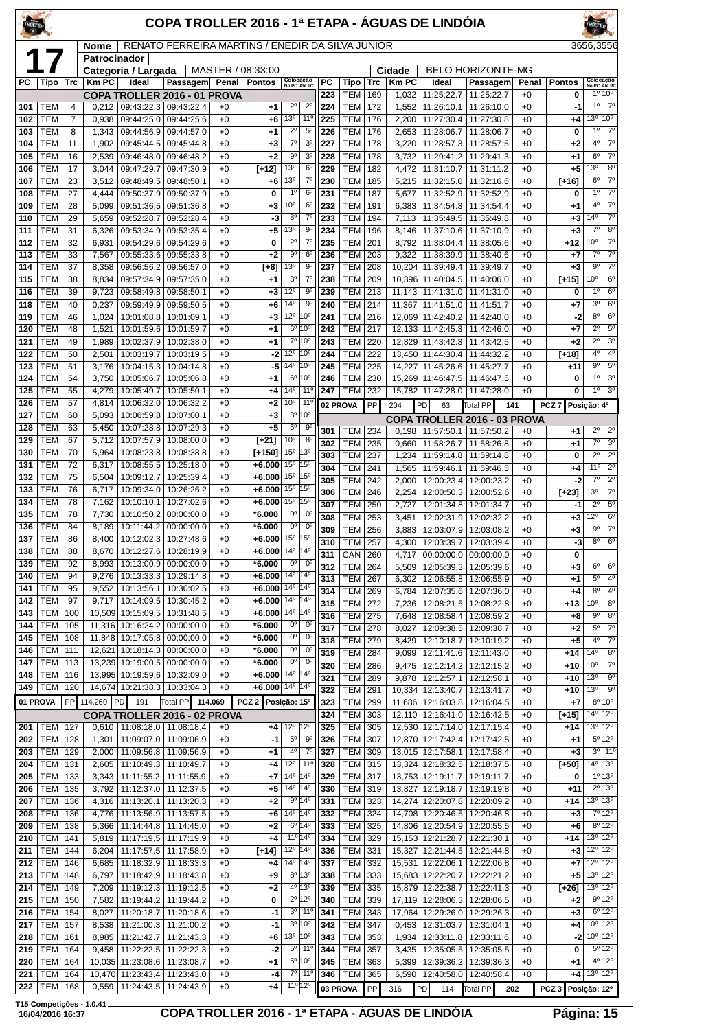# COPA TROLLER 2016 - 1ª ETAPA - ÁGUAS DE LINDÓIA

**17**

| | |
|---|---|
| Nome | RENATO FERREIRA MARTINS / ENEDIR DA SILVA JUNIOR |
| Patrocinador | |
| Categoria / Largada | MASTER / 08:33:00 |
| Cidade | BELO HORIZONTE-MG |
| | 3656,3556 |

| PC | Tipo | Trc | Km PC | Ideal | Passagem | Penal | Pontos | Colocação No PC | Colocação Até PC |
|---|---|---|---|---|---|---|---|---|---|
| **COPA TROLLER 2016 - 01 PROVA** | | | | | | | | | |
| 101 | TEM | 4 | 0,212 | 09:43:22.3 | 09:43:22.4 | +0 | +1 | 2º | 2º |
| 102 | TEM | 7 | 0,938 | 09:44:25.0 | 09:44:25.6 | +0 | +6 | 13º | 11º |
| 103 | TEM | 8 | 1,343 | 09:44:56.9 | 09:44:57.0 | +0 | +1 | 2º | 5º |
| 104 | TEM | 11 | 1,902 | 09:45:44.5 | 09:45:44.8 | +0 | +3 | 7º | 3º |
| 105 | TEM | 16 | 2,539 | 09:46:48.0 | 09:46:48.2 | +0 | +2 | 9º | 3º |
| 106 | TEM | 17 | 3,044 | 09:47:29.7 | 09:47:30.9 | +0 | [+12] | 13º | 6º |
| 107 | TEM | 23 | 3,512 | 09:48:49.5 | 09:48:50.1 | +0 | +6 | 13º | 7º |
| 108 | TEM | 27 | 4,444 | 09:50:37.9 | 09:50:37.9 | +0 | 0 | 1º | 6º |
| 109 | TEM | 28 | 5,099 | 09:51:36.5 | 09:51:36.8 | +0 | +3 | 10º | 6º |
| 110 | TEM | 29 | 5,659 | 09:52:28.7 | 09:52:28.4 | +0 | -3 | 8º | 7º |
| 111 | TEM | 31 | 6,326 | 09:53:34.9 | 09:53:35.4 | +0 | +5 | 13º | 9º |
| 112 | TEM | 32 | 6,931 | 09:54:29.6 | 09:54:29.6 | +0 | 0 | 2º | 7º |
| 113 | TEM | 33 | 7,567 | 09:55:33.6 | 09:55:33.8 | +0 | +2 | 9º | 6º |
| 114 | TEM | 37 | 8,358 | 09:56:56.2 | 09:56:57.0 | +0 | [+8] | 13º | 9º |
| 115 | TEM | 38 | 8,834 | 09:57:34.9 | 09:57:35.0 | +0 | +1 | 3º | 7º |
| 116 | TEM | 39 | 9,723 | 09:58:49.8 | 09:58:50.1 | +0 | +3 | 12º | 9º |
| 118 | TEM | 40 | 0,237 | 09:59:49.9 | 09:59:50.5 | +0 | +6 | 14º | 9º |
| 119 | TEM | 46 | 1,024 | 10:01:08.8 | 10:01:09.1 | +0 | +3 | 12º | 10º |
| 120 | TEM | 48 | 1,521 | 10:01:59.6 | 10:01:59.7 | +0 | +1 | 6º | 10º |
| 121 | TEM | 49 | 1,989 | 10:02:37.9 | 10:02:38.0 | +0 | +1 | 7º | 10º |
| 122 | TEM | 50 | 2,501 | 10:03:19.7 | 10:03:19.5 | +0 | -2 | 12º | 10º |
| 123 | TEM | 51 | 3,176 | 10:04:15.3 | 10:04:14.8 | +0 | -5 | 14º | 10º |
| 124 | TEM | 54 | 3,750 | 10:05:06.7 | 10:05:06.8 | +0 | +1 | 6º | 10º |
| 125 | TEM | 55 | 4,279 | 10:05:49.7 | 10:05:50.1 | +0 | +4 | 14º | 11º |
| 126 | TEM | 57 | 4,814 | 10:06:32.0 | 10:06:32.2 | +0 | +2 | 10º | 11º |
| 127 | TEM | 60 | 5,093 | 10:06:59.8 | 10:07:00.1 | +0 | +3 | 3º | 10º |
| 128 | TEM | 63 | 5,450 | 10:07:28.8 | 10:07:29.3 | +0 | +5 | 5º | 9º |
| 129 | TEM | 67 | 5,712 | 10:07:57.9 | 10:08:00.0 | +0 | [+21] | 10º | 8º |
| 130 | TEM | 70 | 5,964 | 10:08:23.8 | 10:08:38.8 | +0 | [+150] | 15º | 13º |
| 131 | TEM | 72 | 6,317 | 10:08:55.5 | 10:25:18.0 | +0 | +6.000 | 15º | 15º |
| 132 | TEM | 75 | 6,504 | 10:09:12.7 | 10:25:39.4 | +0 | +6.000 | 15º | 15º |
| 133 | TEM | 76 | 6,717 | 10:09:34.0 | 10:26:26.2 | +0 | +6.000 | 15º | 15º |
| 134 | TEM | 78 | 7,162 | 10:10:10.1 | 10:27:02.6 | +0 | +6.000 | 15º | 15º |
| 135 | TEM | 78 | 7,730 | 10:10:50.2 | 00:00:00.0 | +0 | *6.000 | 0º | 0º |
| 136 | TEM | 84 | 8,189 | 10:11:44.2 | 00:00:00.0 | +0 | *6.000 | 0º | 0º |
| 137 | TEM | 86 | 8,400 | 10:12:02.3 | 10:27:48.6 | +0 | +6.000 | 15º | 15º |
| 138 | TEM | 88 | 8,670 | 10:12:27.6 | 10:28:19.9 | +0 | +6.000 | 14º | 14º |
| 139 | TEM | 92 | 8,993 | 10:13:00.9 | 00:00:00.0 | +0 | *6.000 | 0º | 0º |
| 140 | TEM | 94 | 9,276 | 10:13:33.3 | 10:29:14.8 | +0 | +6.000 | 14º | 14º |
| 141 | TEM | 95 | 9,552 | 10:13:56.1 | 10:30:02.5 | +0 | +6.000 | 14º | 14º |
| 142 | TEM | 97 | 9,717 | 10:14:09.5 | 10:30:45.2 | +0 | +6.000 | 14º | 14º |
| 143 | TEM | 100 | 10,509 | 10:15:09.5 | 10:31:48.5 | +0 | +6.000 | 14º | 14º |
| 144 | TEM | 105 | 11,316 | 10:16:24.2 | 00:00:00.0 | +0 | *6.000 | 0º | 0º |
| 145 | TEM | 108 | 11,848 | 10:17:05.8 | 00:00:00.0 | +0 | *6.000 | 0º | 0º |
| 146 | TEM | 111 | 12,621 | 10:18:14.3 | 00:00:00.0 | +0 | *6.000 | 0º | 0º |
| 147 | TEM | 113 | 13,239 | 10:19:00.5 | 00:00:00.0 | +0 | *6.000 | 0º | 0º |
| 148 | TEM | 116 | 13,995 | 10:19:59.6 | 10:32:09.0 | +0 | +6.000 | 14º | 14º |
| 149 | TEM | 120 | 14,674 | 10:21:38.3 | 10:33:04.3 | +0 | +6.000 | 14º | 14º |
| 01 PROVA | PP | 114.260 | PD 191 | Total PP 114.069 | | | PCZ 2 | Posição: 15º | |
| **COPA TROLLER 2016 - 02 PROVA** | | | | | | | | | |
| 201 | TEM | 127 | 0,610 | 11:08:18.0 | 11:08:18.4 | +0 | +4 | 12º | 12º |
| 202 | TEM | 128 | 1,301 | 11:09:07.0 | 11:09:06.9 | +0 | -1 | 5º | 9º |
| 203 | TEM | 129 | 2,000 | 11:09:56.8 | 11:09:56.9 | +0 | +1 | 4º | 7º |
| 204 | TEM | 131 | 2,605 | 11:10:49.3 | 11:10:49.7 | +0 | +4 | 12º | 11º |
| 205 | TEM | 133 | 3,343 | 11:11:55.2 | 11:11:55.9 | +0 | +7 | 14º | 14º |
| 206 | TEM | 135 | 3,792 | 11:12:37.0 | 11:12:37.5 | +0 | +5 | 14º | 14º |
| 207 | TEM | 136 | 4,316 | 11:13:20.1 | 11:13:20.3 | +0 | +2 | 9º | 14º |
| 208 | TEM | 136 | 4,776 | 11:13:56.9 | 11:13:57.5 | +0 | +6 | 14º | 14º |
| 209 | TEM | 138 | 5,366 | 11:14:44.8 | 11:14:45.0 | +0 | +2 | 6º | 14º |
| 210 | TEM | 141 | 5,819 | 11:17:19.5 | 11:17:19.9 | +0 | +4 | 11º | 14º |
| 211 | TEM | 144 | 6,204 | 11:17:57.5 | 11:17:58.9 | +0 | [+14] | 12º | 14º |
| 212 | TEM | 146 | 6,685 | 11:18:32.9 | 11:18:33.3 | +0 | +4 | 14º | 14º |
| 213 | TEM | 148 | 6,797 | 11:18:42.9 | 11:18:43.8 | +0 | +9 | 8º | 13º |
| 214 | TEM | 149 | 7,209 | 11:19:12.3 | 11:19:12.5 | +0 | +2 | 4º | 13º |
| 215 | TEM | 150 | 7,582 | 11:19:44.2 | 11:19:44.2 | +0 | 0 | 2º | 12º |
| 216 | TEM | 154 | 8,027 | 11:20:18.7 | 11:20:18.6 | +0 | -1 | 3º | 11º |
| 217 | TEM | 157 | 8,538 | 11:21:00.3 | 11:21:00.2 | +0 | -1 | 3º | 10º |
| 218 | TEM | 161 | 8,985 | 11:21:42.7 | 11:21:43.3 | +0 | +6 | 13º | 10º |
| 219 | TEM | 164 | 9,458 | 11:22:22.5 | 11:22:22.3 | +0 | -2 | 5º | 11º |
| 220 | TEM | 164 | 10,035 | 11:23:08.6 | 11:23:08.7 | +0 | +1 | 5º | 10º |
| 221 | TEM | 164 | 10,470 | 11:23:43.4 | 11:23:43.0 | +0 | -4 | 7º | 11º |
| 222 | TEM | 168 | 0,559 | 11:24:43.5 | 11:24:43.9 | +0 | +4 | 11º | 12º |
| 223 | TEM | 169 | 1,032 | 11:25:22.7 | 11:25:22.7 | +0 | 0 | 1º | 10º |
| 224 | TEM | 172 | 1,552 | 11:26:10.1 | 11:26:10.0 | +0 | -1 | 1º | 7º |
| 225 | TEM | 176 | 2,200 | 11:27:30.4 | 11:27:30.8 | +0 | +4 | 13º | 10º |
| 226 | TEM | 176 | 2,653 | 11:28:06.7 | 11:28:06.7 | +0 | 0 | 1º | 7º |
| 227 | TEM | 178 | 3,220 | 11:28:57.3 | 11:28:57.5 | +0 | +2 | 4º | 7º |
| 228 | TEM | 178 | 3,732 | 11:29:41.2 | 11:29:41.3 | +0 | +1 | 6º | 7º |
| 229 | TEM | 182 | 4,472 | 11:31:10.7 | 11:31:11.2 | +0 | +5 | 13º | 8º |
| 230 | TEM | 185 | 5,215 | 11:32:15.0 | 11:32:16.6 | +0 | [+16] | 6º | 7º |
| 231 | TEM | 187 | 5,677 | 11:32:52.9 | 11:32:52.9 | +0 | 0 | 1º | 7º |
| 232 | TEM | 191 | 6,383 | 11:34:54.3 | 11:34:54.4 | +0 | +1 | 4º | 7º |
| 233 | TEM | 194 | 7,113 | 11:35:49.5 | 11:35:49.8 | +0 | +3 | 14º | 7º |
| 234 | TEM | 196 | 8,146 | 11:37:10.6 | 11:37:10.9 | +0 | +3 | 7º | 8º |
| 235 | TEM | 201 | 8,792 | 11:38:04.4 | 11:38:05.6 | +0 | +12 | 10º | 7º |
| 236 | TEM | 203 | 9,322 | 11:38:39.9 | 11:38:40.6 | +0 | +7 | 7º | 7º |
| 237 | TEM | 208 | 10,204 | 11:39:49.4 | 11:39:49.7 | +0 | +3 | 9º | 7º |
| 238 | TEM | 209 | 10,396 | 11:40:04.5 | 11:40:06.0 | +0 | [+15] | 10º | 6º |
| 239 | TEM | 213 | 11,143 | 11:41:31.0 | 11:41:31.0 | +0 | 0 | 1º | 6º |
| 240 | TEM | 214 | 11,367 | 11:41:51.0 | 11:41:51.7 | +0 | +7 | 3º | 6º |
| 241 | TEM | 216 | 12,069 | 11:42:40.2 | 11:42:40.0 | +0 | -2 | 8º | 6º |
| 242 | TEM | 217 | 12,133 | 11:42:45.3 | 11:42:46.0 | +0 | +7 | 2º | 5º |
| 243 | TEM | 220 | 12,829 | 11:43:42.3 | 11:43:42.5 | +0 | +2 | 2º | 3º |
| 244 | TEM | 222 | 13,450 | 11:44:30.4 | 11:44:32.2 | +0 | [+18] | 4º | 4º |
| 245 | TEM | 225 | 14,227 | 11:45:26.6 | 11:45:27.7 | +0 | +11 | 9º | 5º |
| 246 | TEM | 230 | 15,269 | 11:46:47.5 | 11:46:47.5 | +0 | 0 | 1º | 3º |
| 247 | TEM | 232 | 15,782 | 11:47:28.0 | 11:47:28.0 | +0 | 0 | 1º | 3º |
| 02 PROVA | PP | 204 | PD 63 | Total PP 141 | | | PCZ 7 | Posição: 4º | |
| **COPA TROLLER 2016 - 03 PROVA** | | | | | | | | | |
| 301 | TEM | 234 | 0,198 | 11:57:50.1 | 11:57:50.2 | +0 | +1 | 2º | 2º |
| 302 | TEM | 235 | 0,660 | 11:58:26.7 | 11:58:26.8 | +0 | +1 | 7º | 3º |
| 303 | TEM | 237 | 1,234 | 11:59:14.8 | 11:59:14.8 | +0 | 0 | 2º | 2º |
| 304 | TEM | 241 | 1,565 | 11:59:46.1 | 11:59:46.5 | +0 | +4 | 11º | 2º |
| 305 | TEM | 242 | 2,000 | 12:00:23.4 | 12:00:23.2 | +0 | -2 | 7º | 2º |
| 306 | TEM | 246 | 2,254 | 12:00:50.3 | 12:00:52.6 | +0 | [+23] | 13º | 7º |
| 307 | TEM | 250 | 2,727 | 12:01:34.8 | 12:01:34.7 | +0 | -1 | 2º | 5º |
| 308 | TEM | 253 | 3,451 | 12:02:31.9 | 12:02:32.2 | +0 | +3 | 12º | 6º |
| 309 | TEM | 256 | 3,883 | 12:03:07.9 | 12:03:08.2 | +0 | +3 | 9º | 7º |
| 310 | TEM | 257 | 4,300 | 12:03:39.7 | 12:03:39.4 | +0 | -3 | 8º | 6º |
| 311 | CAN | 260 | 4,717 | 00:00:00.0 | 00:00:00.0 | +0 | 0 | | |
| 312 | TEM | 264 | 5,509 | 12:05:39.3 | 12:05:39.6 | +0 | +3 | 6º | 6º |
| 313 | TEM | 267 | 6,302 | 12:06:55.8 | 12:06:55.9 | +0 | +1 | 5º | 4º |
| 314 | TEM | 269 | 6,784 | 12:07:35.6 | 12:07:36.0 | +0 | +4 | 8º | 4º |
| 315 | TEM | 272 | 7,236 | 12:08:21.5 | 12:08:22.8 | +0 | +13 | 10º | 8º |
| 316 | TEM | 275 | 7,648 | 12:08:58.4 | 12:08:59.2 | +0 | +8 | 9º | 8º |
| 317 | TEM | 278 | 8,027 | 12:09:38.5 | 12:09:38.7 | +0 | +2 | 5º | 7º |
| 318 | TEM | 279 | 8,429 | 12:10:18.7 | 12:10:19.2 | +0 | +5 | 4º | 7º |
| 319 | TEM | 284 | 9,099 | 12:11:41.6 | 12:11:43.0 | +0 | +14 | 14º | 8º |
| 320 | TEM | 286 | 9,475 | 12:12:14.2 | 12:12:15.2 | +0 | +10 | 10º | 7º |
| 321 | TEM | 289 | 9,878 | 12:12:57.1 | 12:12:58.1 | +0 | +10 | 13º | 9º |
| 322 | TEM | 291 | 10,334 | 12:13:40.7 | 12:13:41.7 | +0 | +10 | 13º | 9º |
| 323 | TEM | 299 | 11,686 | 12:16:03.8 | 12:16:04.5 | +0 | +7 | 8º | 10º |
| 324 | TEM | 303 | 12,110 | 12:16:41.0 | 12:16:42.5 | +0 | [+15] | 14º | 12º |
| 325 | TEM | 305 | 12,530 | 12:17:14.0 | 12:17:15.4 | +0 | +14 | 13º | 12º |
| 326 | TEM | 307 | 12,870 | 12:17:42.4 | 12:17:42.5 | +0 | +1 | 5º | 12º |
| 327 | TEM | 309 | 13,015 | 12:17:58.1 | 12:17:58.4 | +0 | +3 | 3º | 11º |
| 328 | TEM | 315 | 13,324 | 12:18:32.5 | 12:18:37.5 | +0 | [+50] | 14º | 13º |
| 329 | TEM | 317 | 13,753 | 12:19:11.7 | 12:19:11.7 | +0 | 0 | 1º | 13º |
| 330 | TEM | 319 | 13,827 | 12:19:18.7 | 12:19:19.8 | +0 | +11 | 2º | 13º |
| 331 | TEM | 323 | 14,274 | 12:20:07.8 | 12:20:09.2 | +0 | +14 | 13º | 13º |
| 332 | TEM | 324 | 14,708 | 12:20:46.5 | 12:20:46.8 | +0 | +3 | 7º | 12º |
| 333 | TEM | 325 | 14,806 | 12:20:54.9 | 12:20:55.5 | +0 | +6 | 8º | 12º |
| 334 | TEM | 329 | 15,153 | 12:21:28.7 | 12:21:30.1 | +0 | +14 | 13º | 12º |
| 336 | TEM | 331 | 15,327 | 12:21:44.5 | 12:21:44.8 | +0 | +3 | 12º | 12º |
| 337 | TEM | 332 | 15,531 | 12:22:06.1 | 12:22:06.8 | +0 | +7 | 12º | 12º |
| 338 | TEM | 333 | 15,683 | 12:22:20.7 | 12:22:21.2 | +0 | +5 | 13º | 12º |
| 339 | TEM | 335 | 15,879 | 12:22:38.7 | 12:22:41.3 | +0 | [+26] | 13º | 12º |
| 340 | TEM | 339 | 17,119 | 12:28:06.3 | 12:28:06.5 | +0 | +2 | 9º | 12º |
| 341 | TEM | 343 | 17,964 | 12:29:26.0 | 12:29:26.3 | +0 | +3 | 6º | 12º |
| 342 | TEM | 347 | 0,453 | 12:31:03.7 | 12:31:04.1 | +0 | +4 | 10º | 12º |
| 343 | TEM | 353 | 1,934 | 12:33:11.8 | 12:33:11.6 | +0 | -2 | 10º | 12º |
| 344 | TEM | 357 | 3,435 | 12:35:05.5 | 12:35:05.5 | +0 | 0 | 5º | 12º |
| 345 | TEM | 363 | 5,399 | 12:39:36.2 | 12:39:36.3 | +0 | +1 | 4º | 12º |
| 346 | TEM | 365 | 6,590 | 12:40:58.0 | 12:40:58.4 | +0 | +4 | 13º | 12º |
| 03 PROVA | PP | 316 | PD 114 | Total PP 202 | | | PCZ 3 | Posição: 12º | |

T15 Competições - 1.0.41
16/04/2016 16:37